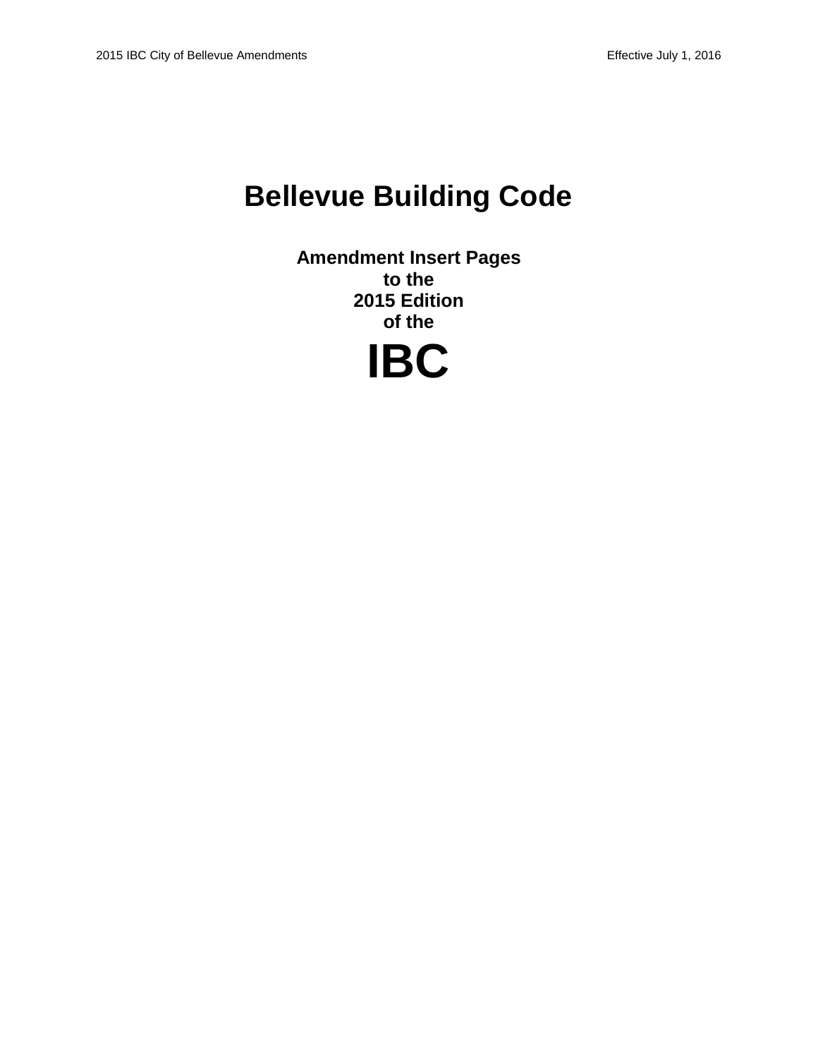# Bellevue Building Code

**Amendment Insert Pages**
**to the**
**2015 Edition**
**of the**

# IBC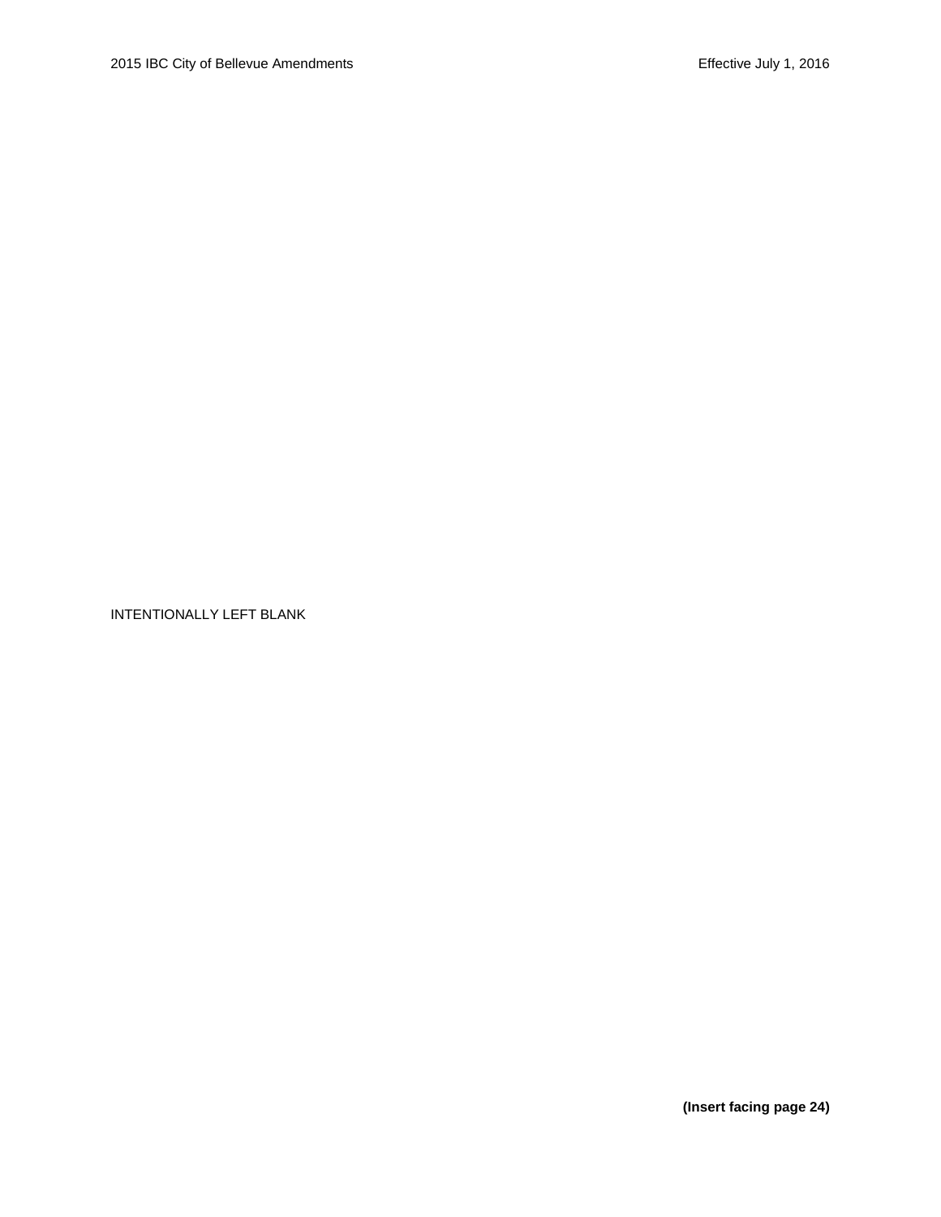INTENTIONALLY LEFT BLANK

**(Insert facing page 24)**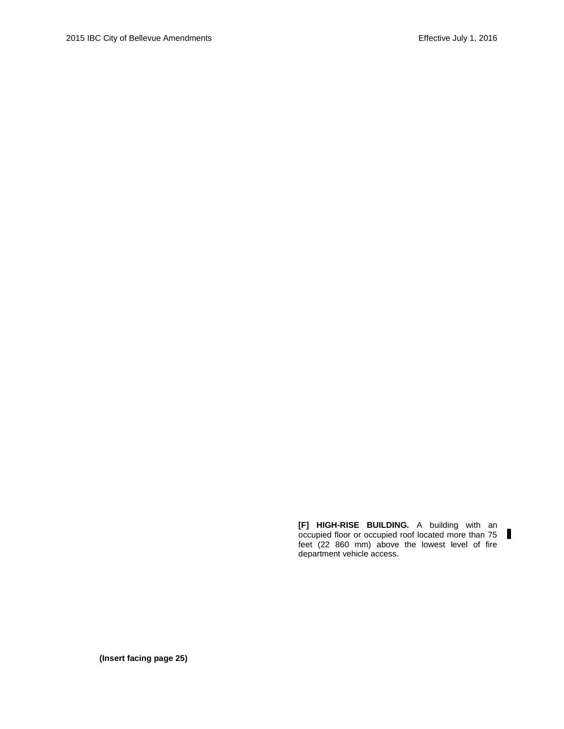**[F] HIGH-RISE BUILDING.** A building with an occupied floor or occupied roof located more than 75 feet (22 860 mm) above the lowest level of fire department vehicle access.

**(Insert facing page 25)**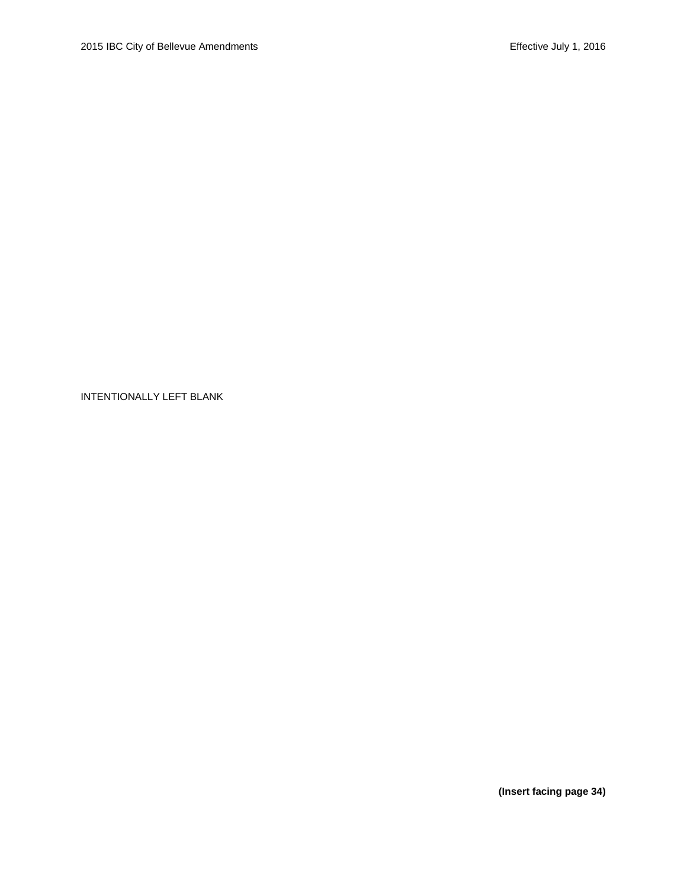INTENTIONALLY LEFT BLANK

**(Insert facing page 34)**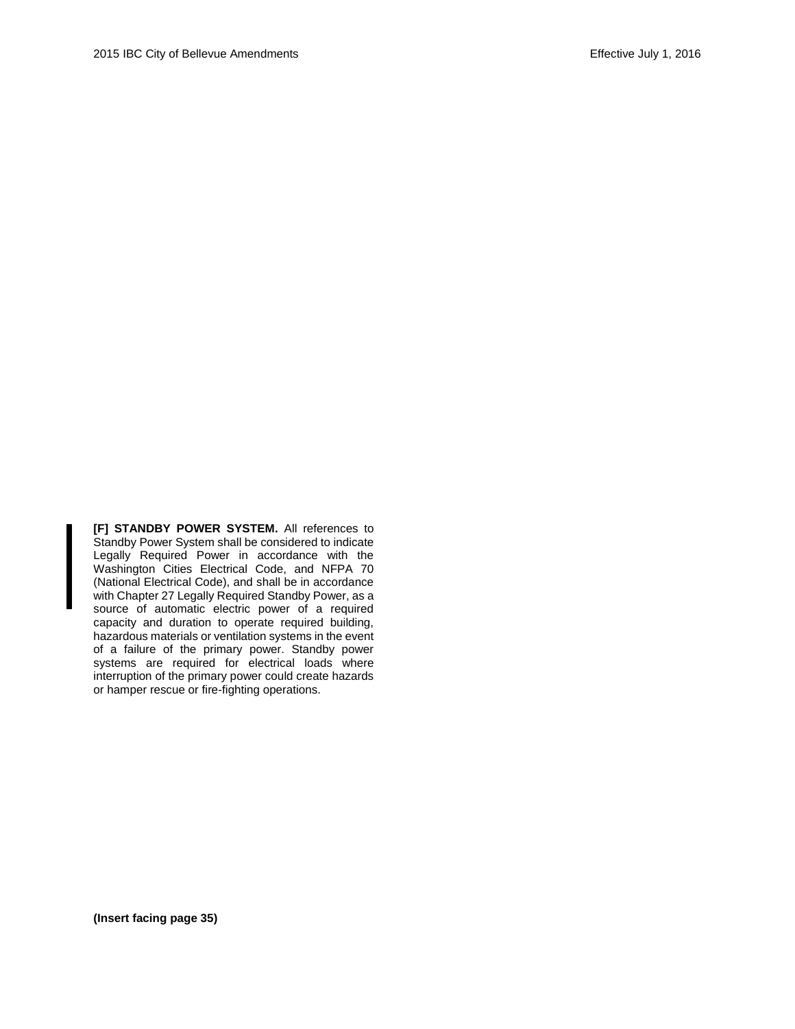**[F] STANDBY POWER SYSTEM.** All references to Standby Power System shall be considered to indicate Legally Required Power in accordance with the Washington Cities Electrical Code, and NFPA 70 (National Electrical Code), and shall be in accordance with Chapter 27 Legally Required Standby Power, as a source of automatic electric power of a required capacity and duration to operate required building, hazardous materials or ventilation systems in the event of a failure of the primary power. Standby power systems are required for electrical loads where interruption of the primary power could create hazards or hamper rescue or fire-fighting operations.

**(Insert facing page 35)**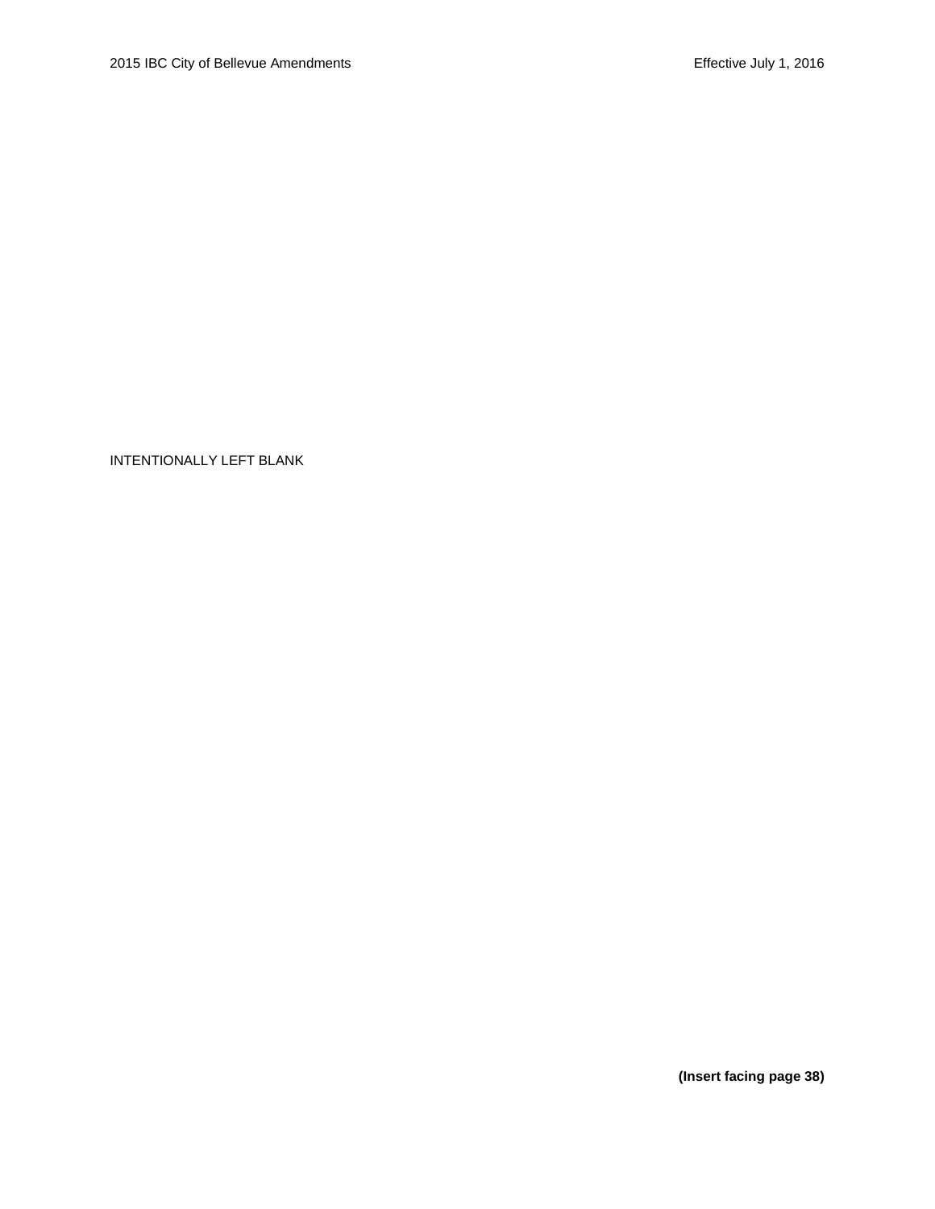INTENTIONALLY LEFT BLANK

**(Insert facing page 38)**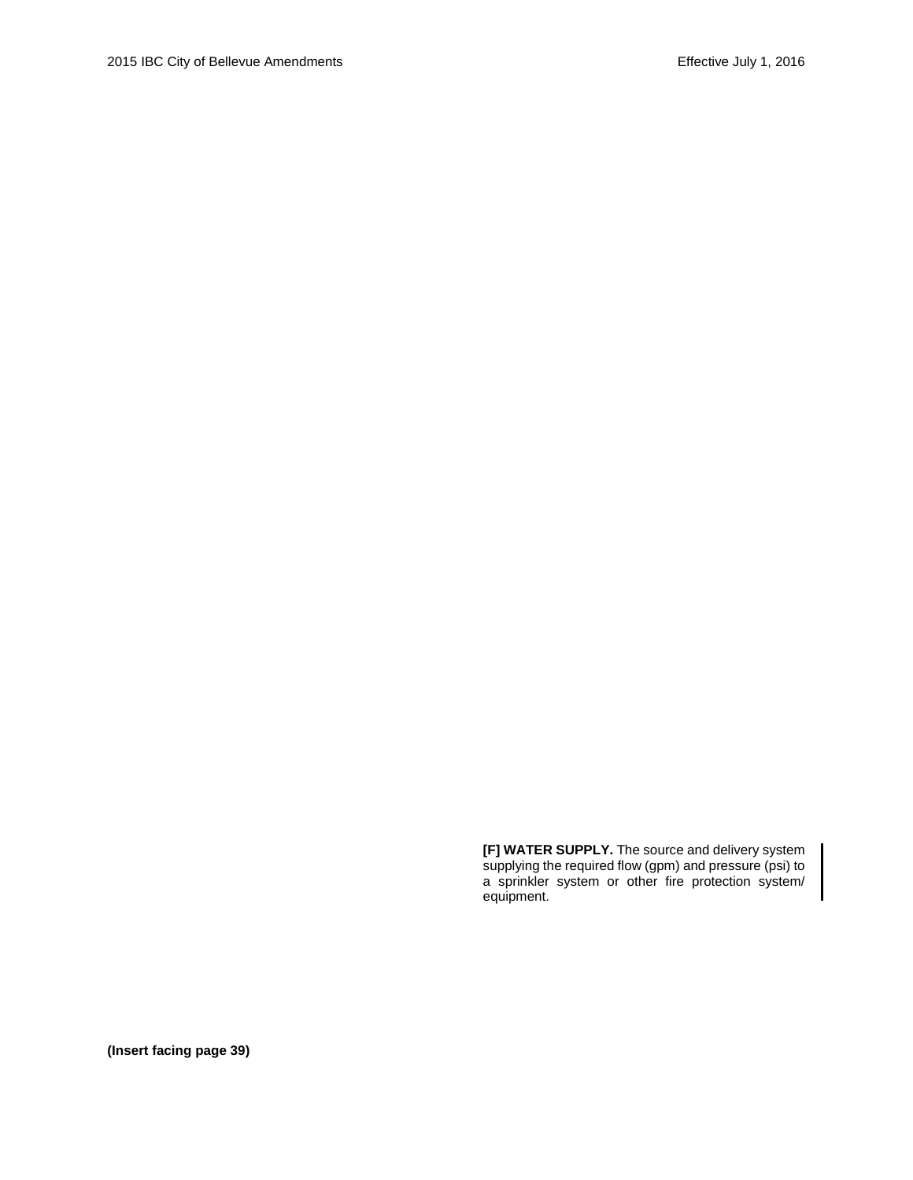**[F] WATER SUPPLY.** The source and delivery system supplying the required flow (gpm) and pressure (psi) to a sprinkler system or other fire protection system/ equipment.

**(Insert facing page 39)**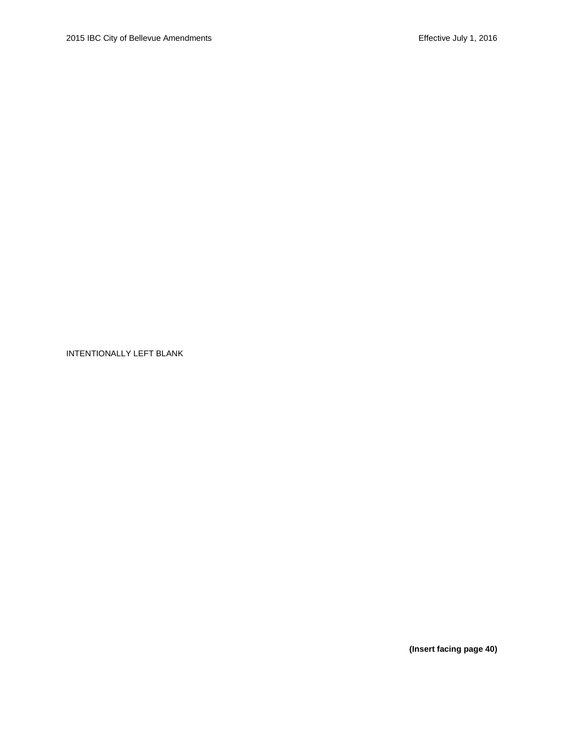INTENTIONALLY LEFT BLANK

**(Insert facing page 40)**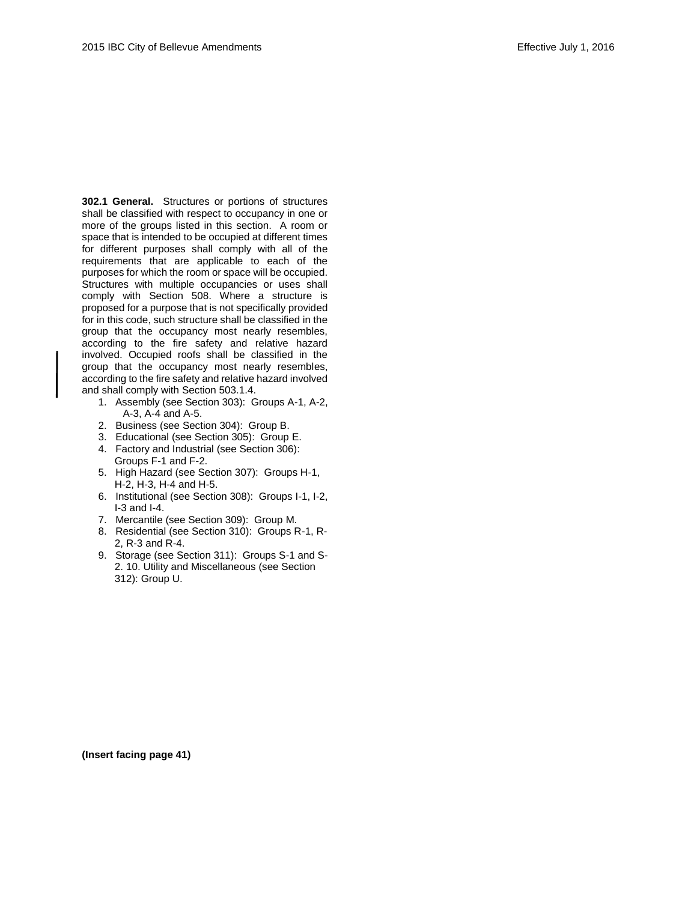**302.1 General.** Structures or portions of structures shall be classified with respect to occupancy in one or more of the groups listed in this section. A room or space that is intended to be occupied at different times for different purposes shall comply with all of the requirements that are applicable to each of the purposes for which the room or space will be occupied. Structures with multiple occupancies or uses shall comply with Section 508. Where a structure is proposed for a purpose that is not specifically provided for in this code, such structure shall be classified in the group that the occupancy most nearly resembles, according to the fire safety and relative hazard involved. Occupied roofs shall be classified in the group that the occupancy most nearly resembles, according to the fire safety and relative hazard involved and shall comply with Section 503.1.4.

1. Assembly (see Section 303): Groups A-1, A-2, A-3, A-4 and A-5.
2. Business (see Section 304): Group B.
3. Educational (see Section 305): Group E.
4. Factory and Industrial (see Section 306): Groups F-1 and F-2.
5. High Hazard (see Section 307): Groups H-1, H-2, H-3, H-4 and H-5.
6. Institutional (see Section 308): Groups I-1, I-2, I-3 and I-4.
7. Mercantile (see Section 309): Group M.
8. Residential (see Section 310): Groups R-1, R-2, R-3 and R-4.
9. Storage (see Section 311): Groups S-1 and S-2.
10. Utility and Miscellaneous (see Section 312): Group U.

**(Insert facing page 41)**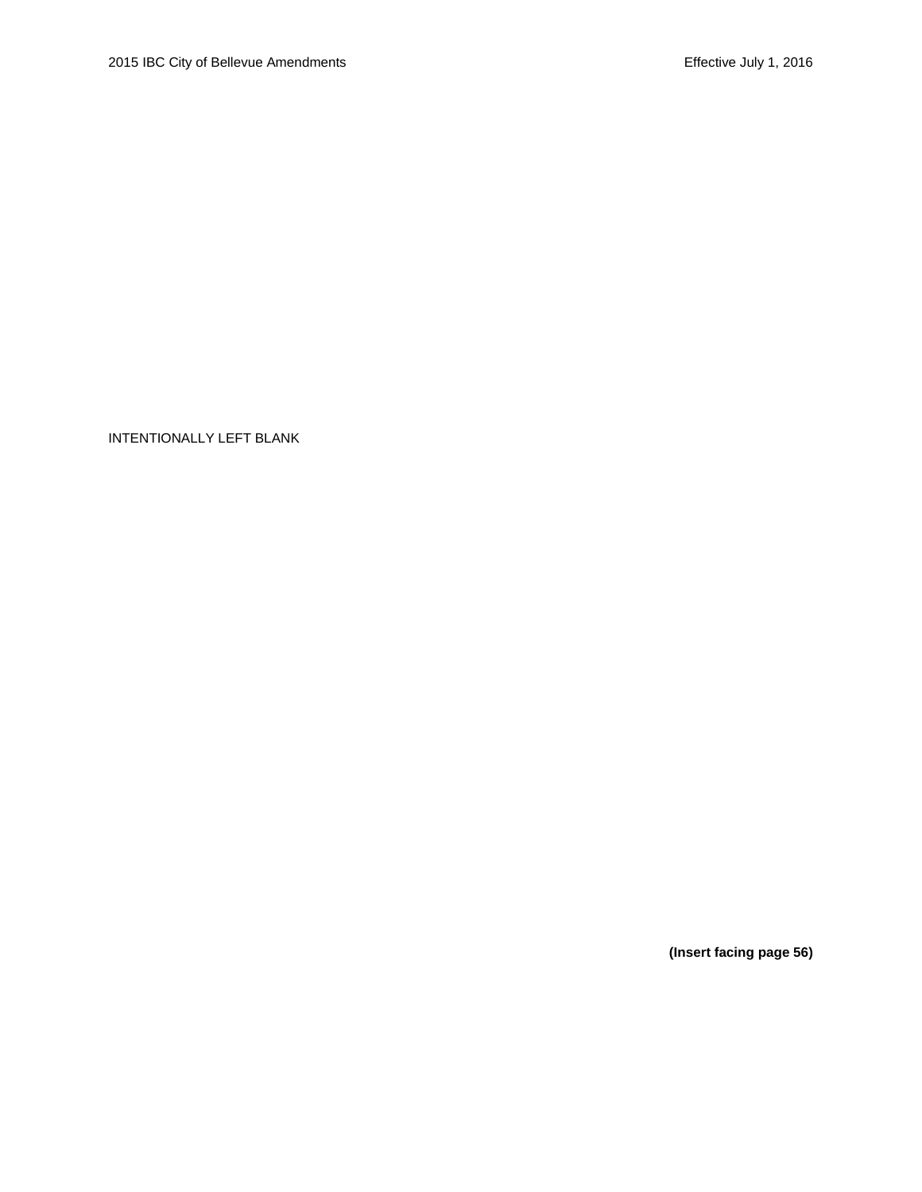INTENTIONALLY LEFT BLANK

**(Insert facing page 56)**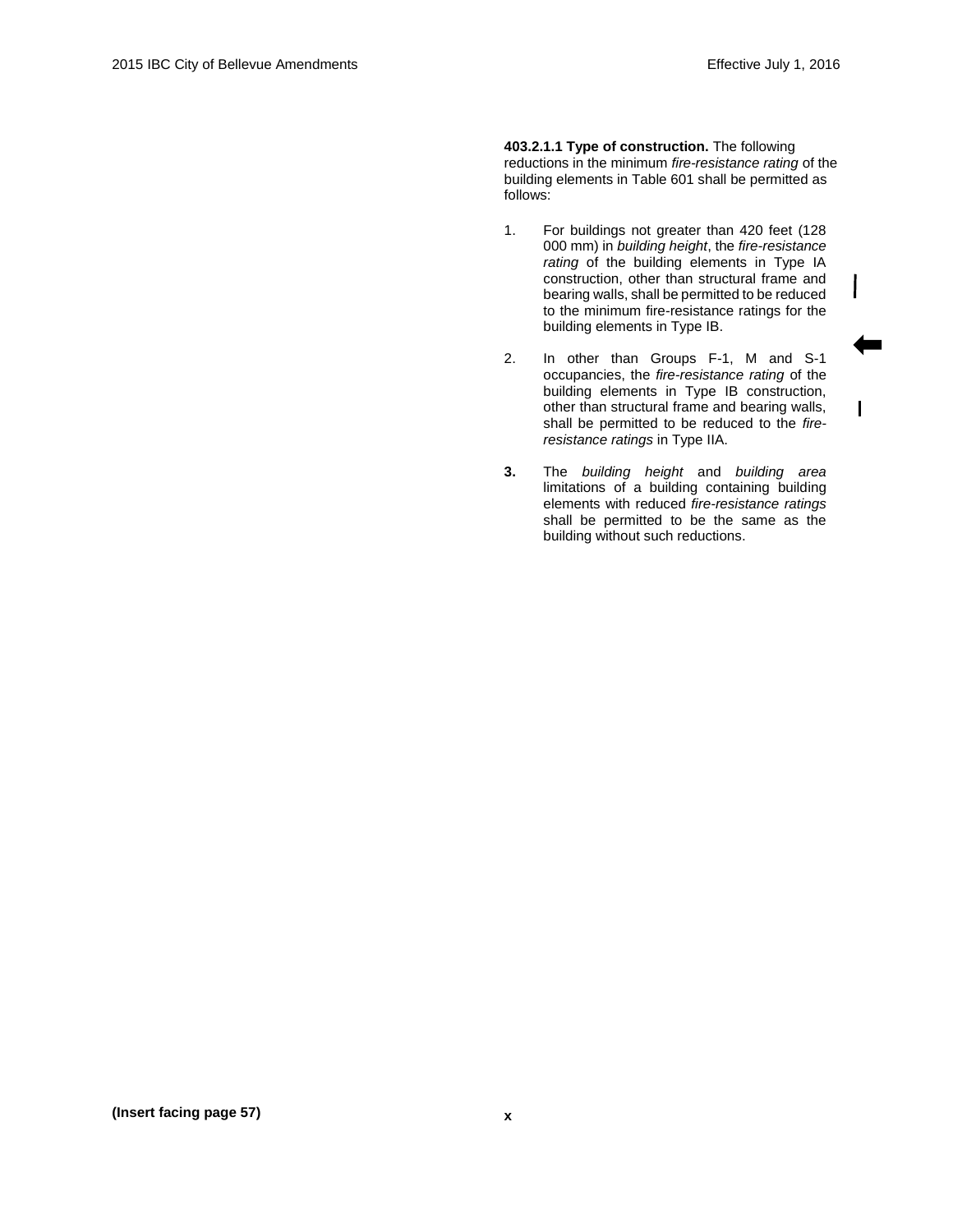**403.2.1.1 Type of construction.** The following reductions in the minimum *fire-resistance rating* of the building elements in Table 601 shall be permitted as follows:

1. For buildings not greater than 420 feet (128 000 mm) in *building height*, the *fire-resistance rating* of the building elements in Type IA construction, other than structural frame and bearing walls, shall be permitted to be reduced to the minimum fire-resistance ratings for the building elements in Type IB.

2. In other than Groups F-1, M and S-1 occupancies, the *fire-resistance rating* of the building elements in Type IB construction, other than structural frame and bearing walls, shall be permitted to be reduced to the *fire-resistance ratings* in Type IIA.

**3.** The *building height* and *building area* limitations of a building containing building elements with reduced *fire-resistance ratings* shall be permitted to be the same as the building without such reductions.

**(Insert facing page 57)**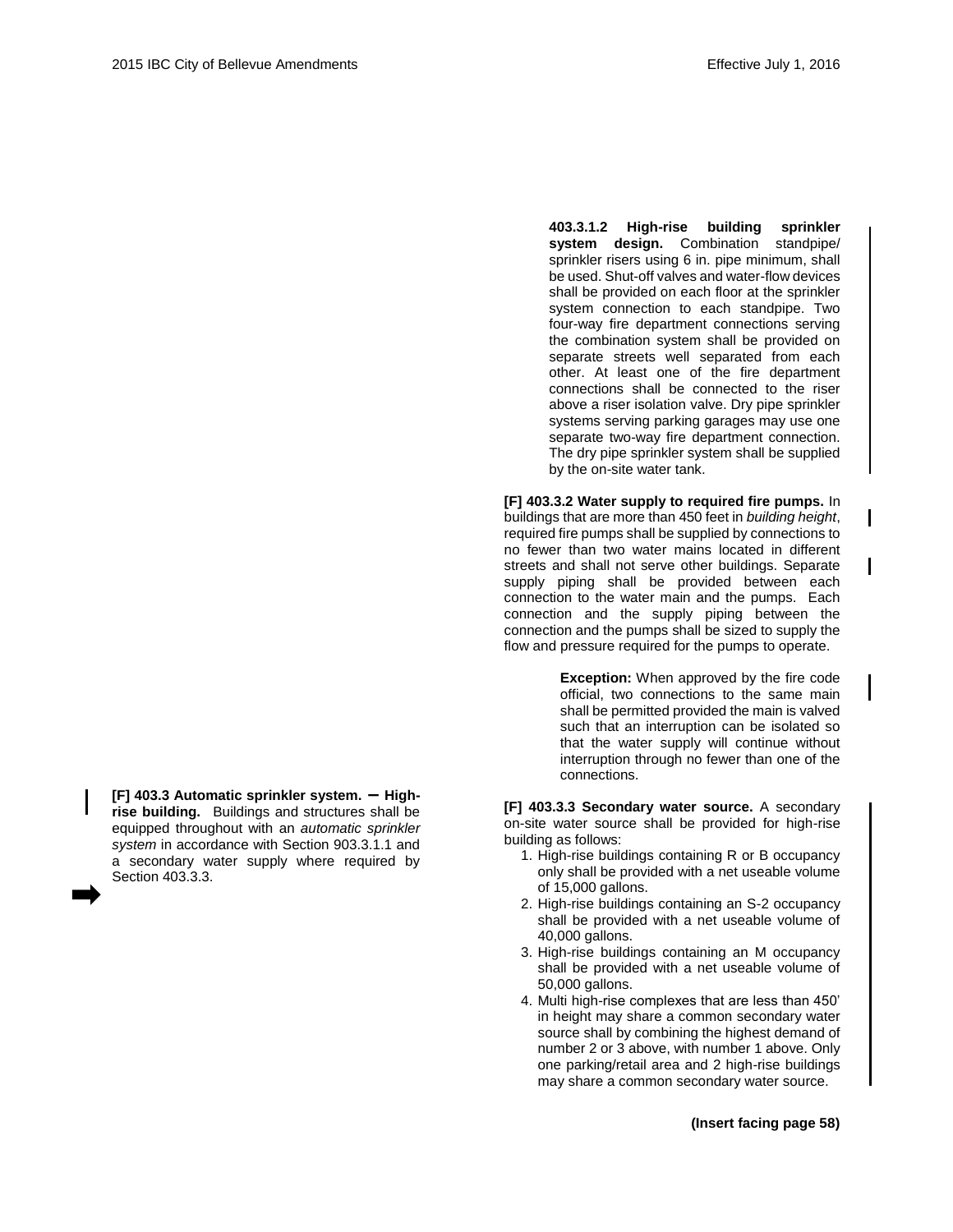**[F] 403.3 Automatic sprinkler system. – High-rise building.** Buildings and structures shall be equipped throughout with an *automatic sprinkler system* in accordance with Section 903.3.1.1 and a secondary water supply where required by Section 403.3.3.

**403.3.1.2 High-rise building sprinkler system design.** Combination standpipe/ sprinkler risers using 6 in. pipe minimum, shall be used. Shut-off valves and water-flow devices shall be provided on each floor at the sprinkler system connection to each standpipe. Two four-way fire department connections serving the combination system shall be provided on separate streets well separated from each other. At least one of the fire department connections shall be connected to the riser above a riser isolation valve. Dry pipe sprinkler systems serving parking garages may use one separate two-way fire department connection. The dry pipe sprinkler system shall be supplied by the on-site water tank.

**[F] 403.3.2 Water supply to required fire pumps.** In buildings that are more than 450 feet in *building height*, required fire pumps shall be supplied by connections to no fewer than two water mains located in different streets and shall not serve other buildings. Separate supply piping shall be provided between each connection to the water main and the pumps. Each connection and the supply piping between the connection and the pumps shall be sized to supply the flow and pressure required for the pumps to operate.

> **Exception:** When approved by the fire code official, two connections to the same main shall be permitted provided the main is valved such that an interruption can be isolated so that the water supply will continue without interruption through no fewer than one of the connections.

**[F] 403.3.3 Secondary water source.** A secondary on-site water source shall be provided for high-rise building as follows:

1. High-rise buildings containing R or B occupancy only shall be provided with a net useable volume of 15,000 gallons.
2. High-rise buildings containing an S-2 occupancy shall be provided with a net useable volume of 40,000 gallons.
3. High-rise buildings containing an M occupancy shall be provided with a net useable volume of 50,000 gallons.
4. Multi high-rise complexes that are less than 450' in height may share a common secondary water source shall by combining the highest demand of number 2 or 3 above, with number 1 above. Only one parking/retail area and 2 high-rise buildings may share a common secondary water source.

**(Insert facing page 58)**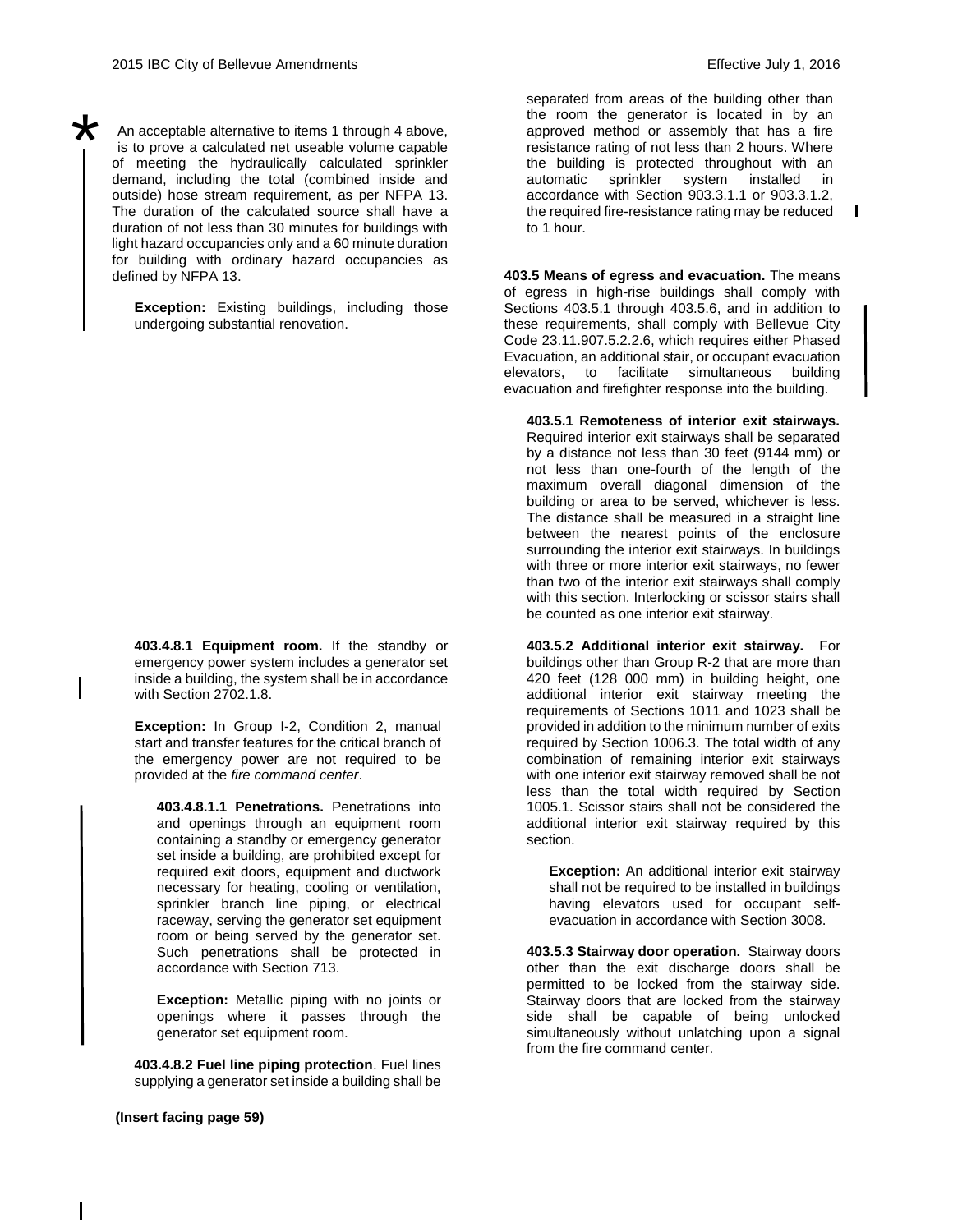An acceptable alternative to items 1 through 4 above, is to prove a calculated net useable volume capable of meeting the hydraulically calculated sprinkler demand, including the total (combined inside and outside) hose stream requirement, as per NFPA 13. The duration of the calculated source shall have a duration of not less than 30 minutes for buildings with light hazard occupancies only and a 60 minute duration for building with ordinary hazard occupancies as defined by NFPA 13.

**Exception:** Existing buildings, including those undergoing substantial renovation.

**403.4.8.1 Equipment room.** If the standby or emergency power system includes a generator set inside a building, the system shall be in accordance with Section 2702.1.8.

**Exception:** In Group I-2, Condition 2, manual start and transfer features for the critical branch of the emergency power are not required to be provided at the *fire command center*.

**403.4.8.1.1 Penetrations.** Penetrations into and openings through an equipment room containing a standby or emergency generator set inside a building, are prohibited except for required exit doors, equipment and ductwork necessary for heating, cooling or ventilation, sprinkler branch line piping, or electrical raceway, serving the generator set equipment room or being served by the generator set. Such penetrations shall be protected in accordance with Section 713.

**Exception:** Metallic piping with no joints or openings where it passes through the generator set equipment room.

**403.4.8.2 Fuel line piping protection**. Fuel lines supplying a generator set inside a building shall be separated from areas of the building other than the room the generator is located in by an approved method or assembly that has a fire resistance rating of not less than 2 hours. Where the building is protected throughout with an automatic sprinkler system installed in accordance with Section 903.3.1.1 or 903.3.1.2, the required fire-resistance rating may be reduced to 1 hour.

**403.5 Means of egress and evacuation.** The means of egress in high-rise buildings shall comply with Sections 403.5.1 through 403.5.6, and in addition to these requirements, shall comply with Bellevue City Code 23.11.907.5.2.2.6, which requires either Phased Evacuation, an additional stair, or occupant evacuation elevators, to facilitate simultaneous building evacuation and firefighter response into the building.

**403.5.1 Remoteness of interior exit stairways.** Required interior exit stairways shall be separated by a distance not less than 30 feet (9144 mm) or not less than one-fourth of the length of the maximum overall diagonal dimension of the building or area to be served, whichever is less. The distance shall be measured in a straight line between the nearest points of the enclosure surrounding the interior exit stairways. In buildings with three or more interior exit stairways, no fewer than two of the interior exit stairways shall comply with this section. Interlocking or scissor stairs shall be counted as one interior exit stairway.

**403.5.2 Additional interior exit stairway.** For buildings other than Group R-2 that are more than 420 feet (128 000 mm) in building height, one additional interior exit stairway meeting the requirements of Sections 1011 and 1023 shall be provided in addition to the minimum number of exits required by Section 1006.3. The total width of any combination of remaining interior exit stairways with one interior exit stairway removed shall be not less than the total width required by Section 1005.1. Scissor stairs shall not be considered the additional interior exit stairway required by this section.

**Exception:** An additional interior exit stairway shall not be required to be installed in buildings having elevators used for occupant self-evacuation in accordance with Section 3008.

**403.5.3 Stairway door operation.** Stairway doors other than the exit discharge doors shall be permitted to be locked from the stairway side. Stairway doors that are locked from the stairway side shall be capable of being unlocked simultaneously without unlatching upon a signal from the fire command center.

**(Insert facing page 59)**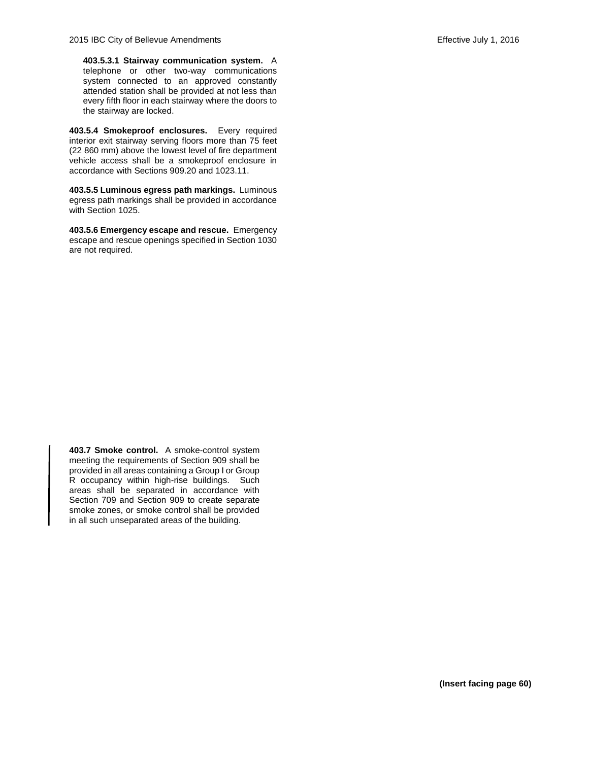**403.5.3.1 Stairway communication system.** A telephone or other two-way communications system connected to an approved constantly attended station shall be provided at not less than every fifth floor in each stairway where the doors to the stairway are locked.

**403.5.4 Smokeproof enclosures.** Every required interior exit stairway serving floors more than 75 feet (22 860 mm) above the lowest level of fire department vehicle access shall be a smokeproof enclosure in accordance with Sections 909.20 and 1023.11.

**403.5.5 Luminous egress path markings.** Luminous egress path markings shall be provided in accordance with Section 1025.

**403.5.6 Emergency escape and rescue.** Emergency escape and rescue openings specified in Section 1030 are not required.

**403.7 Smoke control.** A smoke-control system meeting the requirements of Section 909 shall be provided in all areas containing a Group I or Group R occupancy within high-rise buildings. Such areas shall be separated in accordance with Section 709 and Section 909 to create separate smoke zones, or smoke control shall be provided in all such unseparated areas of the building.

**(Insert facing page 60)**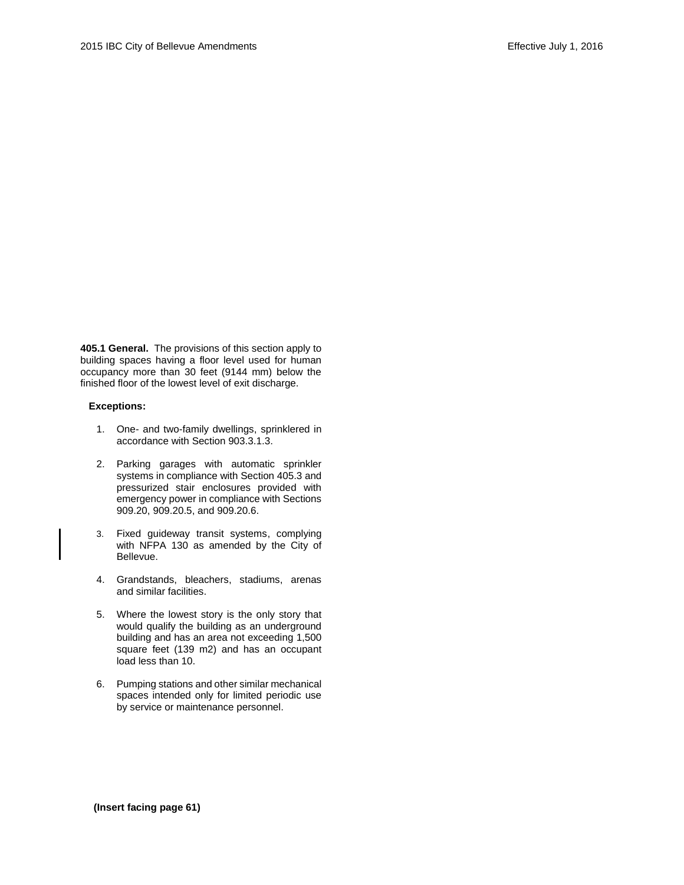**405.1 General.** The provisions of this section apply to building spaces having a floor level used for human occupancy more than 30 feet (9144 mm) below the finished floor of the lowest level of exit discharge.

**Exceptions:**

1. One- and two-family dwellings, sprinklered in accordance with Section 903.3.1.3.
2. Parking garages with automatic sprinkler systems in compliance with Section 405.3 and pressurized stair enclosures provided with emergency power in compliance with Sections 909.20, 909.20.5, and 909.20.6.
3. Fixed guideway transit systems, complying with NFPA 130 as amended by the City of Bellevue.
4. Grandstands, bleachers, stadiums, arenas and similar facilities.
5. Where the lowest story is the only story that would qualify the building as an underground building and has an area not exceeding 1,500 square feet (139 m2) and has an occupant load less than 10.
6. Pumping stations and other similar mechanical spaces intended only for limited periodic use by service or maintenance personnel.

**(Insert facing page 61)**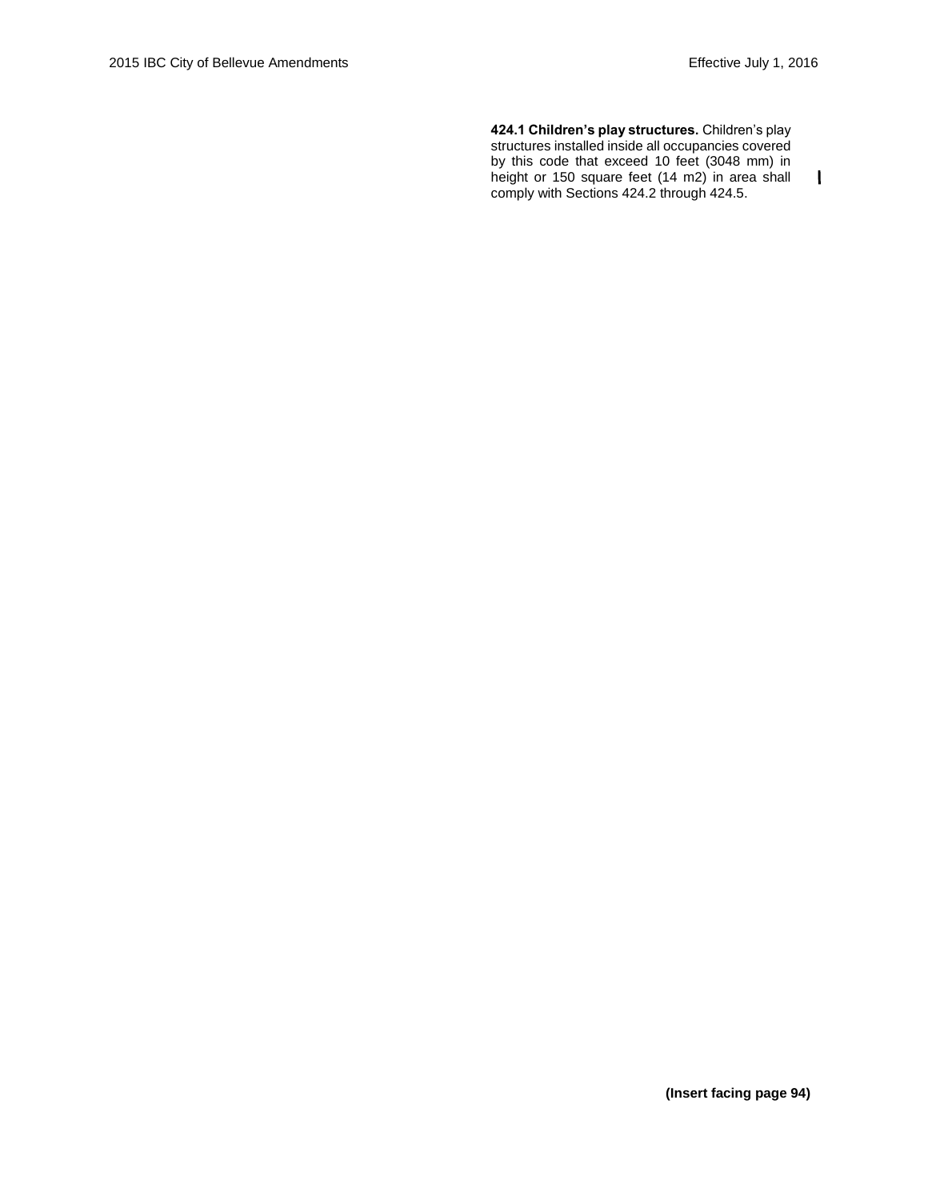**424.1 Children's play structures.** Children's play structures installed inside all occupancies covered by this code that exceed 10 feet (3048 mm) in height or 150 square feet (14 m2) in area shall comply with Sections 424.2 through 424.5.

**(Insert facing page 94)**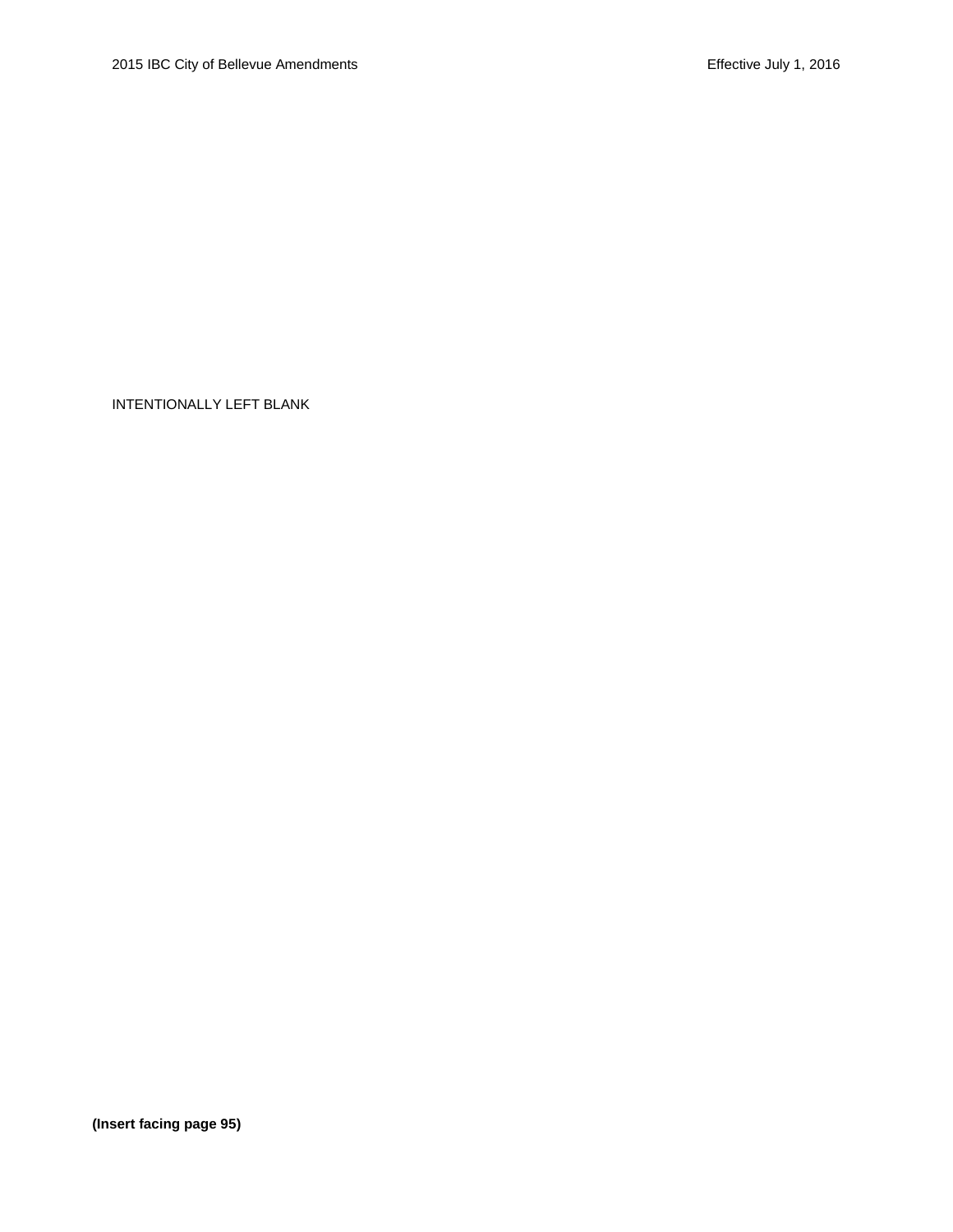INTENTIONALLY LEFT BLANK

**(Insert facing page 95)**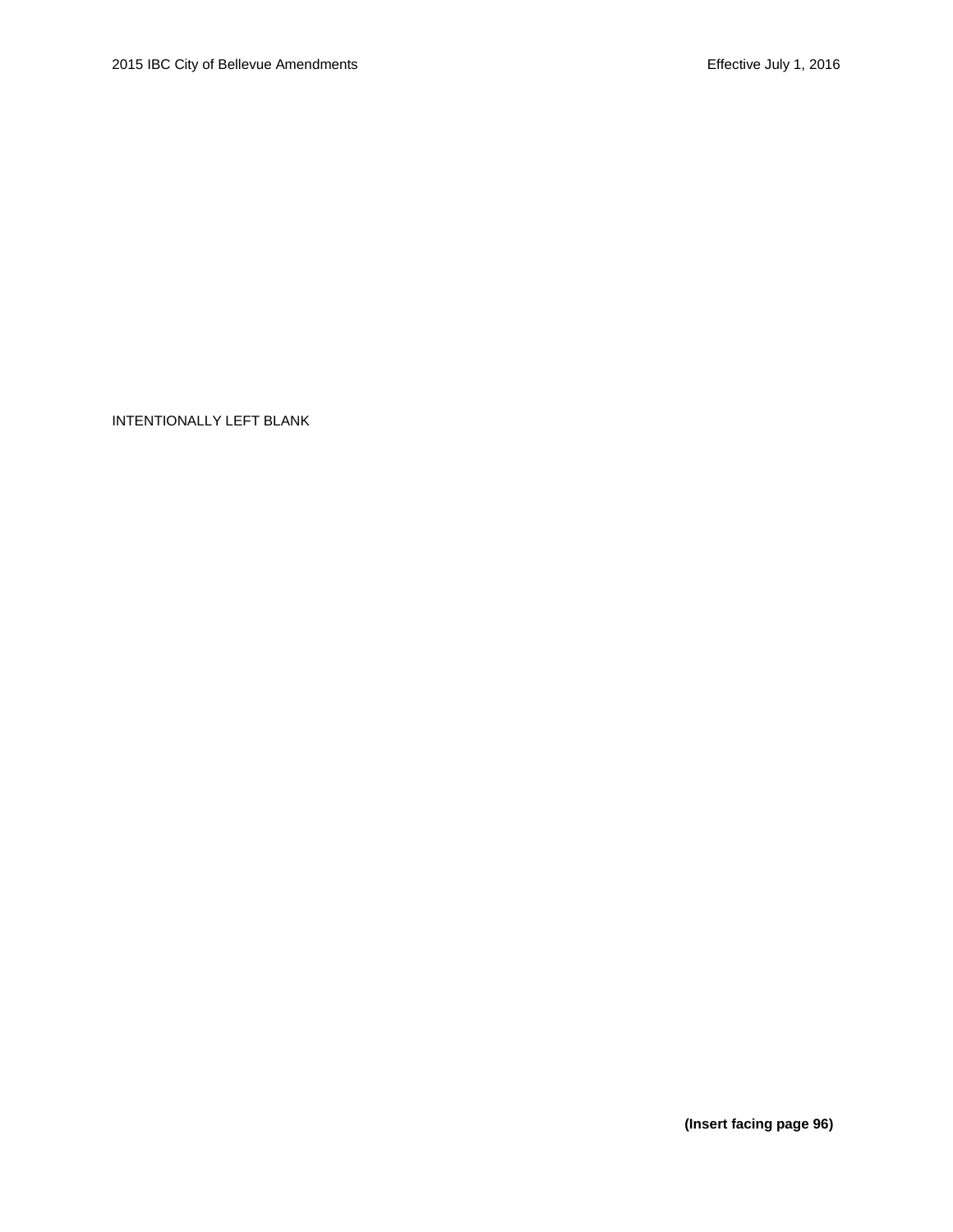INTENTIONALLY LEFT BLANK

**(Insert facing page 96)**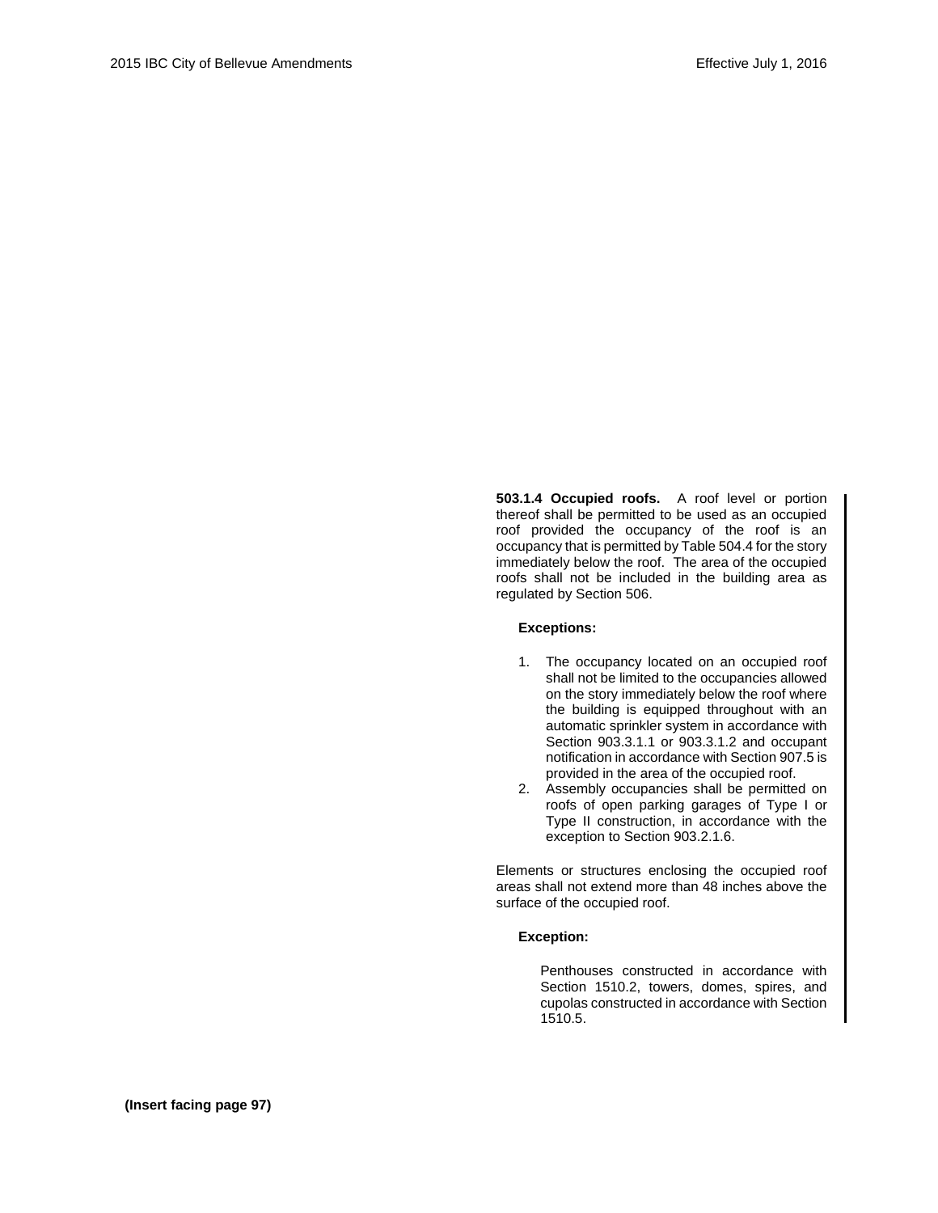**503.1.4 Occupied roofs.** A roof level or portion thereof shall be permitted to be used as an occupied roof provided the occupancy of the roof is an occupancy that is permitted by Table 504.4 for the story immediately below the roof. The area of the occupied roofs shall not be included in the building area as regulated by Section 506.

**Exceptions:**

1. The occupancy located on an occupied roof shall not be limited to the occupancies allowed on the story immediately below the roof where the building is equipped throughout with an automatic sprinkler system in accordance with Section 903.3.1.1 or 903.3.1.2 and occupant notification in accordance with Section 907.5 is provided in the area of the occupied roof.
2. Assembly occupancies shall be permitted on roofs of open parking garages of Type I or Type II construction, in accordance with the exception to Section 903.2.1.6.

Elements or structures enclosing the occupied roof areas shall not extend more than 48 inches above the surface of the occupied roof.

**Exception:**

Penthouses constructed in accordance with Section 1510.2, towers, domes, spires, and cupolas constructed in accordance with Section 1510.5.

**(Insert facing page 97)**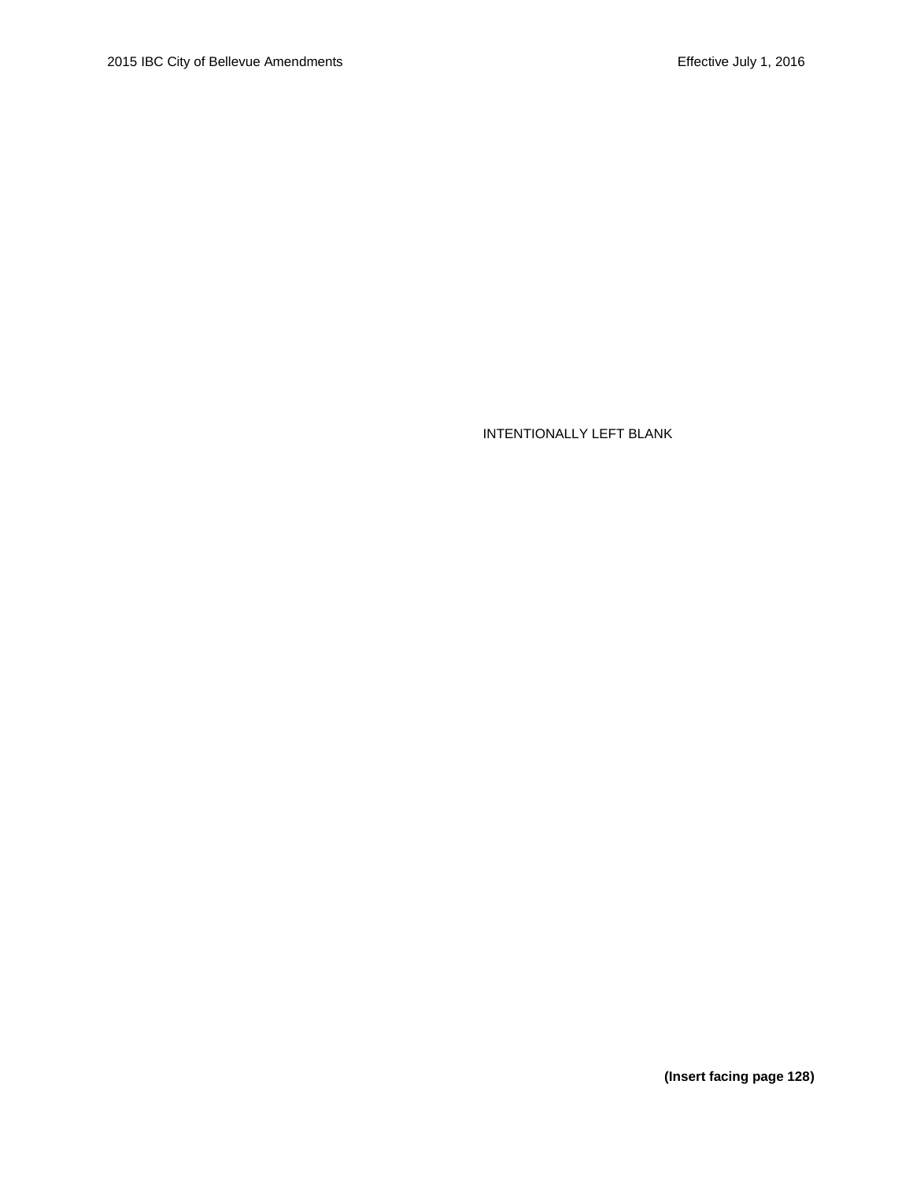INTENTIONALLY LEFT BLANK

**(Insert facing page 128)**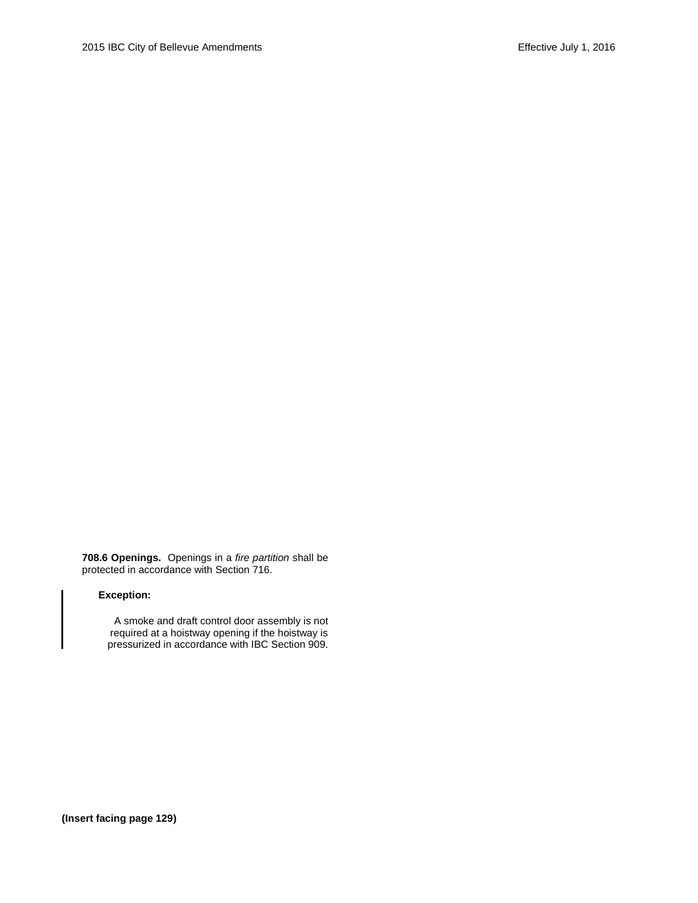**708.6 Openings.** Openings in a *fire partition* shall be protected in accordance with Section 716.

**Exception:**

A smoke and draft control door assembly is not required at a hoistway opening if the hoistway is pressurized in accordance with IBC Section 909.

**(Insert facing page 129)**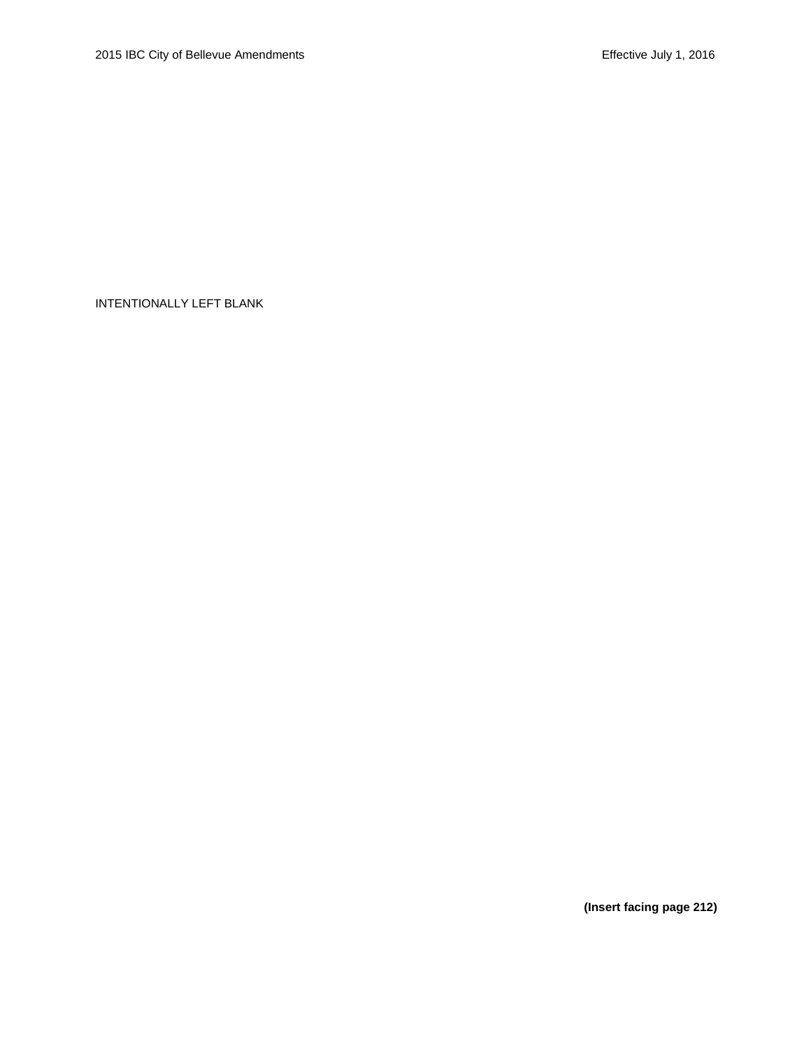INTENTIONALLY LEFT BLANK

**(Insert facing page 212)**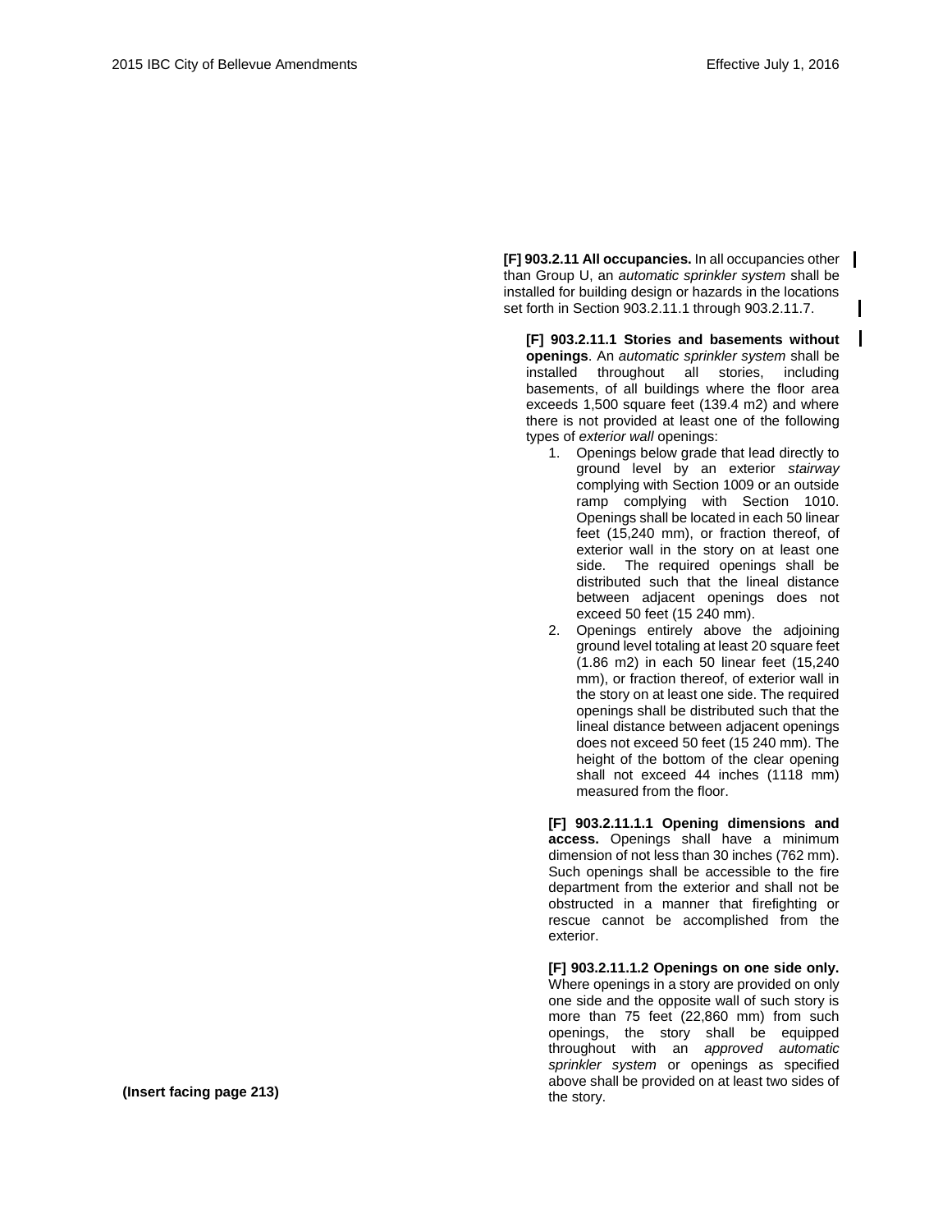**[F] 903.2.11 All occupancies.** In all occupancies other than Group U, an *automatic sprinkler system* shall be installed for building design or hazards in the locations set forth in Section 903.2.11.1 through 903.2.11.7.

**[F] 903.2.11.1 Stories and basements without openings**. An *automatic sprinkler system* shall be installed throughout all stories, including basements, of all buildings where the floor area exceeds 1,500 square feet (139.4 m2) and where there is not provided at least one of the following types of *exterior wall* openings:

1. Openings below grade that lead directly to ground level by an exterior *stairway* complying with Section 1009 or an outside ramp complying with Section 1010. Openings shall be located in each 50 linear feet (15,240 mm), or fraction thereof, of exterior wall in the story on at least one side. The required openings shall be distributed such that the lineal distance between adjacent openings does not exceed 50 feet (15 240 mm).
2. Openings entirely above the adjoining ground level totaling at least 20 square feet (1.86 m2) in each 50 linear feet (15,240 mm), or fraction thereof, of exterior wall in the story on at least one side. The required openings shall be distributed such that the lineal distance between adjacent openings does not exceed 50 feet (15 240 mm). The height of the bottom of the clear opening shall not exceed 44 inches (1118 mm) measured from the floor.

**[F] 903.2.11.1.1 Opening dimensions and access.** Openings shall have a minimum dimension of not less than 30 inches (762 mm). Such openings shall be accessible to the fire department from the exterior and shall not be obstructed in a manner that firefighting or rescue cannot be accomplished from the exterior.

**[F] 903.2.11.1.2 Openings on one side only.** Where openings in a story are provided on only one side and the opposite wall of such story is more than 75 feet (22,860 mm) from such openings, the story shall be equipped throughout with an *approved automatic sprinkler system* or openings as specified above shall be provided on at least two sides of the story.

**(Insert facing page 213)**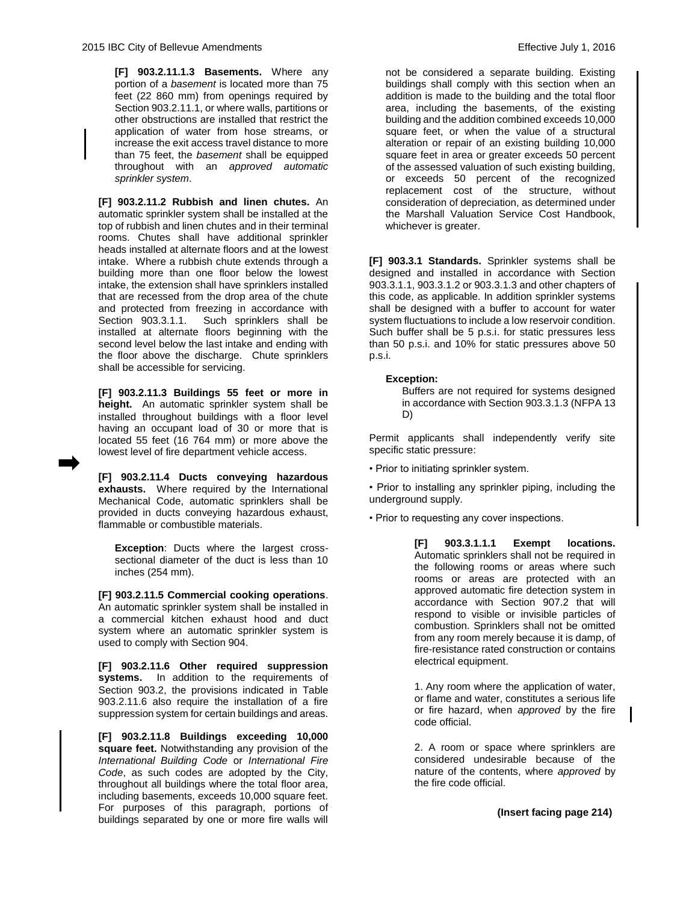**[F] 903.2.11.1.3 Basements.** Where any portion of a *basement* is located more than 75 feet (22 860 mm) from openings required by Section 903.2.11.1, or where walls, partitions or other obstructions are installed that restrict the application of water from hose streams, or increase the exit access travel distance to more than 75 feet, the *basement* shall be equipped throughout with an *approved automatic sprinkler system*.

**[F] 903.2.11.2 Rubbish and linen chutes.** An automatic sprinkler system shall be installed at the top of rubbish and linen chutes and in their terminal rooms. Chutes shall have additional sprinkler heads installed at alternate floors and at the lowest intake. Where a rubbish chute extends through a building more than one floor below the lowest intake, the extension shall have sprinklers installed that are recessed from the drop area of the chute and protected from freezing in accordance with Section 903.3.1.1. Such sprinklers shall be installed at alternate floors beginning with the second level below the last intake and ending with the floor above the discharge. Chute sprinklers shall be accessible for servicing.

**[F] 903.2.11.3 Buildings 55 feet or more in height.** An automatic sprinkler system shall be installed throughout buildings with a floor level having an occupant load of 30 or more that is located 55 feet (16 764 mm) or more above the lowest level of fire department vehicle access.

**[F] 903.2.11.4 Ducts conveying hazardous exhausts.** Where required by the International Mechanical Code, automatic sprinklers shall be provided in ducts conveying hazardous exhaust, flammable or combustible materials.

**Exception**: Ducts where the largest cross-sectional diameter of the duct is less than 10 inches (254 mm).

**[F] 903.2.11.5 Commercial cooking operations**. An automatic sprinkler system shall be installed in a commercial kitchen exhaust hood and duct system where an automatic sprinkler system is used to comply with Section 904.

**[F] 903.2.11.6 Other required suppression systems.** In addition to the requirements of Section 903.2, the provisions indicated in Table 903.2.11.6 also require the installation of a fire suppression system for certain buildings and areas.

**[F] 903.2.11.8 Buildings exceeding 10,000 square feet.** Notwithstanding any provision of the *International Building Code* or *International Fire Code*, as such codes are adopted by the City, throughout all buildings where the total floor area, including basements, exceeds 10,000 square feet. For purposes of this paragraph, portions of buildings separated by one or more fire walls will not be considered a separate building. Existing buildings shall comply with this section when an addition is made to the building and the total floor area, including the basements, of the existing building and the addition combined exceeds 10,000 square feet, or when the value of a structural alteration or repair of an existing building 10,000 square feet in area or greater exceeds 50 percent of the assessed valuation of such existing building, or exceeds 50 percent of the recognized replacement cost of the structure, without consideration of depreciation, as determined under the Marshall Valuation Service Cost Handbook, whichever is greater.

**[F] 903.3.1 Standards.** Sprinkler systems shall be designed and installed in accordance with Section 903.3.1.1, 903.3.1.2 or 903.3.1.3 and other chapters of this code, as applicable. In addition sprinkler systems shall be designed with a buffer to account for water system fluctuations to include a low reservoir condition. Such buffer shall be 5 p.s.i. for static pressures less than 50 p.s.i. and 10% for static pressures above 50 p.s.i.

**Exception:**

Buffers are not required for systems designed in accordance with Section 903.3.1.3 (NFPA 13 D)

Permit applicants shall independently verify site specific static pressure:

- Prior to initiating sprinkler system.
- Prior to installing any sprinkler piping, including the underground supply.
- Prior to requesting any cover inspections.

**[F] 903.3.1.1.1 Exempt locations.** Automatic sprinklers shall not be required in the following rooms or areas where such rooms or areas are protected with an approved automatic fire detection system in accordance with Section 907.2 that will respond to visible or invisible particles of combustion. Sprinklers shall not be omitted from any room merely because it is damp, of fire-resistance rated construction or contains electrical equipment.

1. Any room where the application of water, or flame and water, constitutes a serious life or fire hazard, when *approved* by the fire code official.

2. A room or space where sprinklers are considered undesirable because of the nature of the contents, where *approved* by the fire code official.

**(Insert facing page 214)**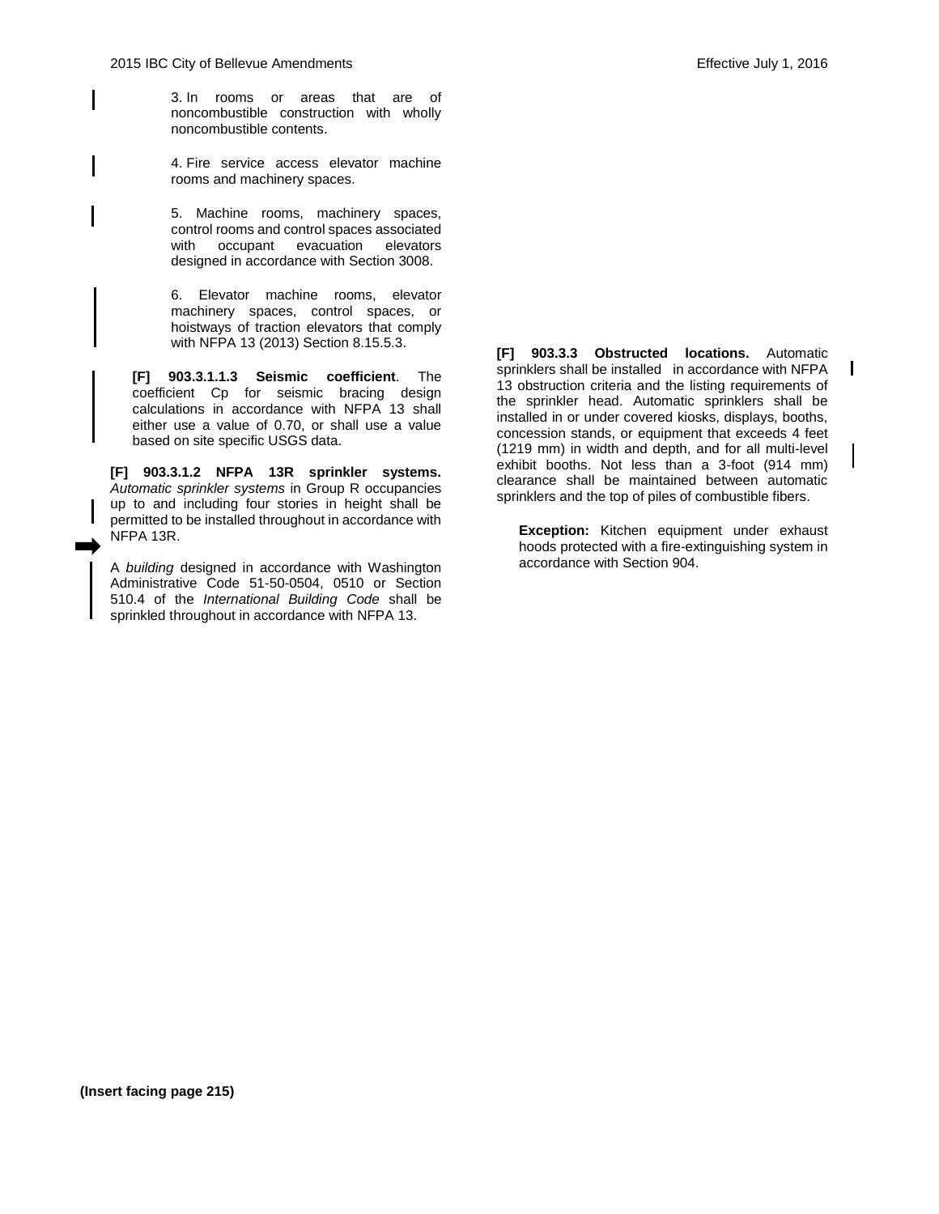3. In rooms or areas that are of noncombustible construction with wholly noncombustible contents.

4. Fire service access elevator machine rooms and machinery spaces.

5. Machine rooms, machinery spaces, control rooms and control spaces associated with occupant evacuation elevators designed in accordance with Section 3008.

6. Elevator machine rooms, elevator machinery spaces, control spaces, or hoistways of traction elevators that comply with NFPA 13 (2013) Section 8.15.5.3.

**[F] 903.3.1.1.3 Seismic coefficient**. The coefficient Cp for seismic bracing design calculations in accordance with NFPA 13 shall either use a value of 0.70, or shall use a value based on site specific USGS data.

**[F] 903.3.1.2 NFPA 13R sprinkler systems.** *Automatic sprinkler systems* in Group R occupancies up to and including four stories in height shall be permitted to be installed throughout in accordance with NFPA 13R.

A *building* designed in accordance with Washington Administrative Code 51-50-0504, 0510 or Section 510.4 of the *International Building Code* shall be sprinkled throughout in accordance with NFPA 13.

**[F] 903.3.3 Obstructed locations.** Automatic sprinklers shall be installed in accordance with NFPA 13 obstruction criteria and the listing requirements of the sprinkler head. Automatic sprinklers shall be installed in or under covered kiosks, displays, booths, concession stands, or equipment that exceeds 4 feet (1219 mm) in width and depth, and for all multi-level exhibit booths. Not less than a 3-foot (914 mm) clearance shall be maintained between automatic sprinklers and the top of piles of combustible fibers.

**Exception:** Kitchen equipment under exhaust hoods protected with a fire-extinguishing system in accordance with Section 904.

**(Insert facing page 215)**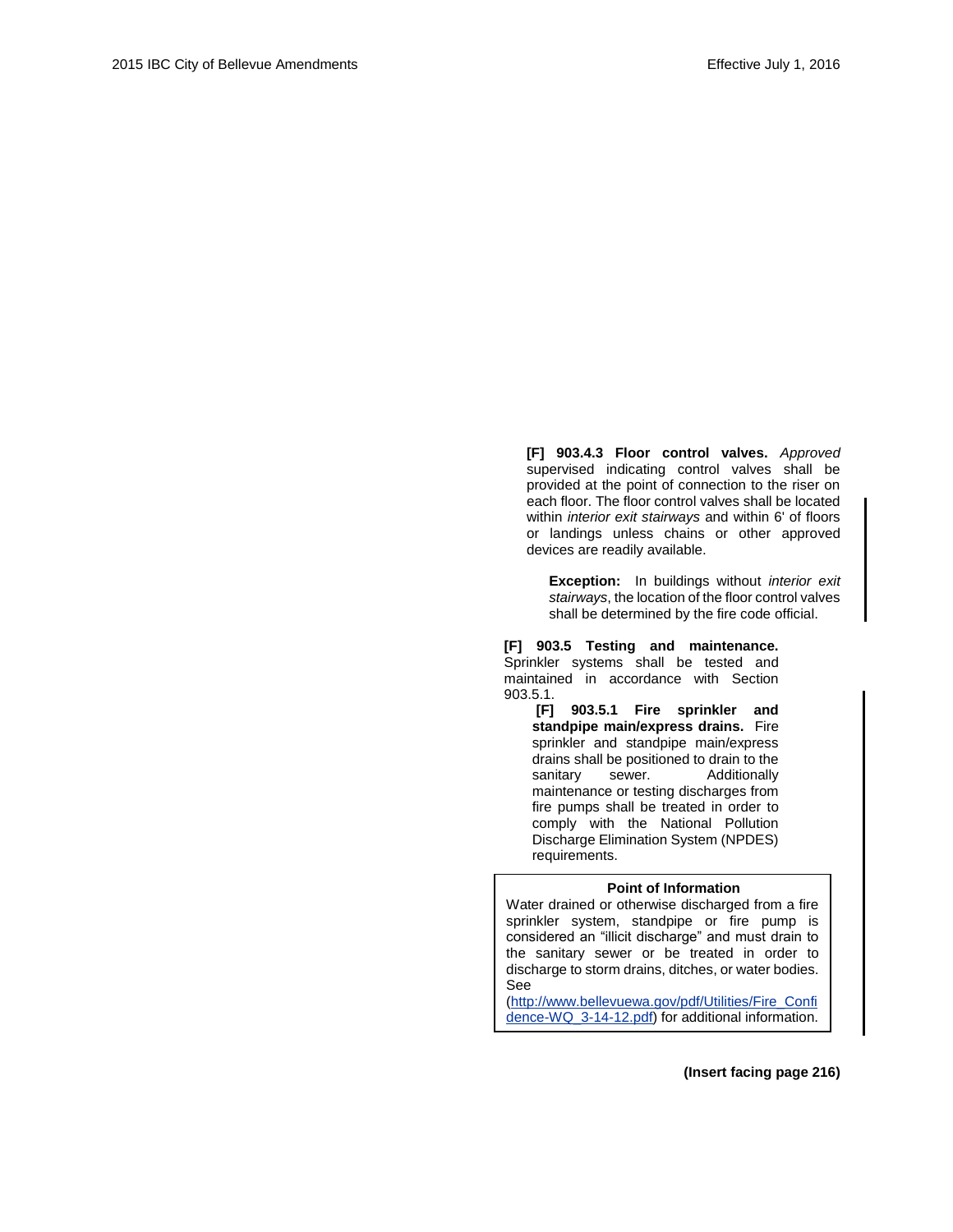**[F] 903.4.3 Floor control valves.** *Approved* supervised indicating control valves shall be provided at the point of connection to the riser on each floor. The floor control valves shall be located within *interior exit stairways* and within 6' of floors or landings unless chains or other approved devices are readily available.

> **Exception:** In buildings without *interior exit stairways*, the location of the floor control valves shall be determined by the fire code official.

**[F] 903.5 Testing and maintenance.** Sprinkler systems shall be tested and maintained in accordance with Section 903.5.1.

**[F] 903.5.1 Fire sprinkler and standpipe main/express drains.** Fire sprinkler and standpipe main/express drains shall be positioned to drain to the sanitary sewer. Additionally maintenance or testing discharges from fire pumps shall be treated in order to comply with the National Pollution Discharge Elimination System (NPDES) requirements.

| Point of Information |
| --- |
| Water drained or otherwise discharged from a fire sprinkler system, standpipe or fire pump is considered an "illicit discharge" and must drain to the sanitary sewer or be treated in order to discharge to storm drains, ditches, or water bodies. See (http://www.bellevuewa.gov/pdf/Utilities/Fire_Confidence-WQ_3-14-12.pdf) for additional information. |

**(Insert facing page 216)**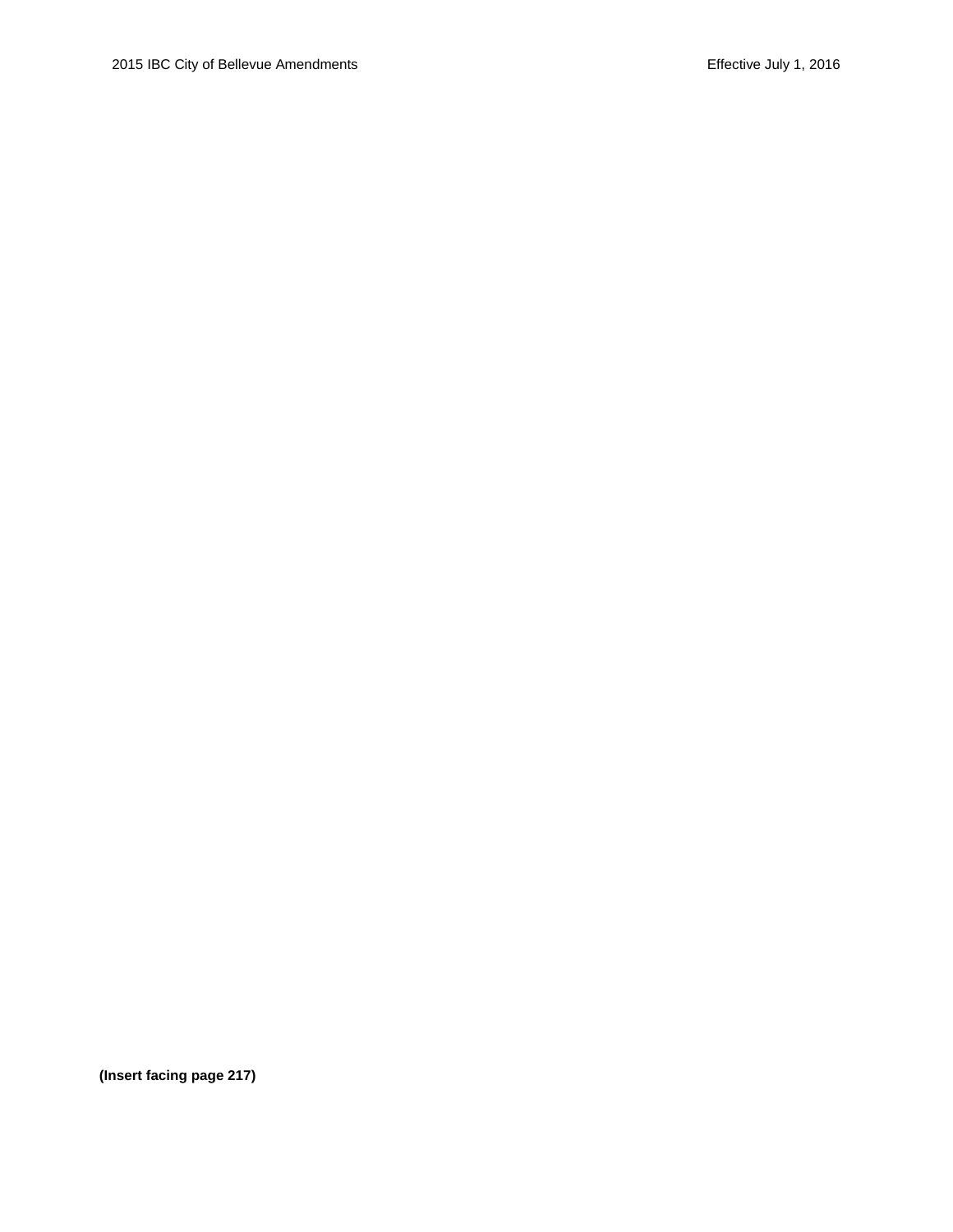**(Insert facing page 217)**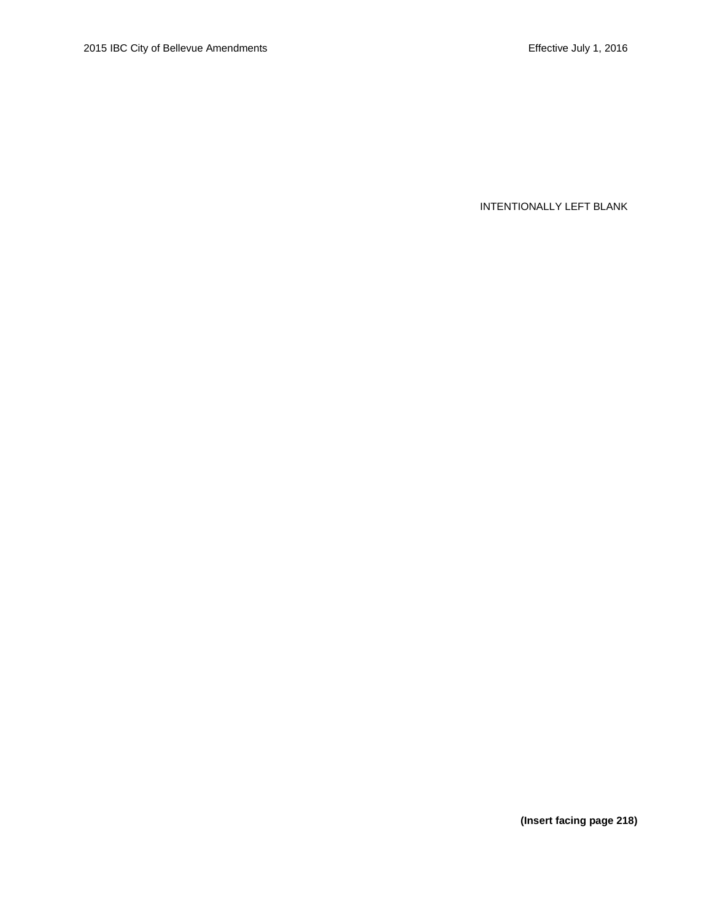INTENTIONALLY LEFT BLANK

**(Insert facing page 218)**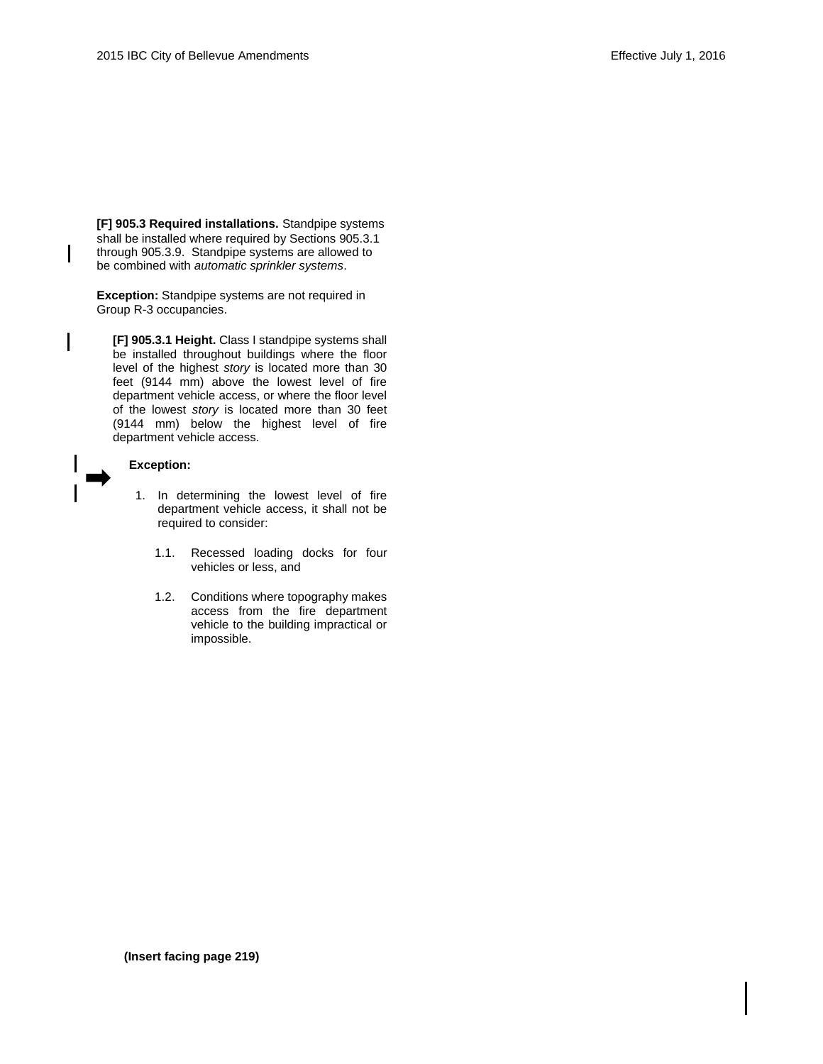**[F] 905.3 Required installations.** Standpipe systems shall be installed where required by Sections 905.3.1 through 905.3.9. Standpipe systems are allowed to be combined with *automatic sprinkler systems*.

**Exception:** Standpipe systems are not required in Group R-3 occupancies.

**[F] 905.3.1 Height.** Class I standpipe systems shall be installed throughout buildings where the floor level of the highest *story* is located more than 30 feet (9144 mm) above the lowest level of fire department vehicle access, or where the floor level of the lowest *story* is located more than 30 feet (9144 mm) below the highest level of fire department vehicle access.

**Exception:**

1. In determining the lowest level of fire department vehicle access, it shall not be required to consider:

   1.1. Recessed loading docks for four vehicles or less, and

   1.2. Conditions where topography makes access from the fire department vehicle to the building impractical or impossible.

**(Insert facing page 219)**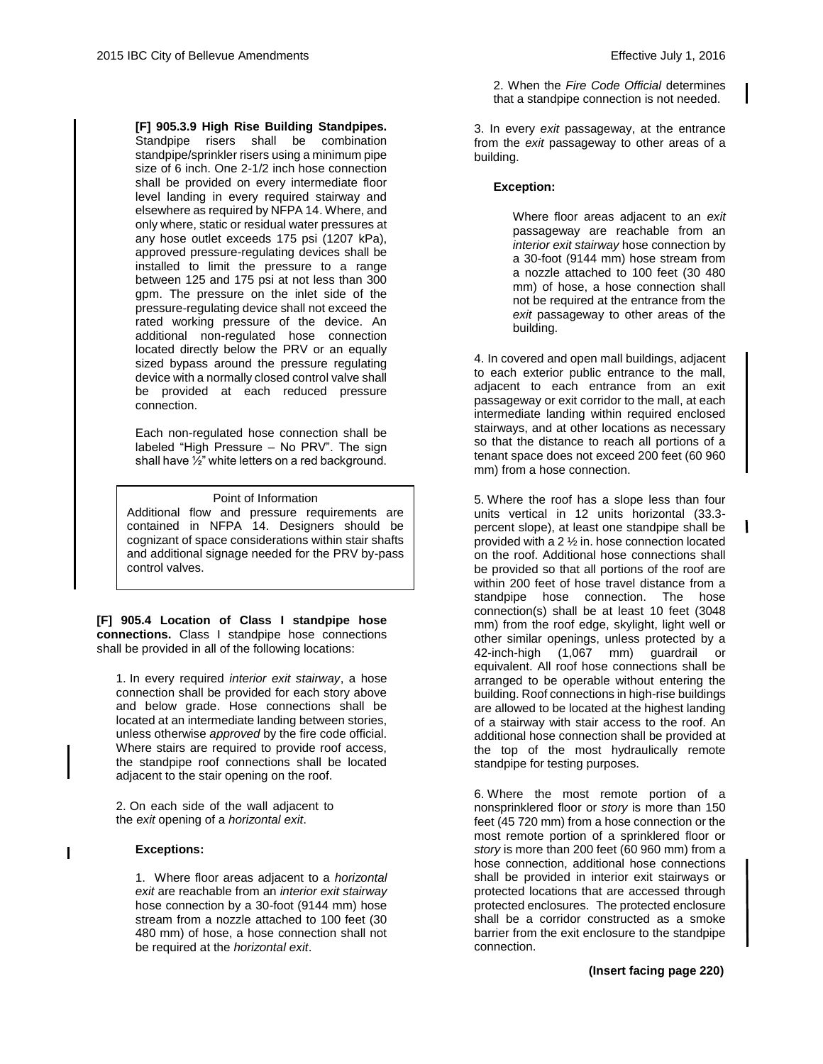**[F] 905.3.9 High Rise Building Standpipes.** Standpipe risers shall be combination standpipe/sprinkler risers using a minimum pipe size of 6 inch. One 2-1/2 inch hose connection shall be provided on every intermediate floor level landing in every required stairway and elsewhere as required by NFPA 14. Where, and only where, static or residual water pressures at any hose outlet exceeds 175 psi (1207 kPa), approved pressure-regulating devices shall be installed to limit the pressure to a range between 125 and 175 psi at not less than 300 gpm. The pressure on the inlet side of the pressure-regulating device shall not exceed the rated working pressure of the device. An additional non-regulated hose connection located directly below the PRV or an equally sized bypass around the pressure regulating device with a normally closed control valve shall be provided at each reduced pressure connection.

Each non-regulated hose connection shall be labeled "High Pressure – No PRV". The sign shall have ½" white letters on a red background.

> Point of Information
>
> Additional flow and pressure requirements are contained in NFPA 14. Designers should be cognizant of space considerations within stair shafts and additional signage needed for the PRV by-pass control valves.

**[F] 905.4 Location of Class I standpipe hose connections.** Class I standpipe hose connections shall be provided in all of the following locations:

1. In every required *interior exit stairway*, a hose connection shall be provided for each story above and below grade. Hose connections shall be located at an intermediate landing between stories, unless otherwise *approved* by the fire code official. Where stairs are required to provide roof access, the standpipe roof connections shall be located adjacent to the stair opening on the roof.

2. On each side of the wall adjacent to the *exit* opening of a *horizontal exit*.

   **Exceptions:**

   1. Where floor areas adjacent to a *horizontal exit* are reachable from an *interior exit stairway* hose connection by a 30-foot (9144 mm) hose stream from a nozzle attached to 100 feet (30 480 mm) of hose, a hose connection shall not be required at the *horizontal exit*.

   2. When the *Fire Code Official* determines that a standpipe connection is not needed.

3. In every *exit* passageway, at the entrance from the *exit* passageway to other areas of a building.

   **Exception:**

   Where floor areas adjacent to an *exit* passageway are reachable from an *interior exit stairway* hose connection by a 30-foot (9144 mm) hose stream from a nozzle attached to 100 feet (30 480 mm) of hose, a hose connection shall not be required at the entrance from the *exit* passageway to other areas of the building.

4. In covered and open mall buildings, adjacent to each exterior public entrance to the mall, adjacent to each entrance from an exit passageway or exit corridor to the mall, at each intermediate landing within required enclosed stairways, and at other locations as necessary so that the distance to reach all portions of a tenant space does not exceed 200 feet (60 960 mm) from a hose connection.

5. Where the roof has a slope less than four units vertical in 12 units horizontal (33.3-percent slope), at least one standpipe shall be provided with a 2 ½ in. hose connection located on the roof. Additional hose connections shall be provided so that all portions of the roof are within 200 feet of hose travel distance from a standpipe hose connection. The hose connection(s) shall be at least 10 feet (3048 mm) from the roof edge, skylight, light well or other similar openings, unless protected by a 42-inch-high (1,067 mm) guardrail or equivalent. All roof hose connections shall be arranged to be operable without entering the building. Roof connections in high-rise buildings are allowed to be located at the highest landing of a stairway with stair access to the roof. An additional hose connection shall be provided at the top of the most hydraulically remote standpipe for testing purposes.

6. Where the most remote portion of a nonsprinklered floor or *story* is more than 150 feet (45 720 mm) from a hose connection or the most remote portion of a sprinklered floor or *story* is more than 200 feet (60 960 mm) from a hose connection, additional hose connections shall be provided in interior exit stairways or protected locations that are accessed through protected enclosures. The protected enclosure shall be a corridor constructed as a smoke barrier from the exit enclosure to the standpipe connection.

**(Insert facing page 220)**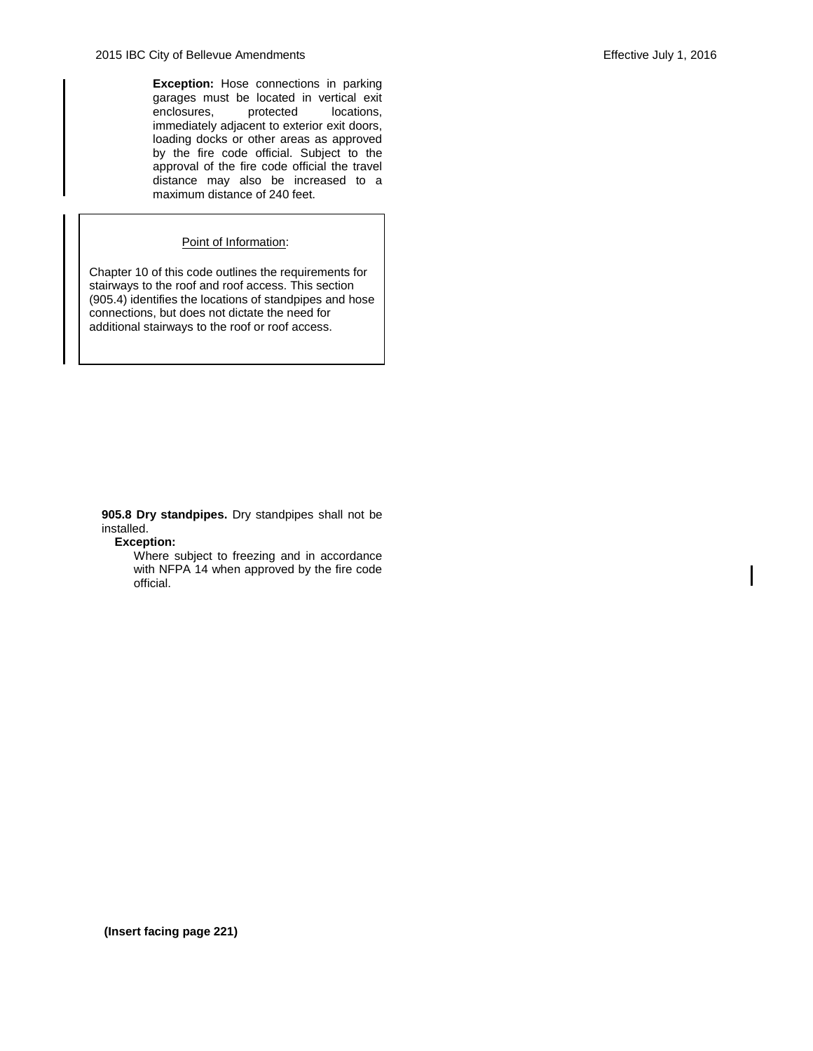**Exception:** Hose connections in parking garages must be located in vertical exit enclosures, protected locations, immediately adjacent to exterior exit doors, loading docks or other areas as approved by the fire code official. Subject to the approval of the fire code official the travel distance may also be increased to a maximum distance of 240 feet.

> Point of Information:
>
> Chapter 10 of this code outlines the requirements for stairways to the roof and roof access. This section (905.4) identifies the locations of standpipes and hose connections, but does not dictate the need for additional stairways to the roof or roof access.

**905.8 Dry standpipes.** Dry standpipes shall not be installed.

**Exception:**

Where subject to freezing and in accordance with NFPA 14 when approved by the fire code official.

**(Insert facing page 221)**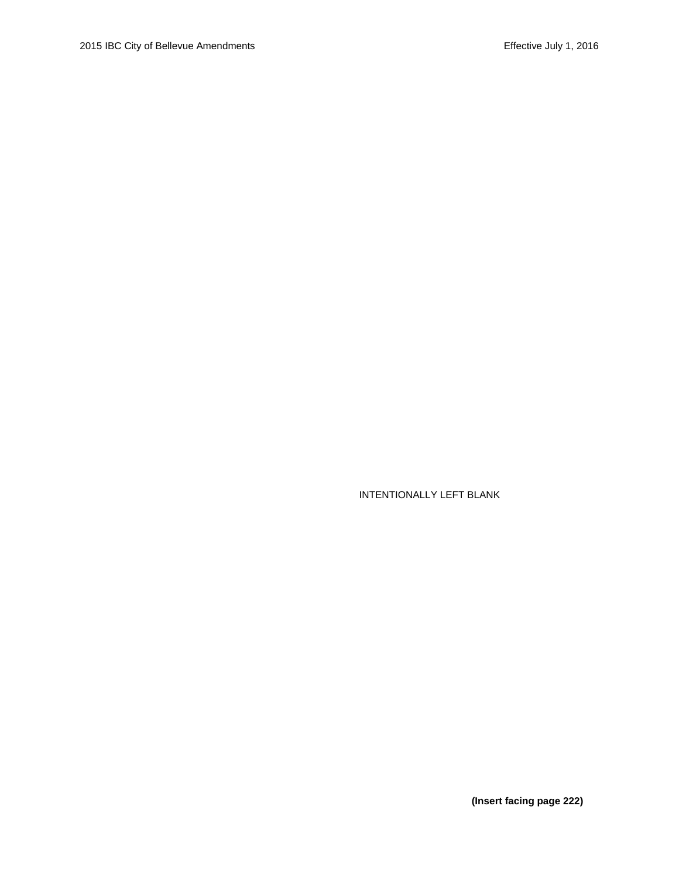INTENTIONALLY LEFT BLANK

**(Insert facing page 222)**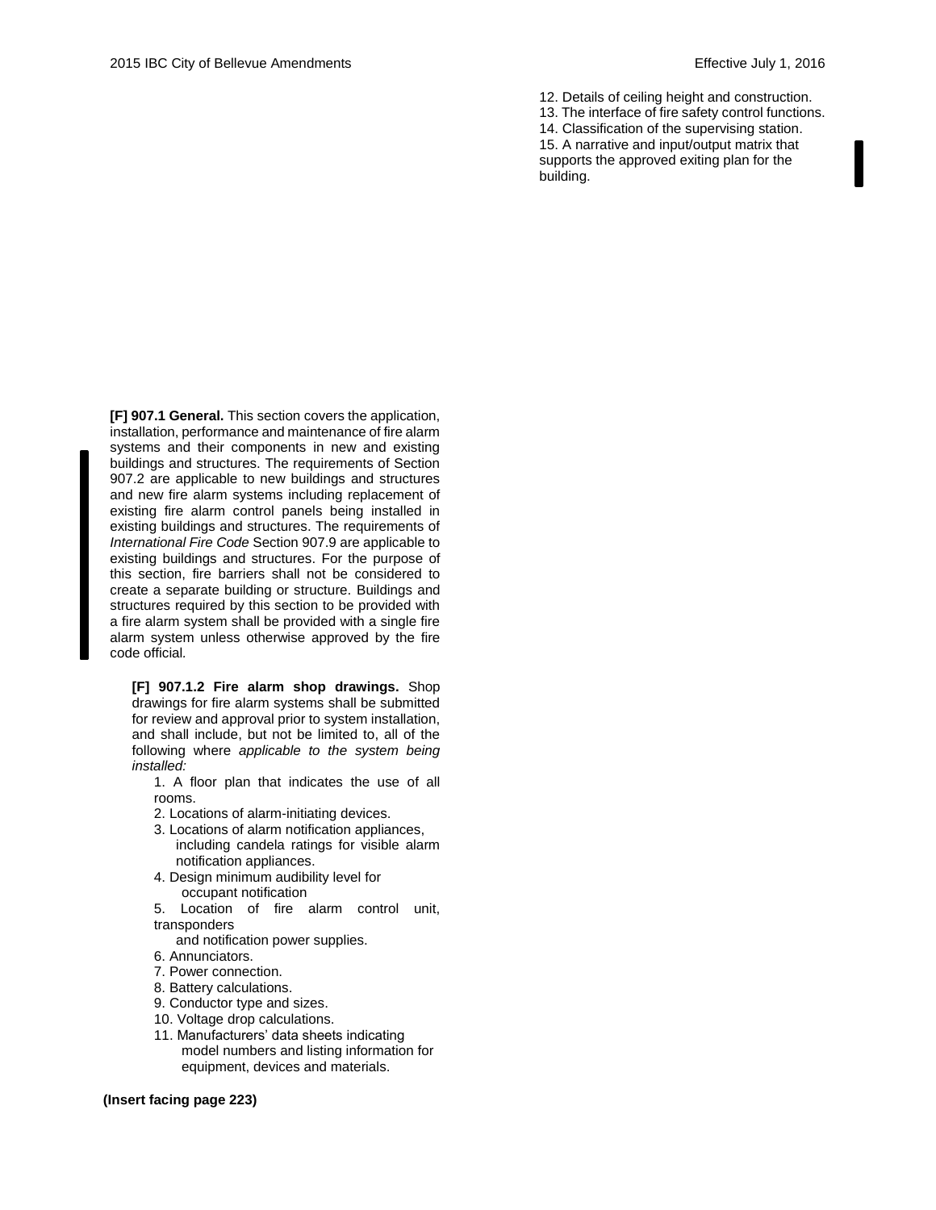**[F] 907.1 General.** This section covers the application, installation, performance and maintenance of fire alarm systems and their components in new and existing buildings and structures. The requirements of Section 907.2 are applicable to new buildings and structures and new fire alarm systems including replacement of existing fire alarm control panels being installed in existing buildings and structures. The requirements of *International Fire Code* Section 907.9 are applicable to existing buildings and structures. For the purpose of this section, fire barriers shall not be considered to create a separate building or structure. Buildings and structures required by this section to be provided with a fire alarm system shall be provided with a single fire alarm system unless otherwise approved by the fire code official.

**[F] 907.1.2 Fire alarm shop drawings.** Shop drawings for fire alarm systems shall be submitted for review and approval prior to system installation, and shall include, but not be limited to, all of the following where *applicable to the system being installed:*

1. A floor plan that indicates the use of all rooms.
2. Locations of alarm-initiating devices.
3. Locations of alarm notification appliances, including candela ratings for visible alarm notification appliances.
4. Design minimum audibility level for occupant notification
5. Location of fire alarm control unit, transponders and notification power supplies.
6. Annunciators.
7. Power connection.
8. Battery calculations.
9. Conductor type and sizes.
10. Voltage drop calculations.
11. Manufacturers' data sheets indicating model numbers and listing information for equipment, devices and materials.
12. Details of ceiling height and construction.
13. The interface of fire safety control functions.
14. Classification of the supervising station.
15. A narrative and input/output matrix that supports the approved exiting plan for the building.

**(Insert facing page 223)**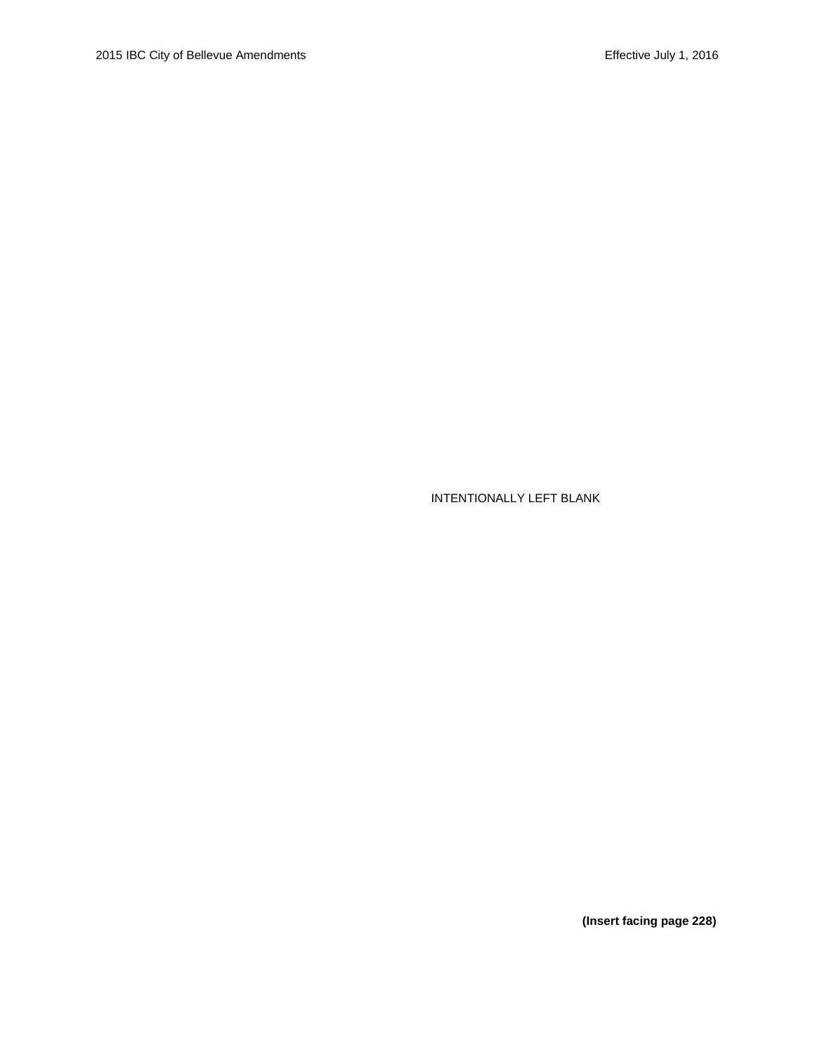INTENTIONALLY LEFT BLANK

**(Insert facing page 228)**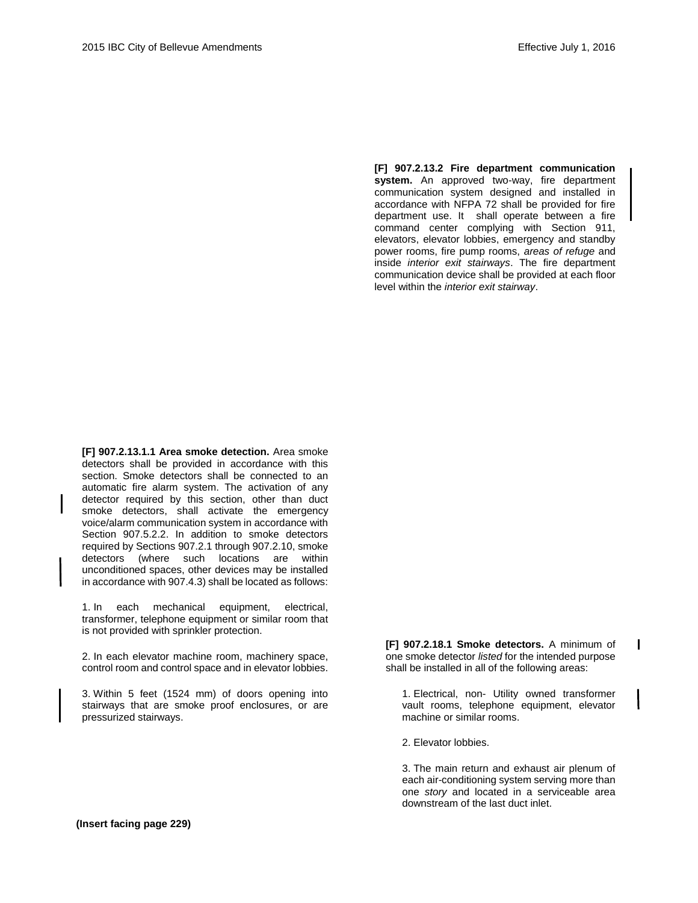**[F] 907.2.13.2 Fire department communication system.** An approved two-way, fire department communication system designed and installed in accordance with NFPA 72 shall be provided for fire department use. It shall operate between a fire command center complying with Section 911, elevators, elevator lobbies, emergency and standby power rooms, fire pump rooms, *areas of refuge* and inside *interior exit stairways*. The fire department communication device shall be provided at each floor level within the *interior exit stairway*.

**[F] 907.2.13.1.1 Area smoke detection.** Area smoke detectors shall be provided in accordance with this section. Smoke detectors shall be connected to an automatic fire alarm system. The activation of any detector required by this section, other than duct smoke detectors, shall activate the emergency voice/alarm communication system in accordance with Section 907.5.2.2. In addition to smoke detectors required by Sections 907.2.1 through 907.2.10, smoke detectors (where such locations are within unconditioned spaces, other devices may be installed in accordance with 907.4.3) shall be located as follows:

1. In each mechanical equipment, electrical, transformer, telephone equipment or similar room that is not provided with sprinkler protection.

2. In each elevator machine room, machinery space, control room and control space and in elevator lobbies.

3. Within 5 feet (1524 mm) of doors opening into stairways that are smoke proof enclosures, or are pressurized stairways.

**[F] 907.2.18.1 Smoke detectors.** A minimum of one smoke detector *listed* for the intended purpose shall be installed in all of the following areas:

1. Electrical, non- Utility owned transformer vault rooms, telephone equipment, elevator machine or similar rooms.

2. Elevator lobbies.

3. The main return and exhaust air plenum of each air-conditioning system serving more than one *story* and located in a serviceable area downstream of the last duct inlet.

**(Insert facing page 229)**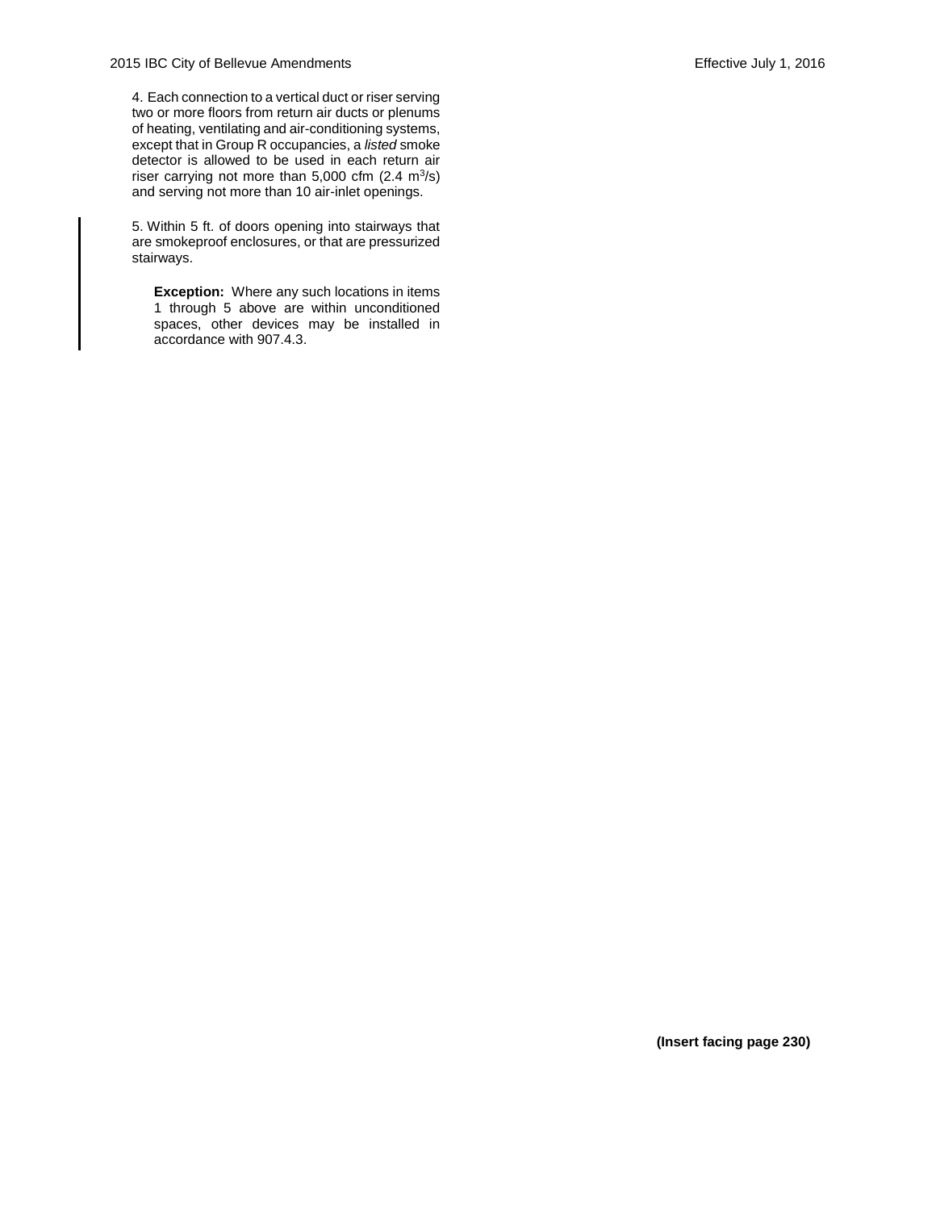4. Each connection to a vertical duct or riser serving two or more floors from return air ducts or plenums of heating, ventilating and air-conditioning systems, except that in Group R occupancies, a *listed* smoke detector is allowed to be used in each return air riser carrying not more than 5,000 cfm (2.4 $m^3/s$) and serving not more than 10 air-inlet openings.

5. Within 5 ft. of doors opening into stairways that are smokeproof enclosures, or that are pressurized stairways.

> **Exception:** Where any such locations in items 1 through 5 above are within unconditioned spaces, other devices may be installed in accordance with 907.4.3.

**(Insert facing page 230)**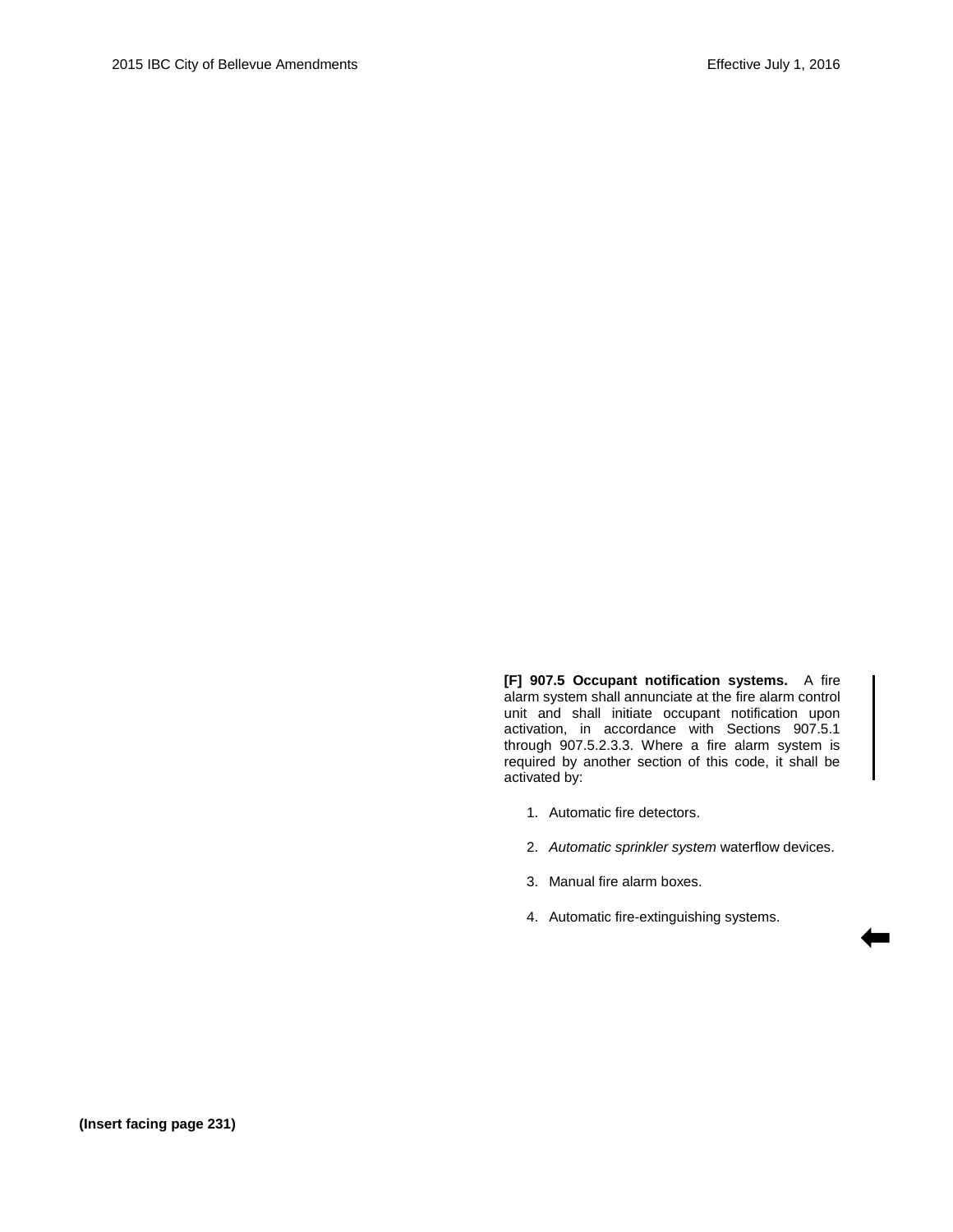**[F] 907.5 Occupant notification systems.** A fire alarm system shall annunciate at the fire alarm control unit and shall initiate occupant notification upon activation, in accordance with Sections 907.5.1 through 907.5.2.3.3. Where a fire alarm system is required by another section of this code, it shall be activated by:

1. Automatic fire detectors.
2. *Automatic sprinkler system* waterflow devices.
3. Manual fire alarm boxes.
4. Automatic fire-extinguishing systems.

**(Insert facing page 231)**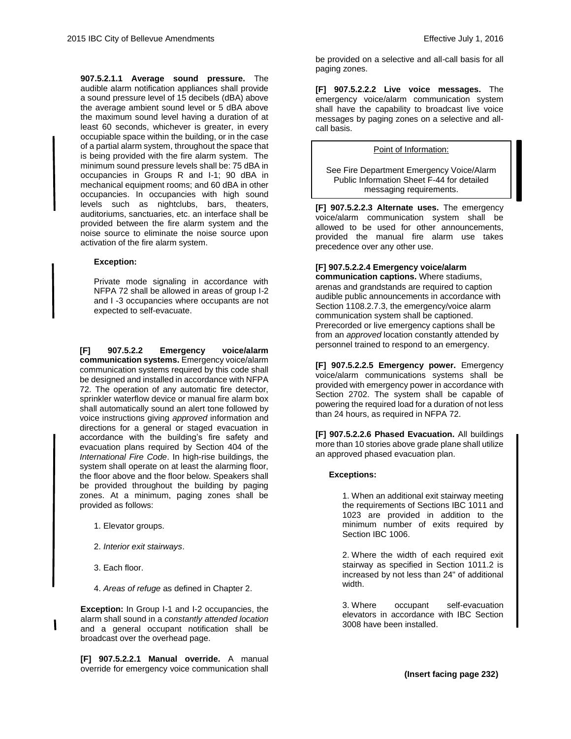**907.5.2.1.1 Average sound pressure.** The audible alarm notification appliances shall provide a sound pressure level of 15 decibels (dBA) above the average ambient sound level or 5 dBA above the maximum sound level having a duration of at least 60 seconds, whichever is greater, in every occupiable space within the building, or in the case of a partial alarm system, throughout the space that is being provided with the fire alarm system. The minimum sound pressure levels shall be: 75 dBA in occupancies in Groups R and I-1; 90 dBA in mechanical equipment rooms; and 60 dBA in other occupancies. In occupancies with high sound levels such as nightclubs, bars, theaters, auditoriums, sanctuaries, etc. an interface shall be provided between the fire alarm system and the noise source to eliminate the noise source upon activation of the fire alarm system.

**Exception:**

Private mode signaling in accordance with NFPA 72 shall be allowed in areas of group I-2 and I -3 occupancies where occupants are not expected to self-evacuate.

**[F] 907.5.2.2 Emergency voice/alarm communication systems.** Emergency voice/alarm communication systems required by this code shall be designed and installed in accordance with NFPA 72. The operation of any automatic fire detector, sprinkler waterflow device or manual fire alarm box shall automatically sound an alert tone followed by voice instructions giving *approved* information and directions for a general or staged evacuation in accordance with the building's fire safety and evacuation plans required by Section 404 of the *International Fire Code*. In high-rise buildings, the system shall operate on at least the alarming floor, the floor above and the floor below. Speakers shall be provided throughout the building by paging zones. At a minimum, paging zones shall be provided as follows:

1. Elevator groups.
2. *Interior exit stairways*.
3. Each floor.
4. *Areas of refuge* as defined in Chapter 2.

**Exception:** In Group I-1 and I-2 occupancies, the alarm shall sound in a *constantly attended location* and a general occupant notification shall be broadcast over the overhead page.

**[F] 907.5.2.2.1 Manual override.** A manual override for emergency voice communication shall be provided on a selective and all-call basis for all paging zones.

**[F] 907.5.2.2.2 Live voice messages.** The emergency voice/alarm communication system shall have the capability to broadcast live voice messages by paging zones on a selective and all-call basis.

> Point of Information:
>
> See Fire Department Emergency Voice/Alarm Public Information Sheet F-44 for detailed messaging requirements.

**[F] 907.5.2.2.3 Alternate uses.** The emergency voice/alarm communication system shall be allowed to be used for other announcements, provided the manual fire alarm use takes precedence over any other use.

**[F] 907.5.2.2.4 Emergency voice/alarm communication captions.** Where stadiums, arenas and grandstands are required to caption audible public announcements in accordance with Section 1108.2.7.3, the emergency/voice alarm communication system shall be captioned. Prerecorded or live emergency captions shall be from an *approved* location constantly attended by personnel trained to respond to an emergency.

**[F] 907.5.2.2.5 Emergency power.** Emergency voice/alarm communications systems shall be provided with emergency power in accordance with Section 2702. The system shall be capable of powering the required load for a duration of not less than 24 hours, as required in NFPA 72.

**[F] 907.5.2.2.6 Phased Evacuation.** All buildings more than 10 stories above grade plane shall utilize an approved phased evacuation plan.

**Exceptions:**

1. When an additional exit stairway meeting the requirements of Sections IBC 1011 and 1023 are provided in addition to the minimum number of exits required by Section IBC 1006.

2. Where the width of each required exit stairway as specified in Section 1011.2 is increased by not less than 24" of additional width.

3. Where occupant self-evacuation elevators in accordance with IBC Section 3008 have been installed.

**(Insert facing page 232)**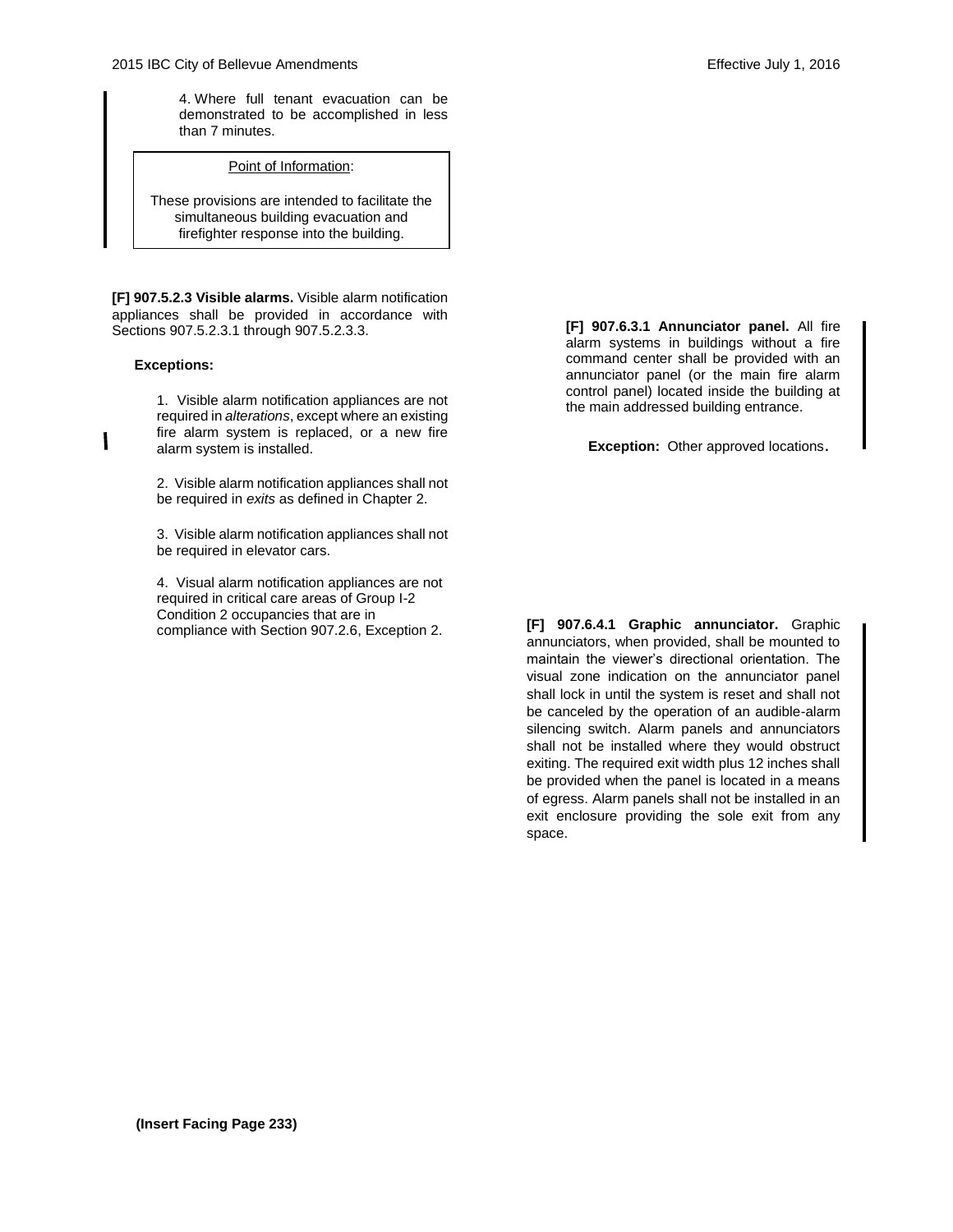4. Where full tenant evacuation can be demonstrated to be accomplished in less than 7 minutes.

> Point of Information:
>
> These provisions are intended to facilitate the simultaneous building evacuation and firefighter response into the building.

**[F] 907.5.2.3 Visible alarms.** Visible alarm notification appliances shall be provided in accordance with Sections 907.5.2.3.1 through 907.5.2.3.3.

**Exceptions:**

1. Visible alarm notification appliances are not required in *alterations*, except where an existing fire alarm system is replaced, or a new fire alarm system is installed.

2. Visible alarm notification appliances shall not be required in *exits* as defined in Chapter 2.

3. Visible alarm notification appliances shall not be required in elevator cars.

4. Visual alarm notification appliances are not required in critical care areas of Group I-2 Condition 2 occupancies that are in compliance with Section 907.2.6, Exception 2.

**[F] 907.6.3.1 Annunciator panel.** All fire alarm systems in buildings without a fire command center shall be provided with an annunciator panel (or the main fire alarm control panel) located inside the building at the main addressed building entrance.

**Exception:** Other approved locations.

**[F] 907.6.4.1 Graphic annunciator.** Graphic annunciators, when provided, shall be mounted to maintain the viewer's directional orientation. The visual zone indication on the annunciator panel shall lock in until the system is reset and shall not be canceled by the operation of an audible-alarm silencing switch. Alarm panels and annunciators shall not be installed where they would obstruct exiting. The required exit width plus 12 inches shall be provided when the panel is located in a means of egress. Alarm panels shall not be installed in an exit enclosure providing the sole exit from any space.

**(Insert Facing Page 233)**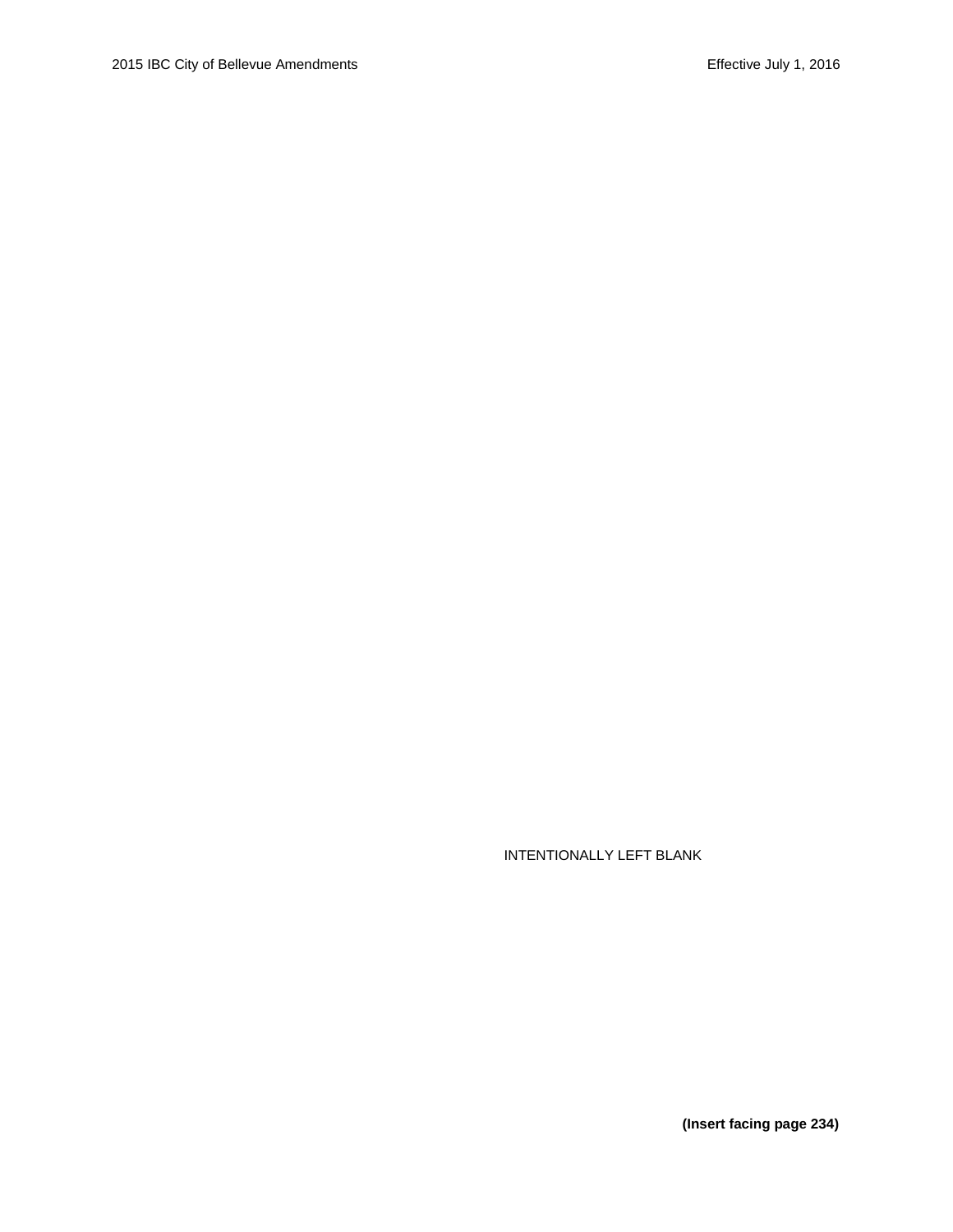INTENTIONALLY LEFT BLANK

**(Insert facing page 234)**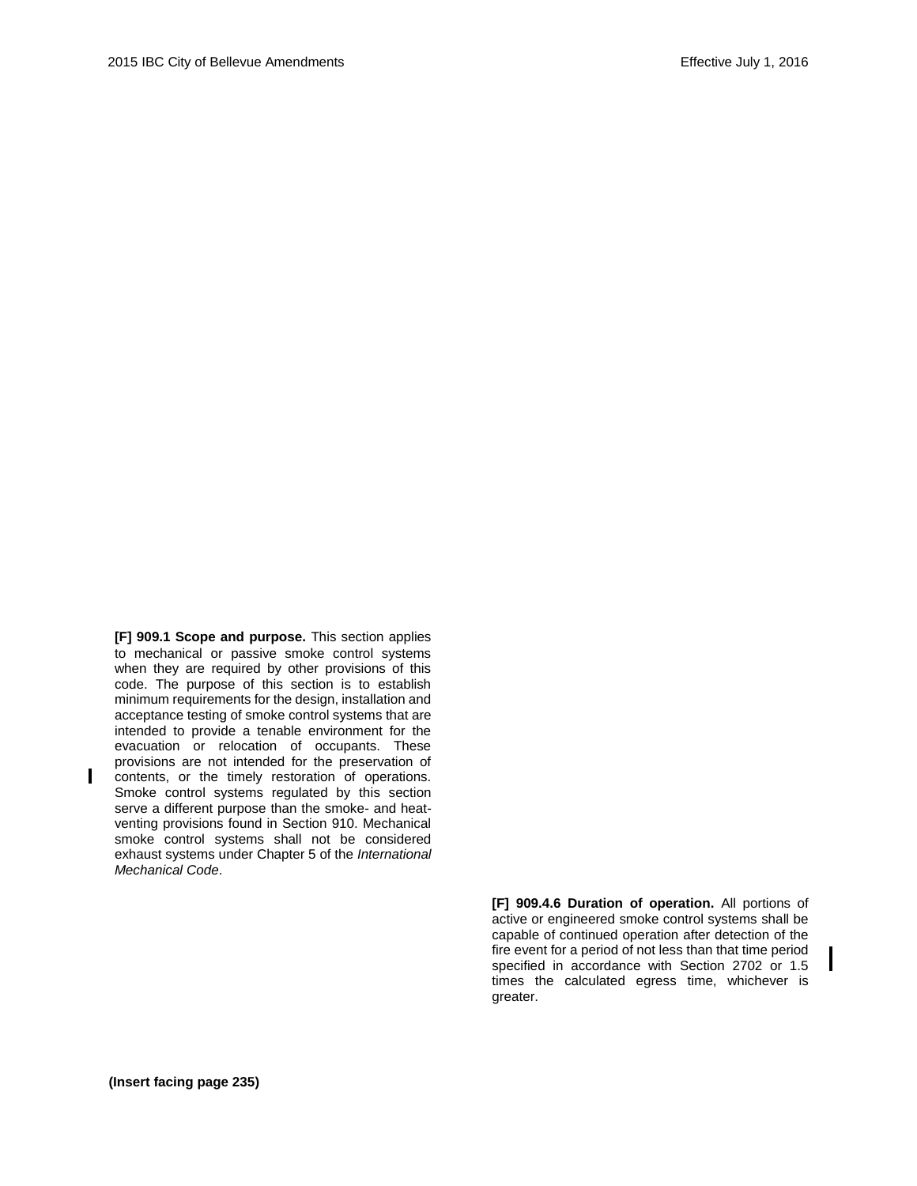**[F] 909.1 Scope and purpose.** This section applies to mechanical or passive smoke control systems when they are required by other provisions of this code. The purpose of this section is to establish minimum requirements for the design, installation and acceptance testing of smoke control systems that are intended to provide a tenable environment for the evacuation or relocation of occupants. These provisions are not intended for the preservation of contents, or the timely restoration of operations. Smoke control systems regulated by this section serve a different purpose than the smoke- and heat-venting provisions found in Section 910. Mechanical smoke control systems shall not be considered exhaust systems under Chapter 5 of the *International Mechanical Code*.

**[F] 909.4.6 Duration of operation.** All portions of active or engineered smoke control systems shall be capable of continued operation after detection of the fire event for a period of not less than that time period specified in accordance with Section 2702 or 1.5 times the calculated egress time, whichever is greater.

**(Insert facing page 235)**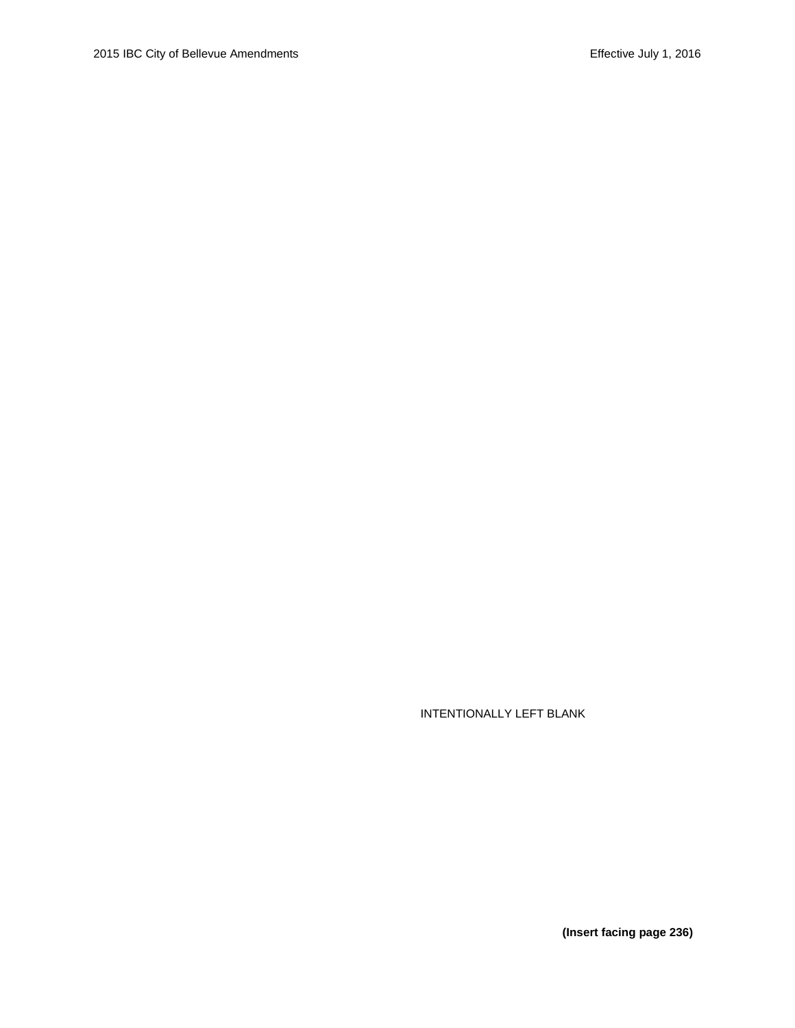INTENTIONALLY LEFT BLANK

**(Insert facing page 236)**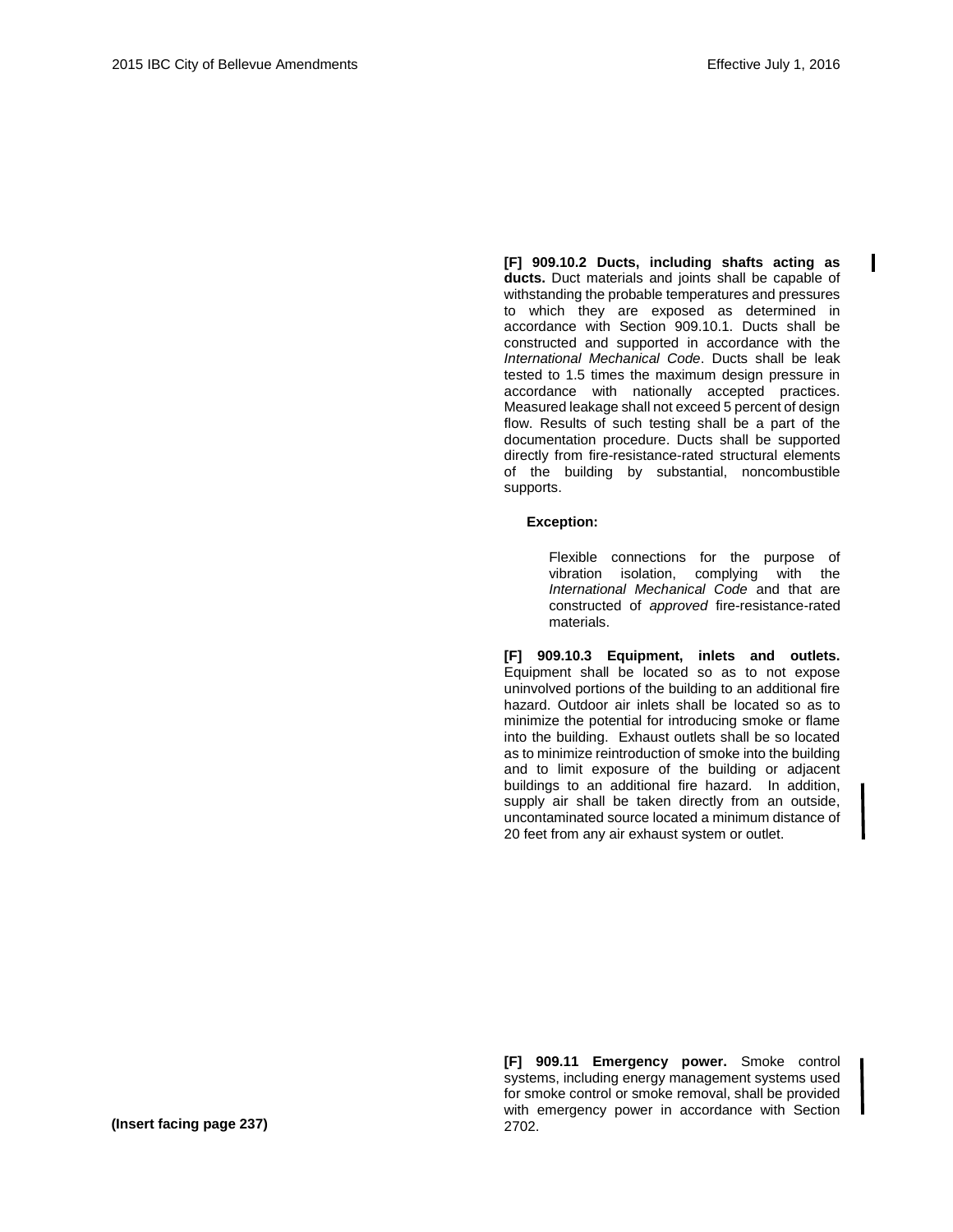**[F] 909.10.2 Ducts, including shafts acting as ducts.** Duct materials and joints shall be capable of withstanding the probable temperatures and pressures to which they are exposed as determined in accordance with Section 909.10.1. Ducts shall be constructed and supported in accordance with the *International Mechanical Code*. Ducts shall be leak tested to 1.5 times the maximum design pressure in accordance with nationally accepted practices. Measured leakage shall not exceed 5 percent of design flow. Results of such testing shall be a part of the documentation procedure. Ducts shall be supported directly from fire-resistance-rated structural elements of the building by substantial, noncombustible supports.

**Exception:**

Flexible connections for the purpose of vibration isolation, complying with the *International Mechanical Code* and that are constructed of *approved* fire-resistance-rated materials.

**[F] 909.10.3 Equipment, inlets and outlets.** Equipment shall be located so as to not expose uninvolved portions of the building to an additional fire hazard. Outdoor air inlets shall be located so as to minimize the potential for introducing smoke or flame into the building. Exhaust outlets shall be so located as to minimize reintroduction of smoke into the building and to limit exposure of the building or adjacent buildings to an additional fire hazard. In addition, supply air shall be taken directly from an outside, uncontaminated source located a minimum distance of 20 feet from any air exhaust system or outlet.

**[F] 909.11 Emergency power.** Smoke control systems, including energy management systems used for smoke control or smoke removal, shall be provided with emergency power in accordance with Section 2702.

**(Insert facing page 237)**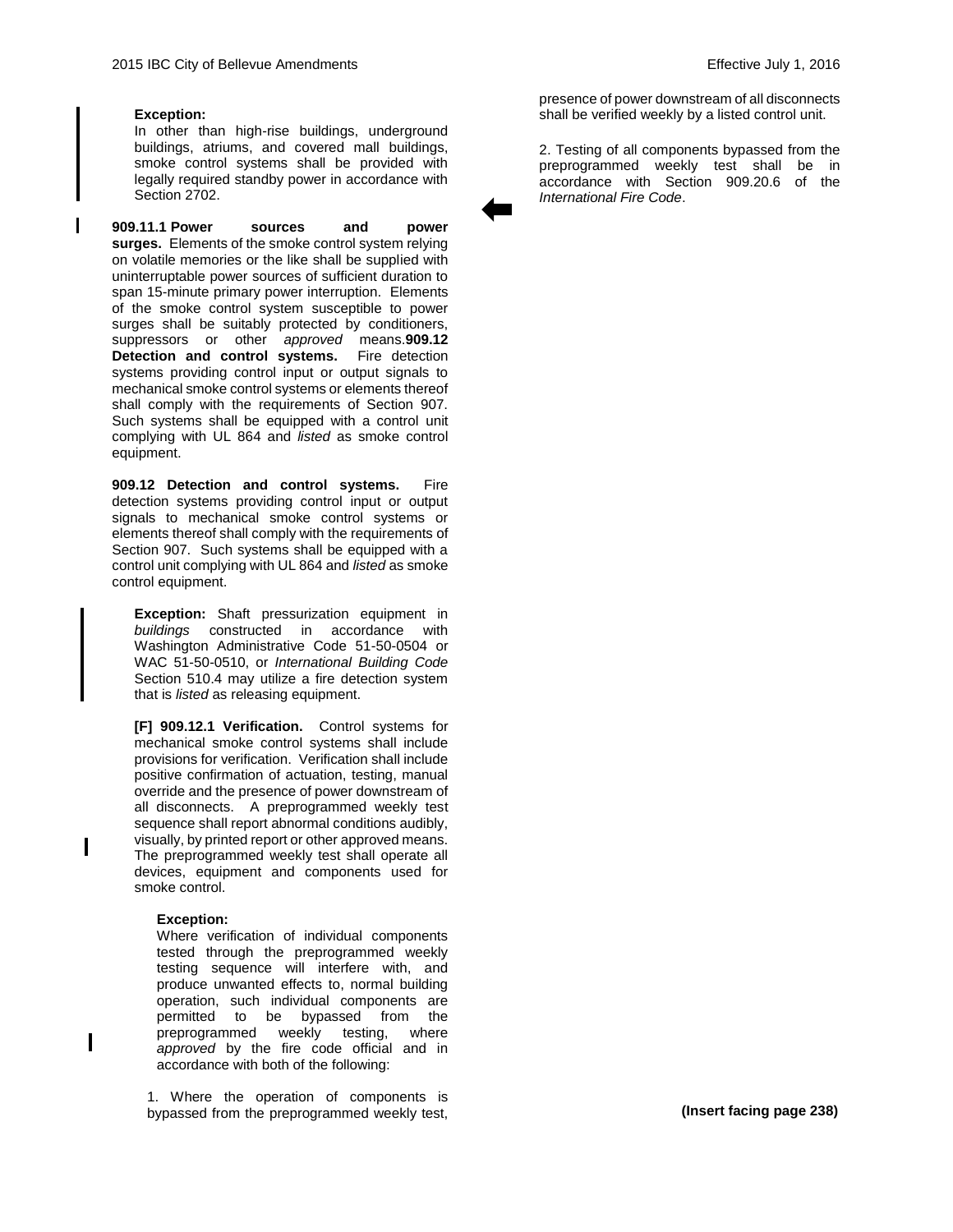**Exception:**
In other than high-rise buildings, underground buildings, atriums, and covered mall buildings, smoke control systems shall be provided with legally required standby power in accordance with Section 2702.

**909.11.1 Power sources and power surges.** Elements of the smoke control system relying on volatile memories or the like shall be supplied with uninterruptable power sources of sufficient duration to span 15-minute primary power interruption. Elements of the smoke control system susceptible to power surges shall be suitably protected by conditioners, suppressors or other *approved* means.**909.12 Detection and control systems.** Fire detection systems providing control input or output signals to mechanical smoke control systems or elements thereof shall comply with the requirements of Section 907. Such systems shall be equipped with a control unit complying with UL 864 and *listed* as smoke control equipment.

**909.12 Detection and control systems.** Fire detection systems providing control input or output signals to mechanical smoke control systems or elements thereof shall comply with the requirements of Section 907. Such systems shall be equipped with a control unit complying with UL 864 and *listed* as smoke control equipment.

**Exception:** Shaft pressurization equipment in *buildings* constructed in accordance with Washington Administrative Code 51-50-0504 or WAC 51-50-0510, or *International Building Code* Section 510.4 may utilize a fire detection system that is *listed* as releasing equipment.

**[F] 909.12.1 Verification.** Control systems for mechanical smoke control systems shall include provisions for verification. Verification shall include positive confirmation of actuation, testing, manual override and the presence of power downstream of all disconnects. A preprogrammed weekly test sequence shall report abnormal conditions audibly, visually, by printed report or other approved means. The preprogrammed weekly test shall operate all devices, equipment and components used for smoke control.

**Exception:**
Where verification of individual components tested through the preprogrammed weekly testing sequence will interfere with, and produce unwanted effects to, normal building operation, such individual components are permitted to be bypassed from the preprogrammed weekly testing, where *approved* by the fire code official and in accordance with both of the following:

1. Where the operation of components is bypassed from the preprogrammed weekly test, presence of power downstream of all disconnects shall be verified weekly by a listed control unit.

2. Testing of all components bypassed from the preprogrammed weekly test shall be in accordance with Section 909.20.6 of the *International Fire Code*.

**(Insert facing page 238)**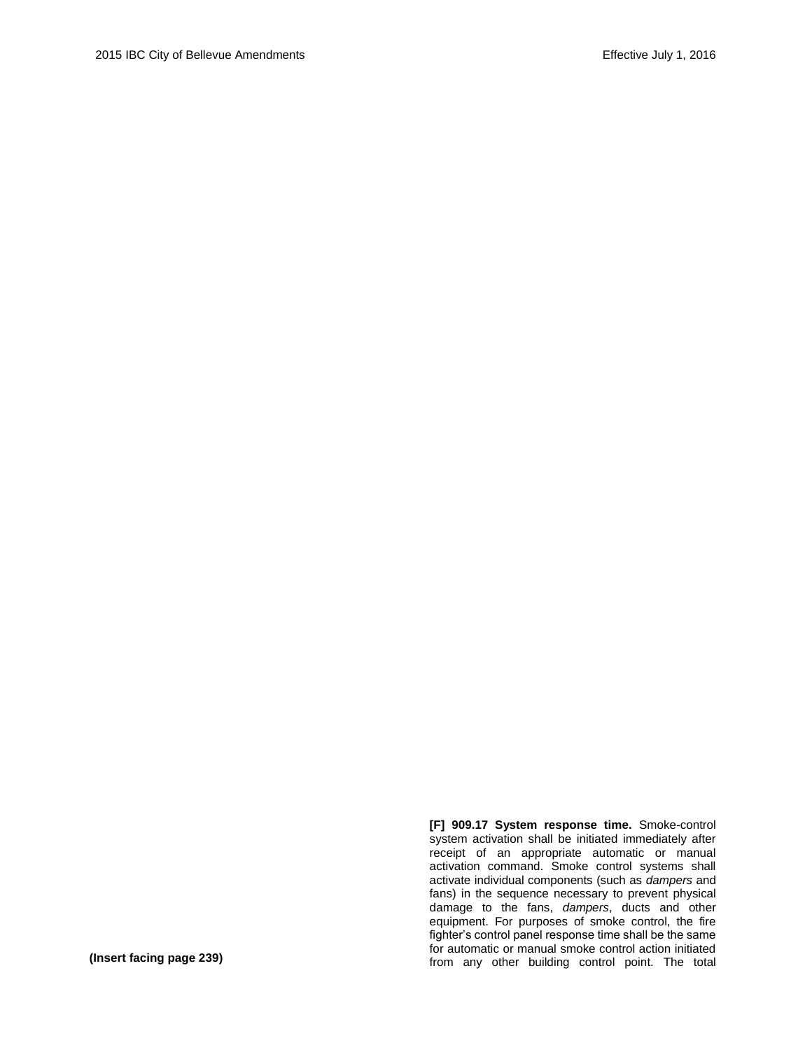**[F] 909.17 System response time.** Smoke-control system activation shall be initiated immediately after receipt of an appropriate automatic or manual activation command. Smoke control systems shall activate individual components (such as *dampers* and fans) in the sequence necessary to prevent physical damage to the fans, *dampers*, ducts and other equipment. For purposes of smoke control, the fire fighter's control panel response time shall be the same for automatic or manual smoke control action initiated from any other building control point. The total

**(Insert facing page 239)**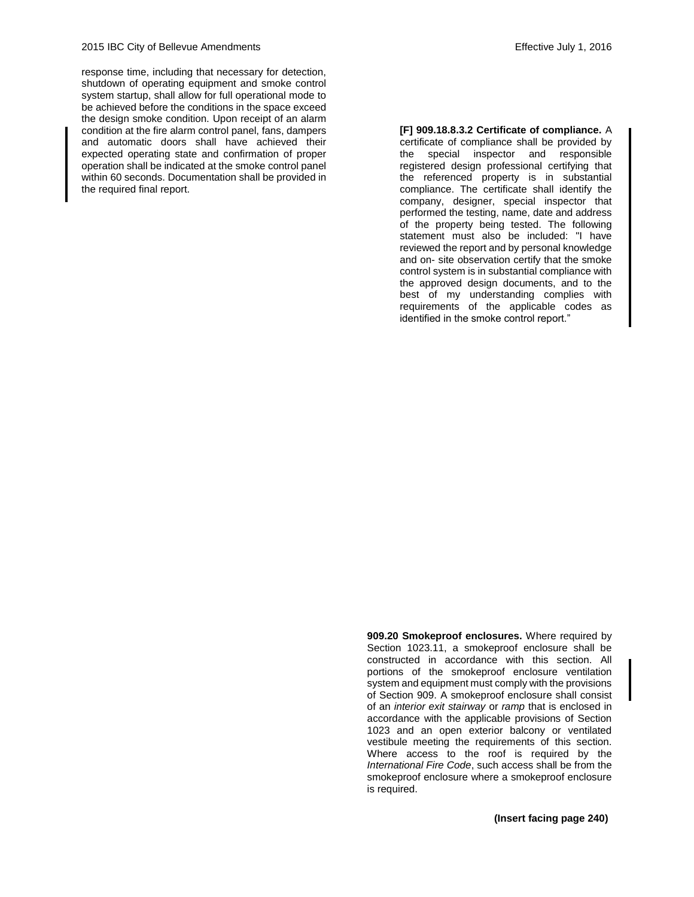response time, including that necessary for detection, shutdown of operating equipment and smoke control system startup, shall allow for full operational mode to be achieved before the conditions in the space exceed the design smoke condition. Upon receipt of an alarm condition at the fire alarm control panel, fans, dampers and automatic doors shall have achieved their expected operating state and confirmation of proper operation shall be indicated at the smoke control panel within 60 seconds. Documentation shall be provided in the required final report.

**[F] 909.18.8.3.2 Certificate of compliance.** A certificate of compliance shall be provided by the special inspector and responsible registered design professional certifying that the referenced property is in substantial compliance. The certificate shall identify the company, designer, special inspector that performed the testing, name, date and address of the property being tested. The following statement must also be included: "I have reviewed the report and by personal knowledge and on- site observation certify that the smoke control system is in substantial compliance with the approved design documents, and to the best of my understanding complies with requirements of the applicable codes as identified in the smoke control report."

**909.20 Smokeproof enclosures.** Where required by Section 1023.11, a smokeproof enclosure shall be constructed in accordance with this section. All portions of the smokeproof enclosure ventilation system and equipment must comply with the provisions of Section 909. A smokeproof enclosure shall consist of an *interior exit stairway* or *ramp* that is enclosed in accordance with the applicable provisions of Section 1023 and an open exterior balcony or ventilated vestibule meeting the requirements of this section. Where access to the roof is required by the *International Fire Code*, such access shall be from the smokeproof enclosure where a smokeproof enclosure is required.

**(Insert facing page 240)**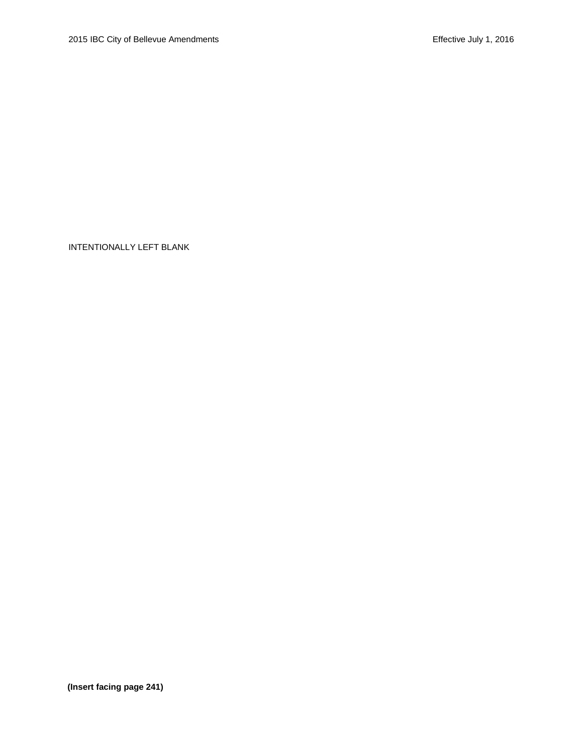INTENTIONALLY LEFT BLANK

**(Insert facing page 241)**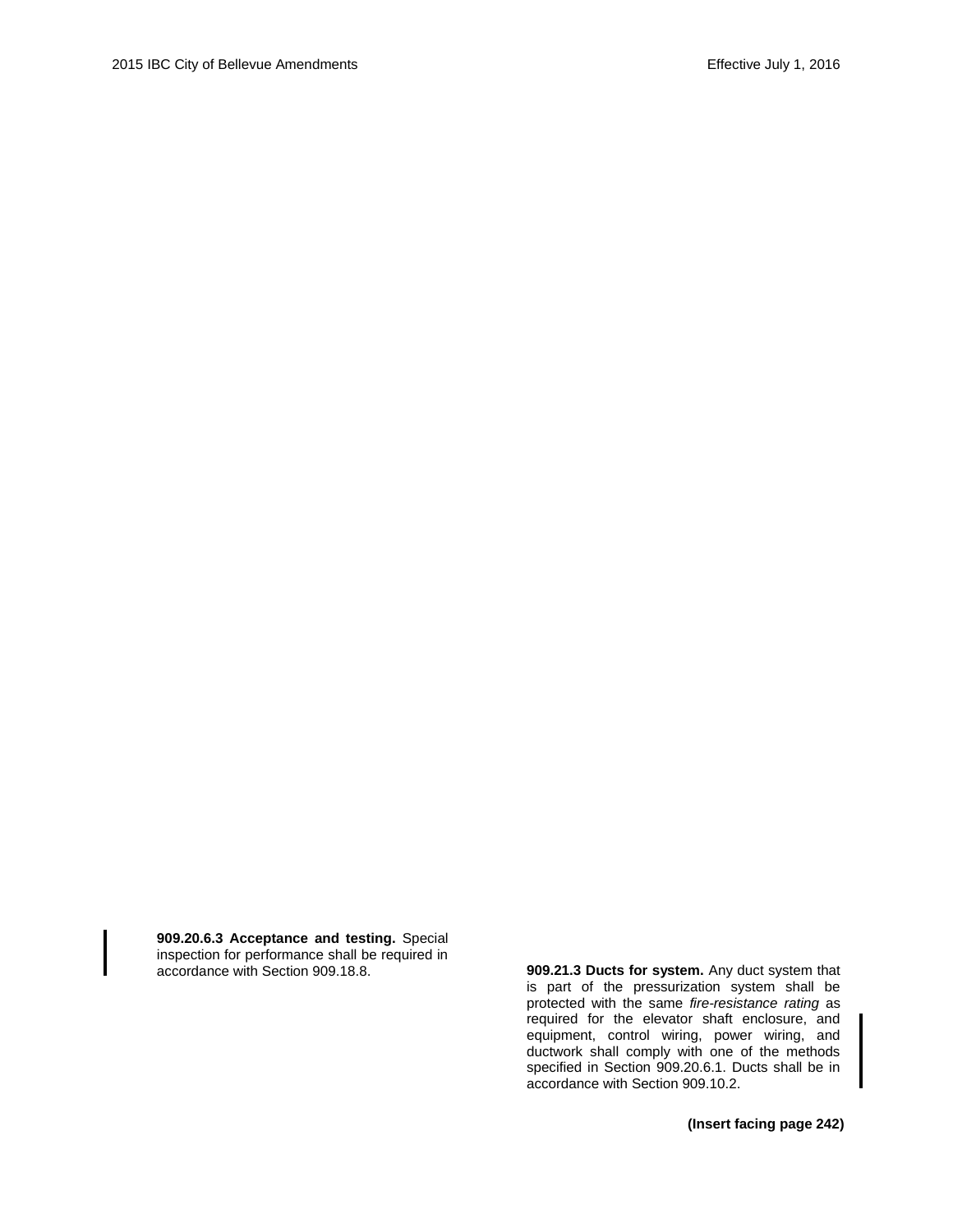**909.20.6.3 Acceptance and testing.** Special inspection for performance shall be required in accordance with Section 909.18.8.

**909.21.3 Ducts for system.** Any duct system that is part of the pressurization system shall be protected with the same *fire-resistance rating* as required for the elevator shaft enclosure, and equipment, control wiring, power wiring, and ductwork shall comply with one of the methods specified in Section 909.20.6.1. Ducts shall be in accordance with Section 909.10.2.

**(Insert facing page 242)**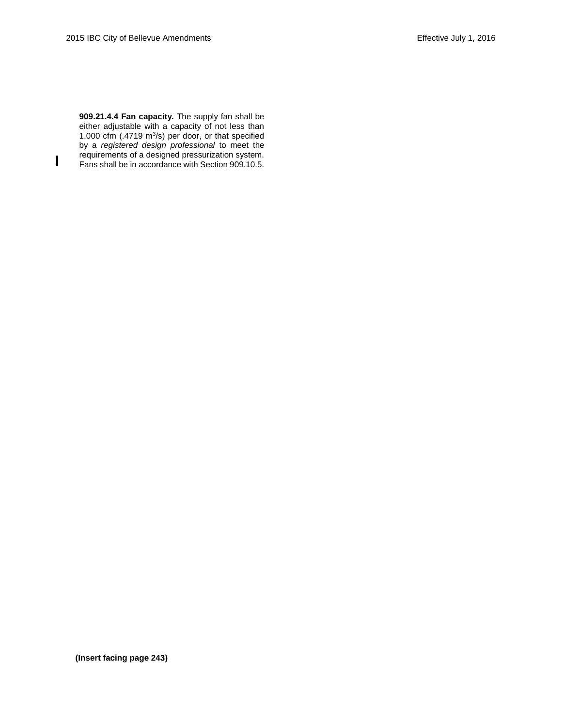**909.21.4.4 Fan capacity.** The supply fan shall be either adjustable with a capacity of not less than 1,000 cfm (.4719 $m^3/s$) per door, or that specified by a *registered design professional* to meet the requirements of a designed pressurization system. Fans shall be in accordance with Section 909.10.5.

**(Insert facing page 243)**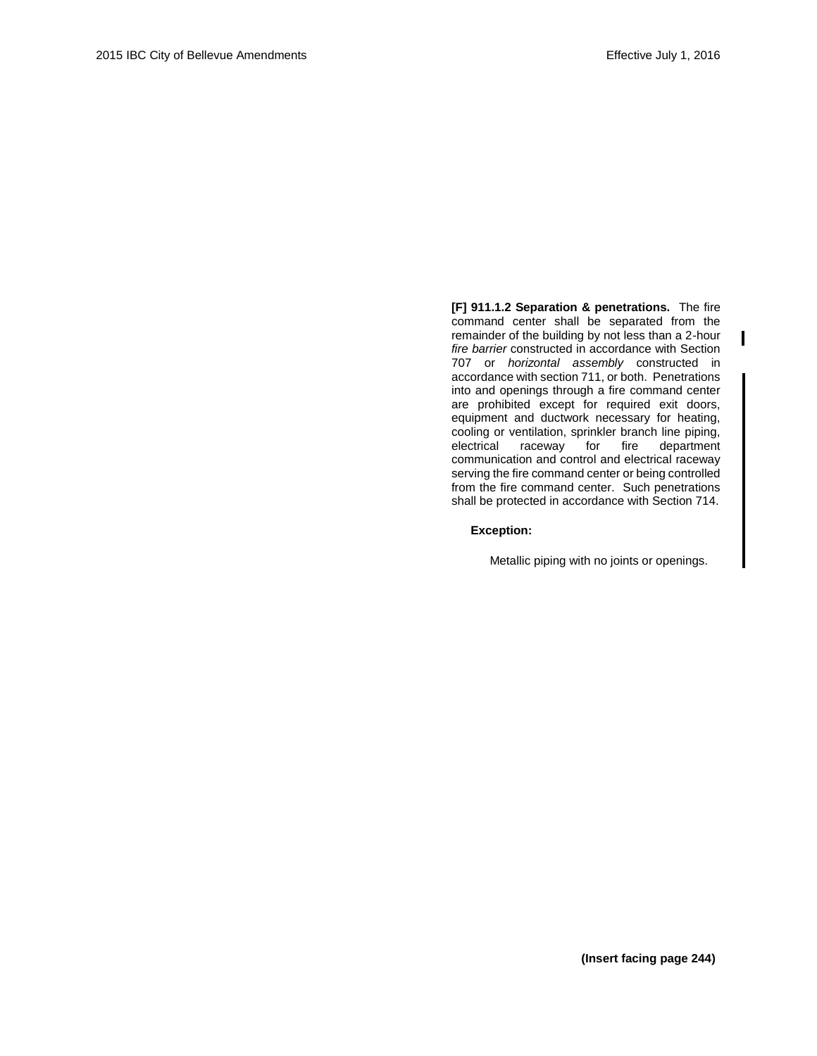**[F] 911.1.2 Separation & penetrations.** The fire command center shall be separated from the remainder of the building by not less than a 2-hour *fire barrier* constructed in accordance with Section 707 or *horizontal assembly* constructed in accordance with section 711, or both. Penetrations into and openings through a fire command center are prohibited except for required exit doors, equipment and ductwork necessary for heating, cooling or ventilation, sprinkler branch line piping, electrical raceway for fire department communication and control and electrical raceway serving the fire command center or being controlled from the fire command center. Such penetrations shall be protected in accordance with Section 714.

**Exception:**

Metallic piping with no joints or openings.

**(Insert facing page 244)**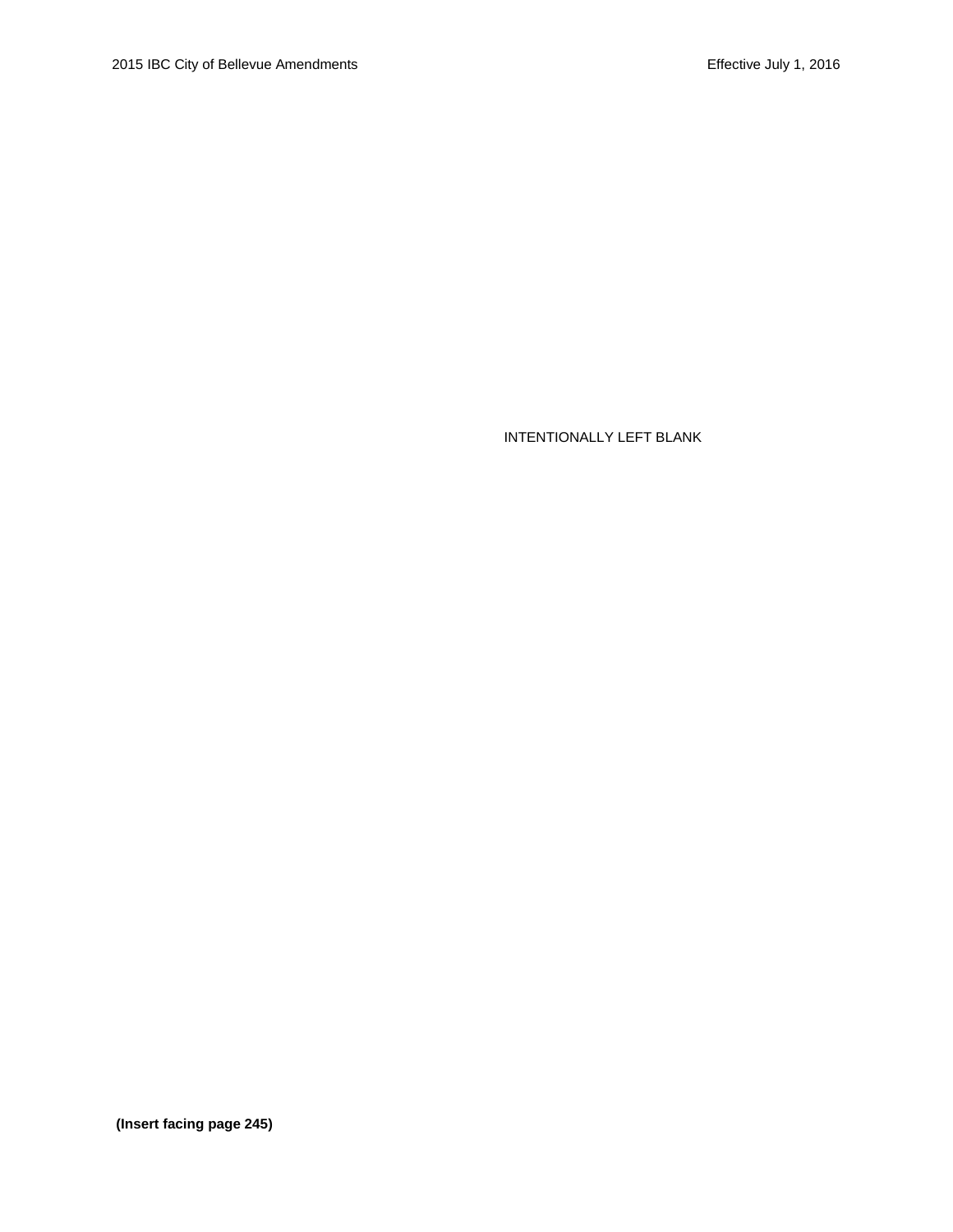INTENTIONALLY LEFT BLANK

**(Insert facing page 245)**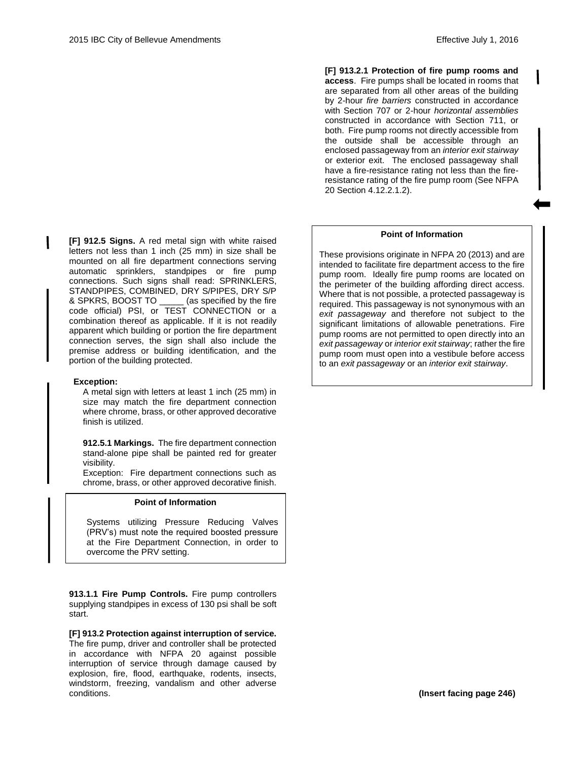**[F] 912.5 Signs.** A red metal sign with white raised letters not less than 1 inch (25 mm) in size shall be mounted on all fire department connections serving automatic sprinklers, standpipes or fire pump connections. Such signs shall read: SPRINKLERS, STANDPIPES, COMBINED, DRY S/PIPES, DRY S/P & SPKRS, BOOST TO _____ (as specified by the fire code official) PSI, or TEST CONNECTION or a combination thereof as applicable. If it is not readily apparent which building or portion the fire department connection serves, the sign shall also include the premise address or building identification, and the portion of the building protected.

**Exception:**

A metal sign with letters at least 1 inch (25 mm) in size may match the fire department connection where chrome, brass, or other approved decorative finish is utilized.

**912.5.1 Markings.** The fire department connection stand-alone pipe shall be painted red for greater visibility.

Exception: Fire department connections such as chrome, brass, or other approved decorative finish.

> **Point of Information**
>
> Systems utilizing Pressure Reducing Valves (PRV's) must note the required boosted pressure at the Fire Department Connection, in order to overcome the PRV setting.

**913.1.1 Fire Pump Controls.** Fire pump controllers supplying standpipes in excess of 130 psi shall be soft start.

**[F] 913.2 Protection against interruption of service.** The fire pump, driver and controller shall be protected in accordance with NFPA 20 against possible interruption of service through damage caused by explosion, fire, flood, earthquake, rodents, insects, windstorm, freezing, vandalism and other adverse conditions.

**[F] 913.2.1 Protection of fire pump rooms and access**. Fire pumps shall be located in rooms that are separated from all other areas of the building by 2-hour *fire barriers* constructed in accordance with Section 707 or 2-hour *horizontal assemblies* constructed in accordance with Section 711, or both. Fire pump rooms not directly accessible from the outside shall be accessible through an enclosed passageway from an *interior exit stairway* or exterior exit. The enclosed passageway shall have a fire-resistance rating not less than the fire-resistance rating of the fire pump room (See NFPA 20 Section 4.12.2.1.2).

> **Point of Information**
>
> These provisions originate in NFPA 20 (2013) and are intended to facilitate fire department access to the fire pump room. Ideally fire pump rooms are located on the perimeter of the building affording direct access. Where that is not possible, a protected passageway is required. This passageway is not synonymous with an *exit passageway* and therefore not subject to the significant limitations of allowable penetrations. Fire pump rooms are not permitted to open directly into an *exit passageway* or *interior exit stairway*; rather the fire pump room must open into a vestibule before access to an *exit passageway* or an *interior exit stairway*.

**(Insert facing page 246)**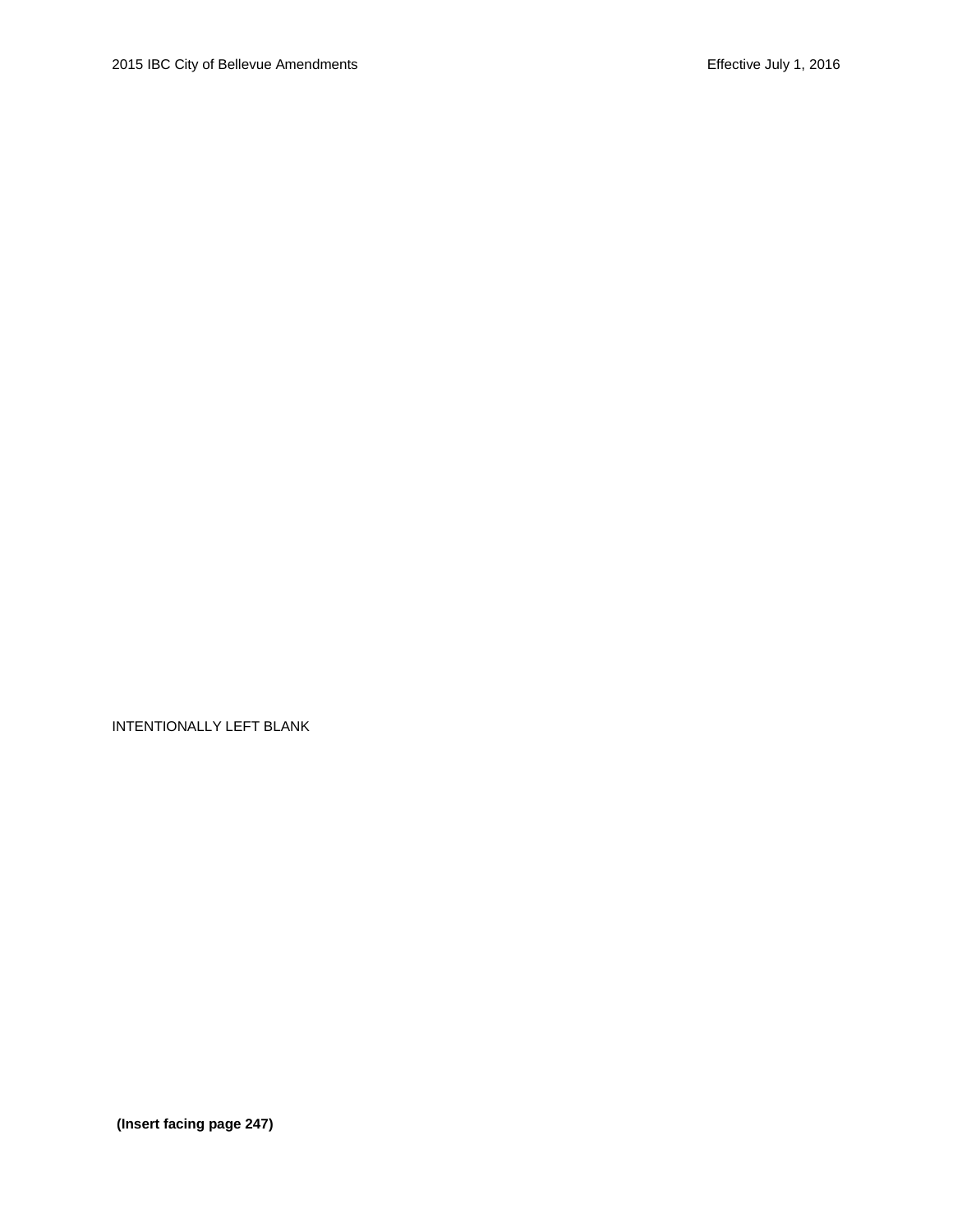INTENTIONALLY LEFT BLANK

**(Insert facing page 247)**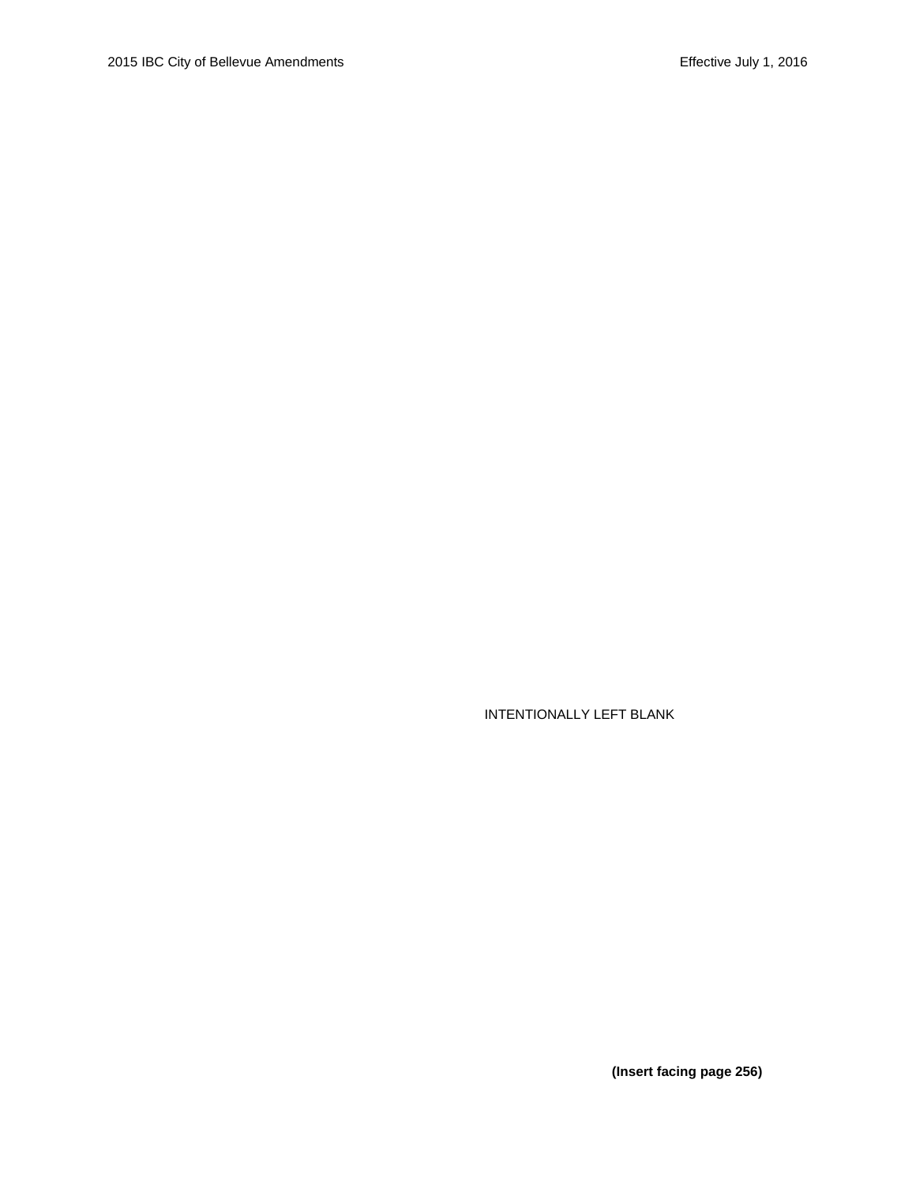INTENTIONALLY LEFT BLANK

**(Insert facing page 256)**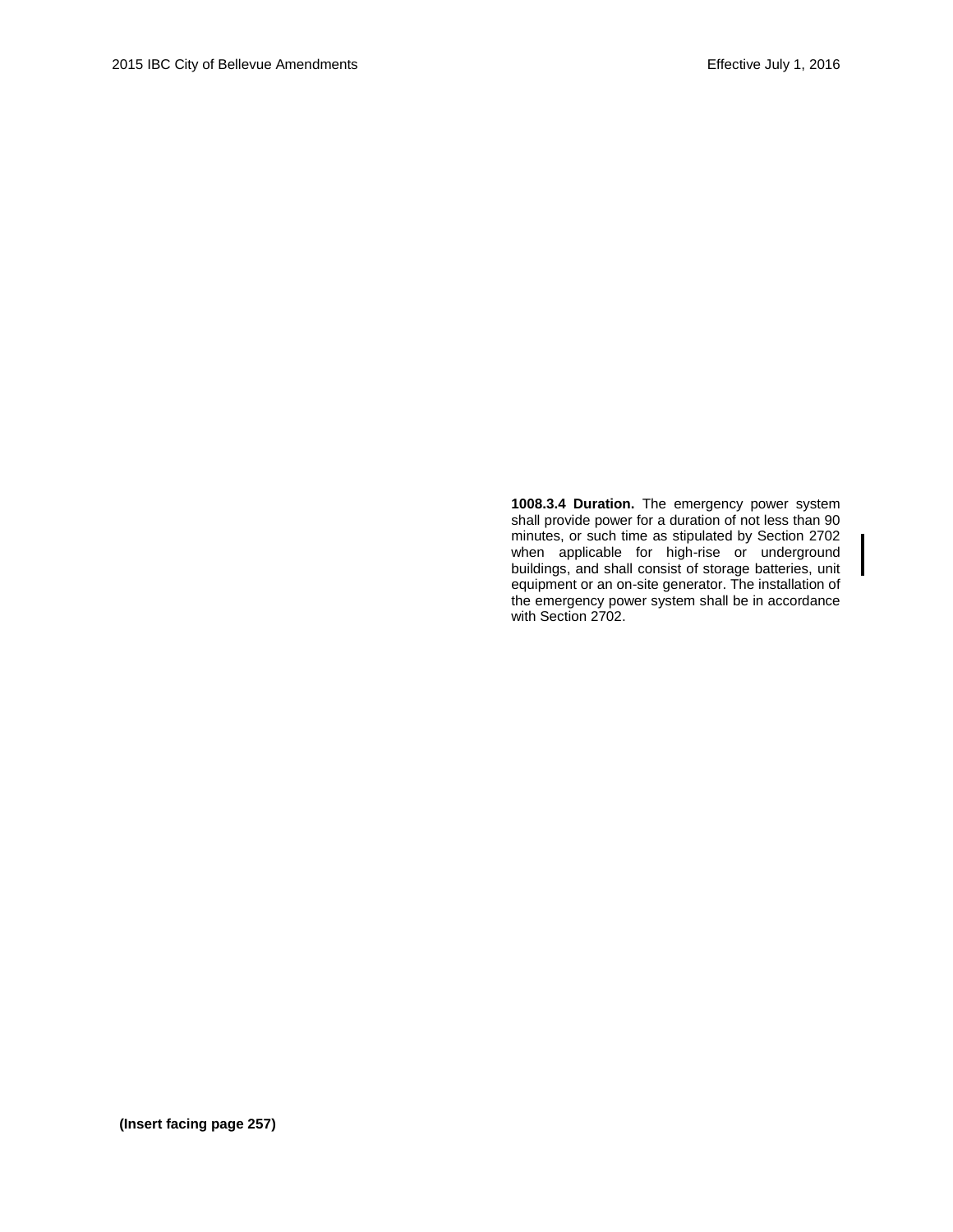**1008.3.4 Duration.** The emergency power system shall provide power for a duration of not less than 90 minutes, or such time as stipulated by Section 2702 when applicable for high-rise or underground buildings, and shall consist of storage batteries, unit equipment or an on-site generator. The installation of the emergency power system shall be in accordance with Section 2702.

**(Insert facing page 257)**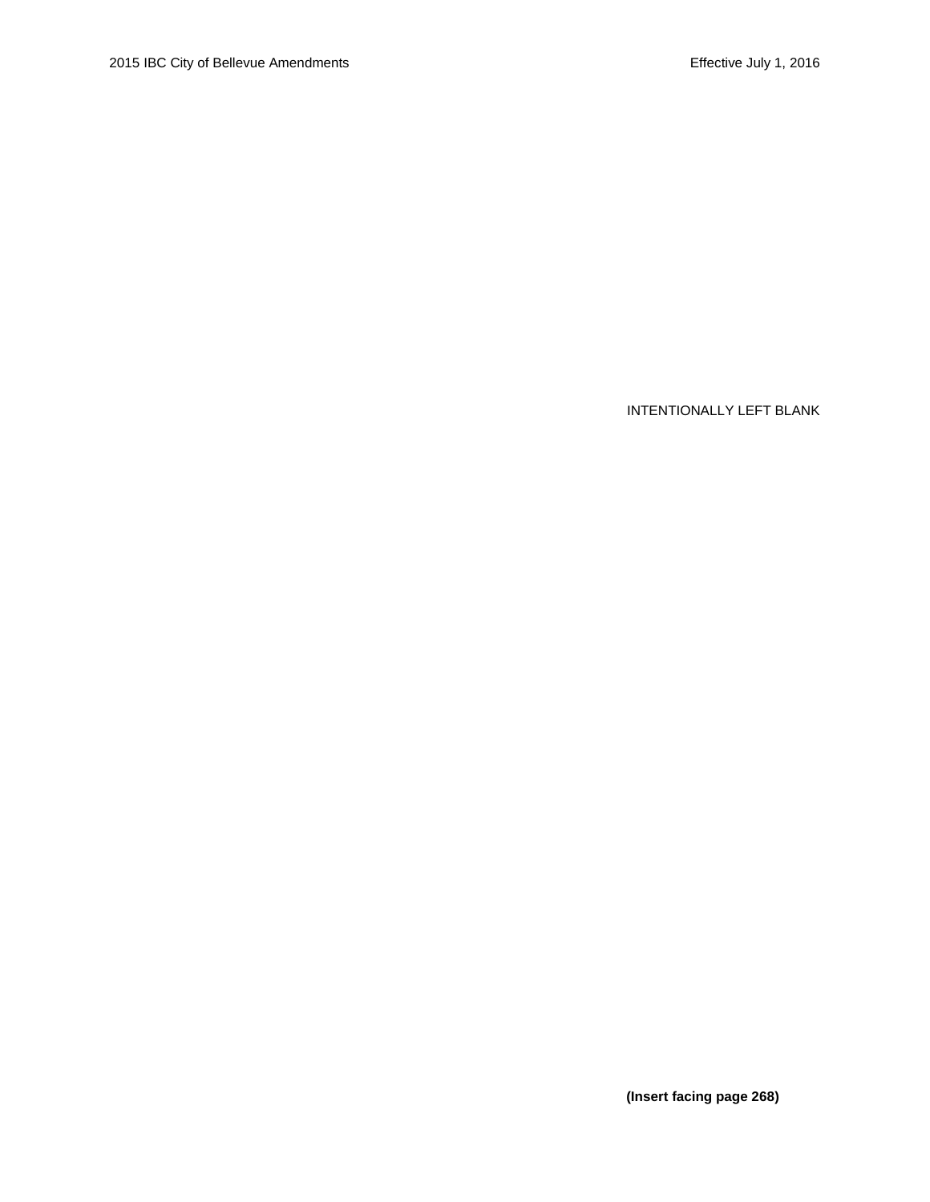INTENTIONALLY LEFT BLANK

**(Insert facing page 268)**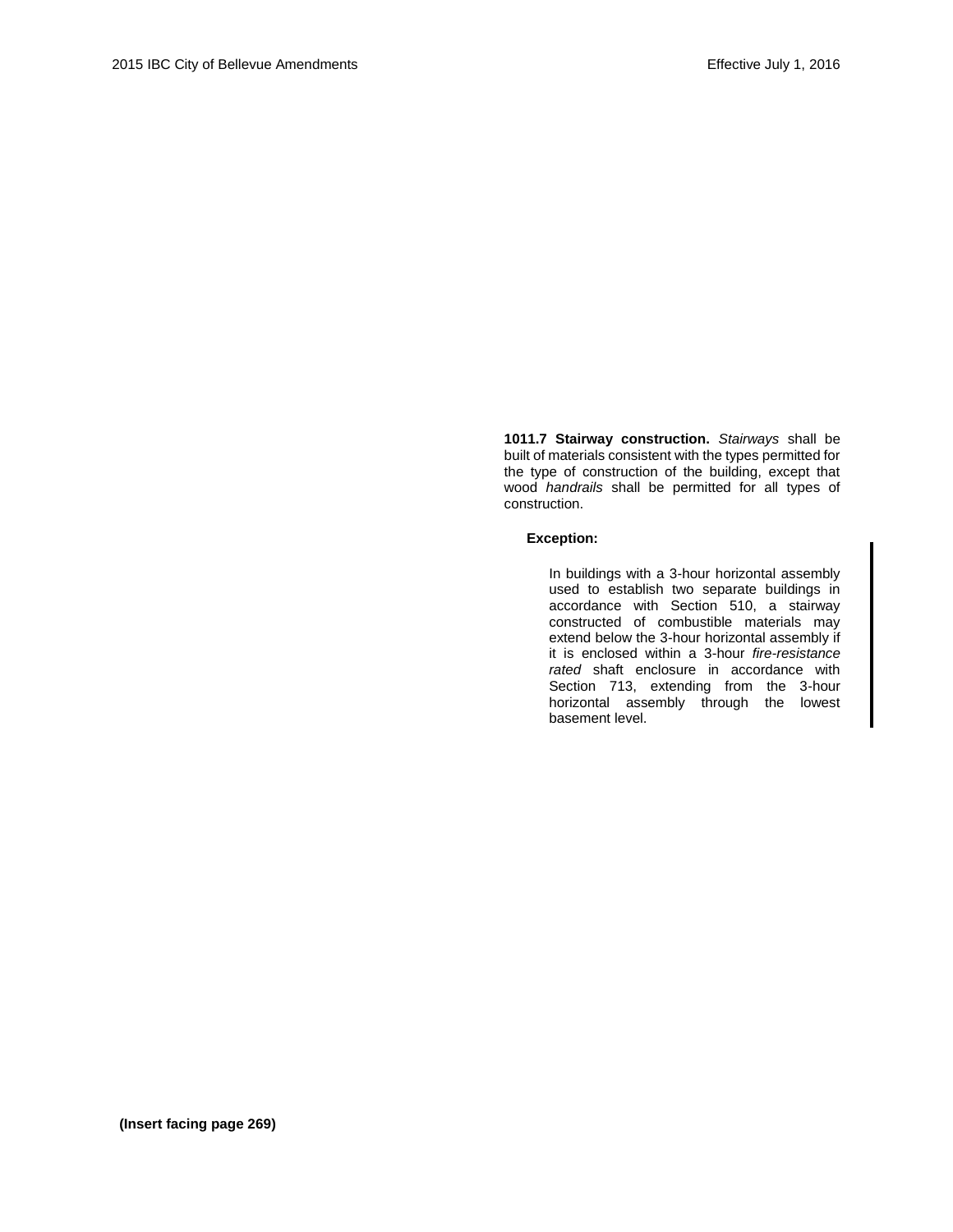**1011.7 Stairway construction.** *Stairways* shall be built of materials consistent with the types permitted for the type of construction of the building, except that wood *handrails* shall be permitted for all types of construction.

**Exception:**

In buildings with a 3-hour horizontal assembly used to establish two separate buildings in accordance with Section 510, a stairway constructed of combustible materials may extend below the 3-hour horizontal assembly if it is enclosed within a 3-hour *fire-resistance rated* shaft enclosure in accordance with Section 713, extending from the 3-hour horizontal assembly through the lowest basement level.

**(Insert facing page 269)**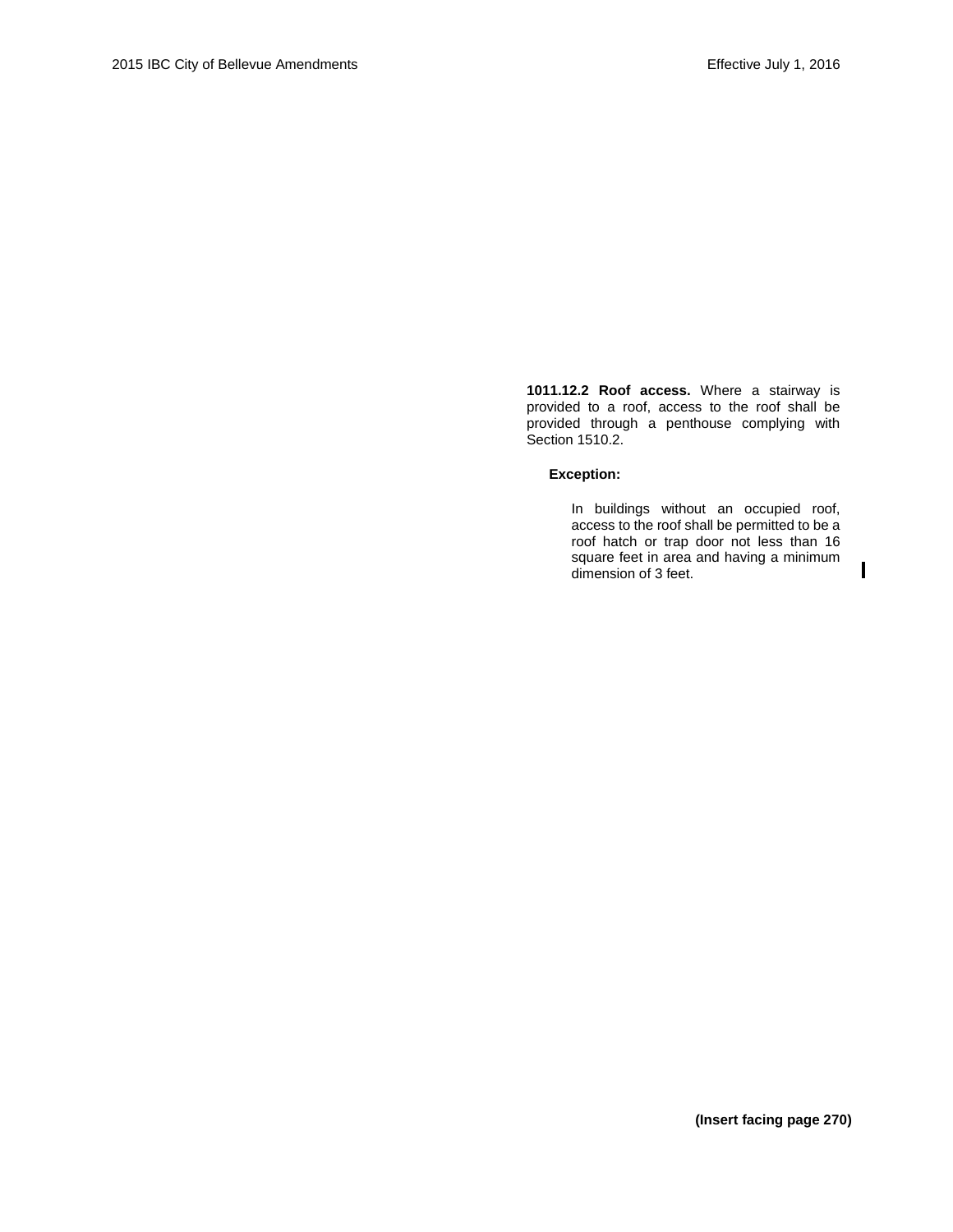**1011.12.2 Roof access.** Where a stairway is provided to a roof, access to the roof shall be provided through a penthouse complying with Section 1510.2.

**Exception:**

In buildings without an occupied roof, access to the roof shall be permitted to be a roof hatch or trap door not less than 16 square feet in area and having a minimum dimension of 3 feet.

**(Insert facing page 270)**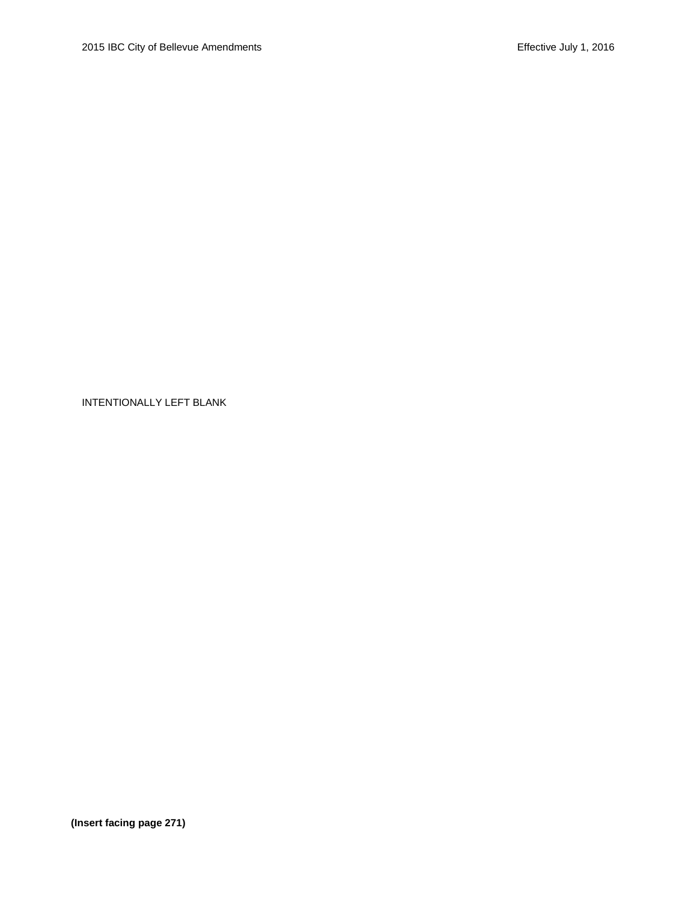INTENTIONALLY LEFT BLANK

**(Insert facing page 271)**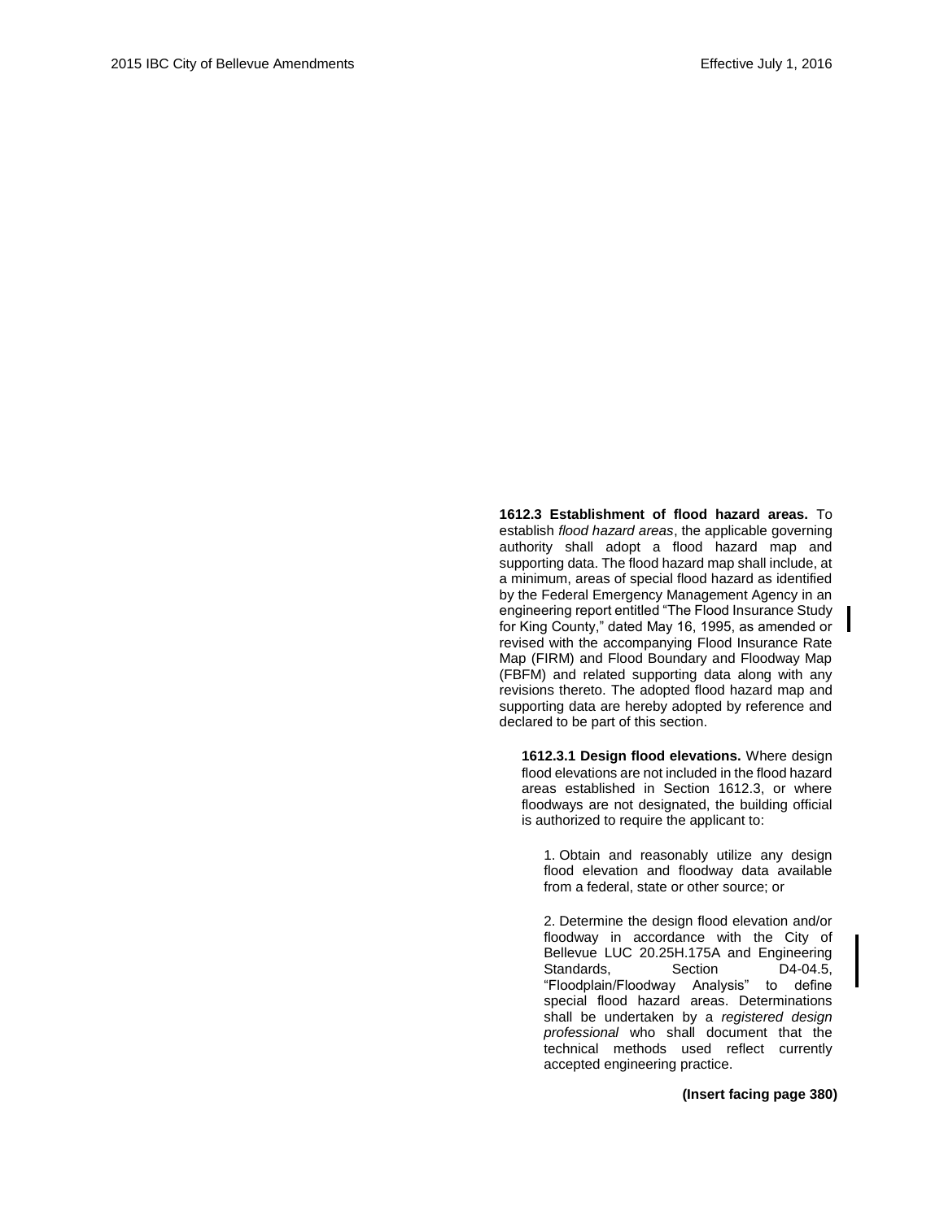**1612.3 Establishment of flood hazard areas.** To establish *flood hazard areas*, the applicable governing authority shall adopt a flood hazard map and supporting data. The flood hazard map shall include, at a minimum, areas of special flood hazard as identified by the Federal Emergency Management Agency in an engineering report entitled "The Flood Insurance Study for King County," dated May 16, 1995, as amended or revised with the accompanying Flood Insurance Rate Map (FIRM) and Flood Boundary and Floodway Map (FBFM) and related supporting data along with any revisions thereto. The adopted flood hazard map and supporting data are hereby adopted by reference and declared to be part of this section.

**1612.3.1 Design flood elevations.** Where design flood elevations are not included in the flood hazard areas established in Section 1612.3, or where floodways are not designated, the building official is authorized to require the applicant to:

1. Obtain and reasonably utilize any design flood elevation and floodway data available from a federal, state or other source; or

2. Determine the design flood elevation and/or floodway in accordance with the City of Bellevue LUC 20.25H.175A and Engineering Standards, Section D4-04.5, "Floodplain/Floodway Analysis" to define special flood hazard areas. Determinations shall be undertaken by a *registered design professional* who shall document that the technical methods used reflect currently accepted engineering practice.

**(Insert facing page 380)**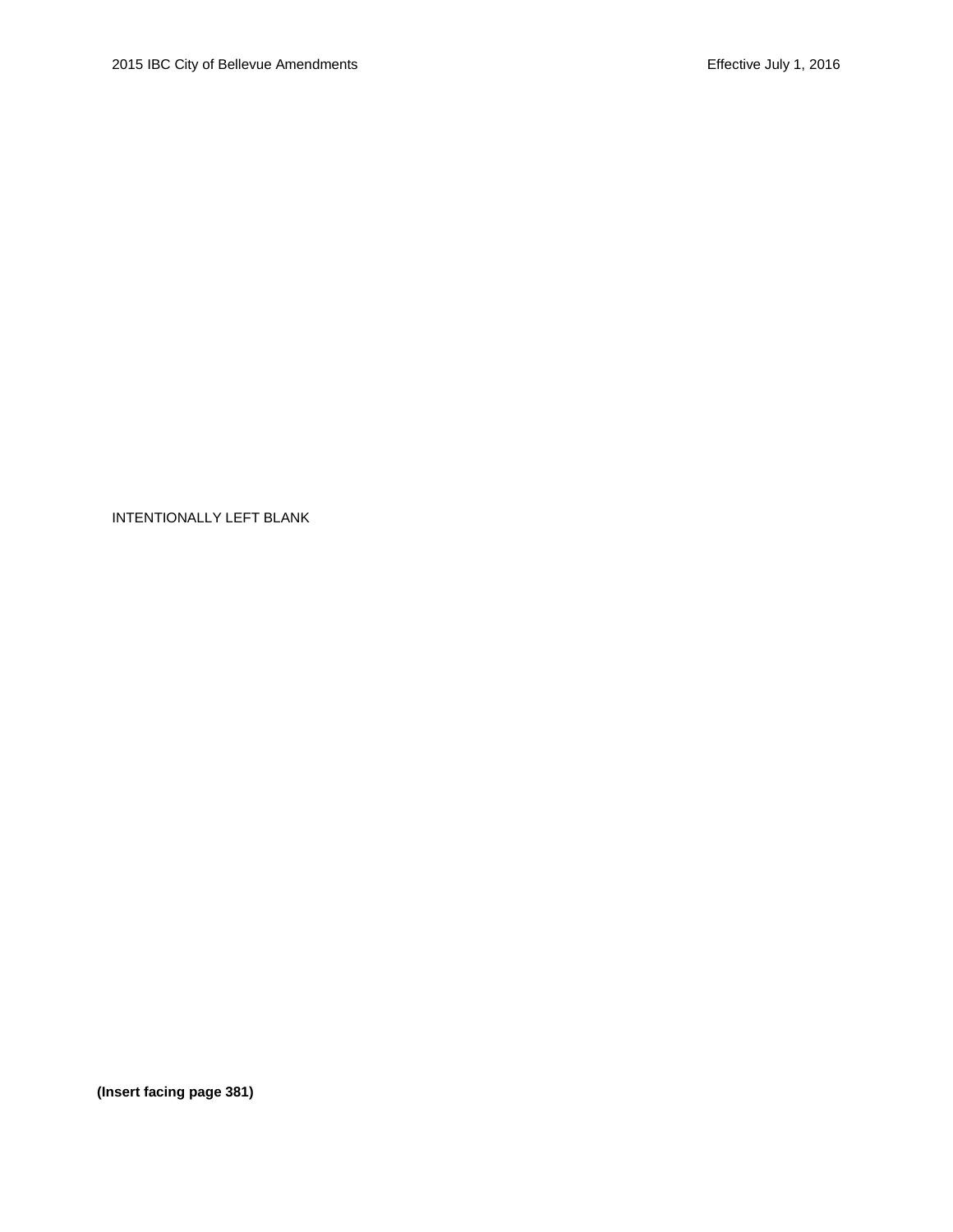INTENTIONALLY LEFT BLANK

**(Insert facing page 381)**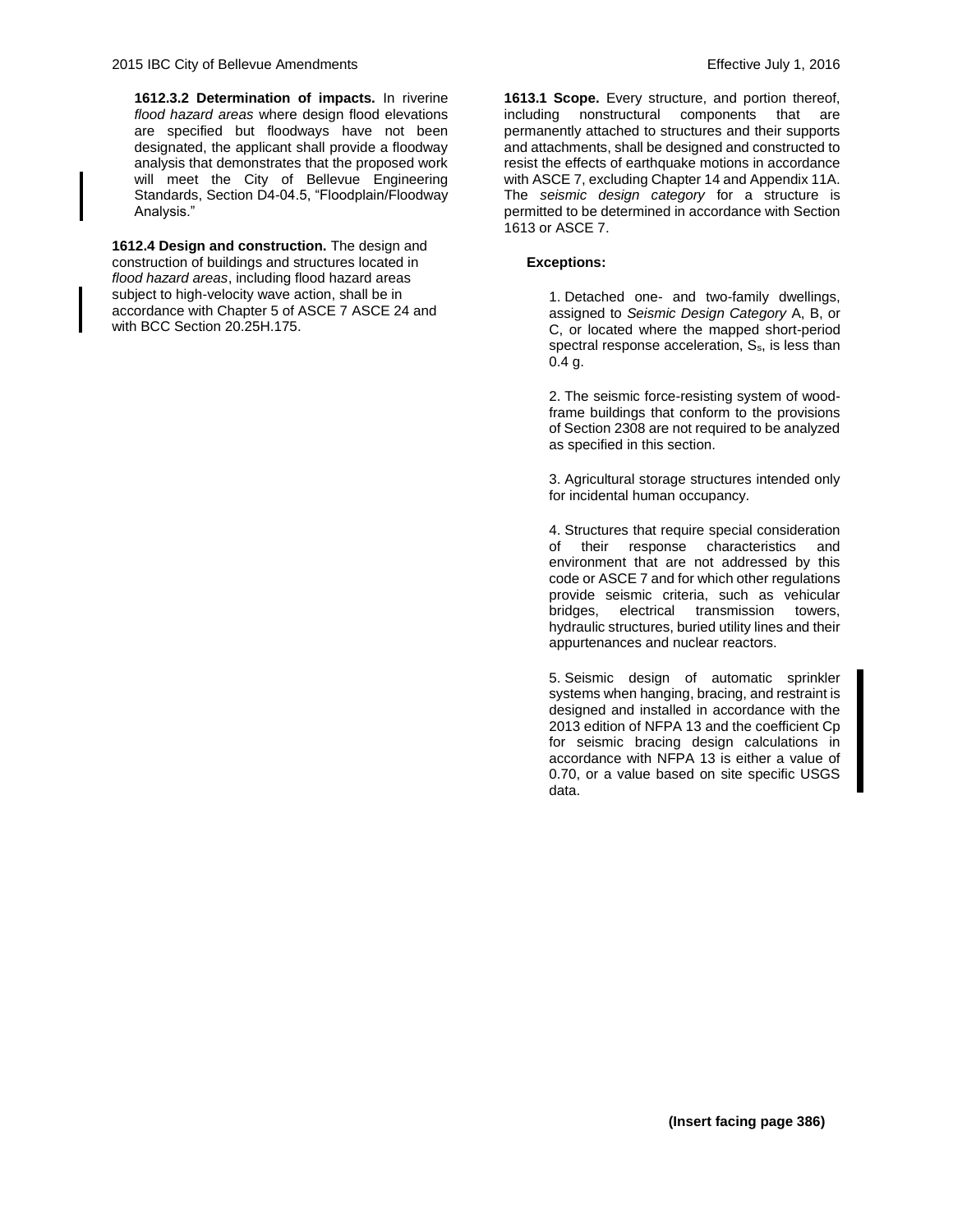**1612.3.2 Determination of impacts.** In riverine *flood hazard areas* where design flood elevations are specified but floodways have not been designated, the applicant shall provide a floodway analysis that demonstrates that the proposed work will meet the City of Bellevue Engineering Standards, Section D4-04.5, "Floodplain/Floodway Analysis."

**1612.4 Design and construction.** The design and construction of buildings and structures located in *flood hazard areas*, including flood hazard areas subject to high-velocity wave action, shall be in accordance with Chapter 5 of ASCE 7 ASCE 24 and with BCC Section 20.25H.175.

**1613.1 Scope.** Every structure, and portion thereof, including nonstructural components that are permanently attached to structures and their supports and attachments, shall be designed and constructed to resist the effects of earthquake motions in accordance with ASCE 7, excluding Chapter 14 and Appendix 11A. The *seismic design category* for a structure is permitted to be determined in accordance with Section 1613 or ASCE 7.

**Exceptions:**

1. Detached one- and two-family dwellings, assigned to *Seismic Design Category* A, B, or C, or located where the mapped short-period spectral response acceleration, $S_s$, is less than 0.4 g.

2. The seismic force-resisting system of wood-frame buildings that conform to the provisions of Section 2308 are not required to be analyzed as specified in this section.

3. Agricultural storage structures intended only for incidental human occupancy.

4. Structures that require special consideration of their response characteristics and environment that are not addressed by this code or ASCE 7 and for which other regulations provide seismic criteria, such as vehicular bridges, electrical transmission towers, hydraulic structures, buried utility lines and their appurtenances and nuclear reactors.

5. Seismic design of automatic sprinkler systems when hanging, bracing, and restraint is designed and installed in accordance with the 2013 edition of NFPA 13 and the coefficient Cp for seismic bracing design calculations in accordance with NFPA 13 is either a value of 0.70, or a value based on site specific USGS data.

**(Insert facing page 386)**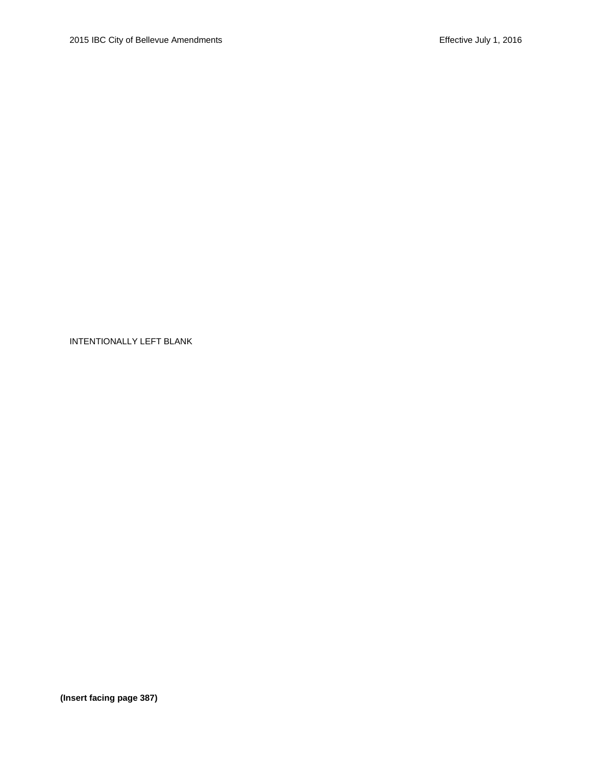INTENTIONALLY LEFT BLANK

**(Insert facing page 387)**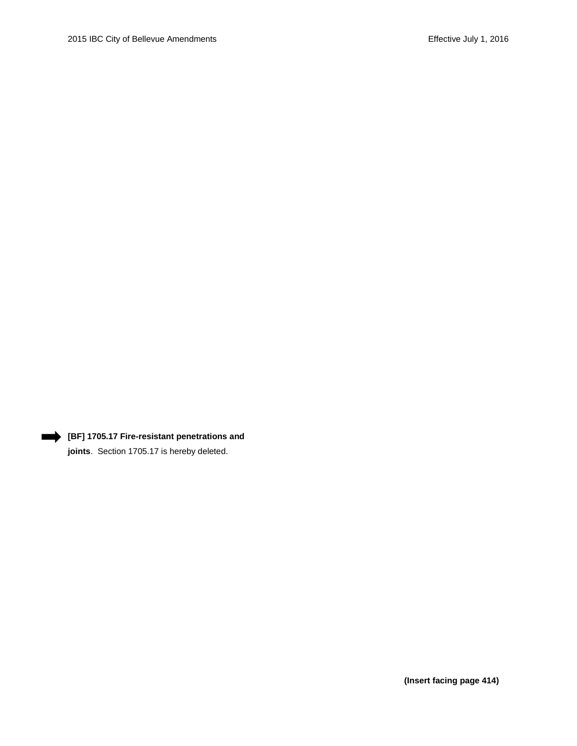**[BF] 1705.17 Fire-resistant penetrations and joints**. Section 1705.17 is hereby deleted.

**(Insert facing page 414)**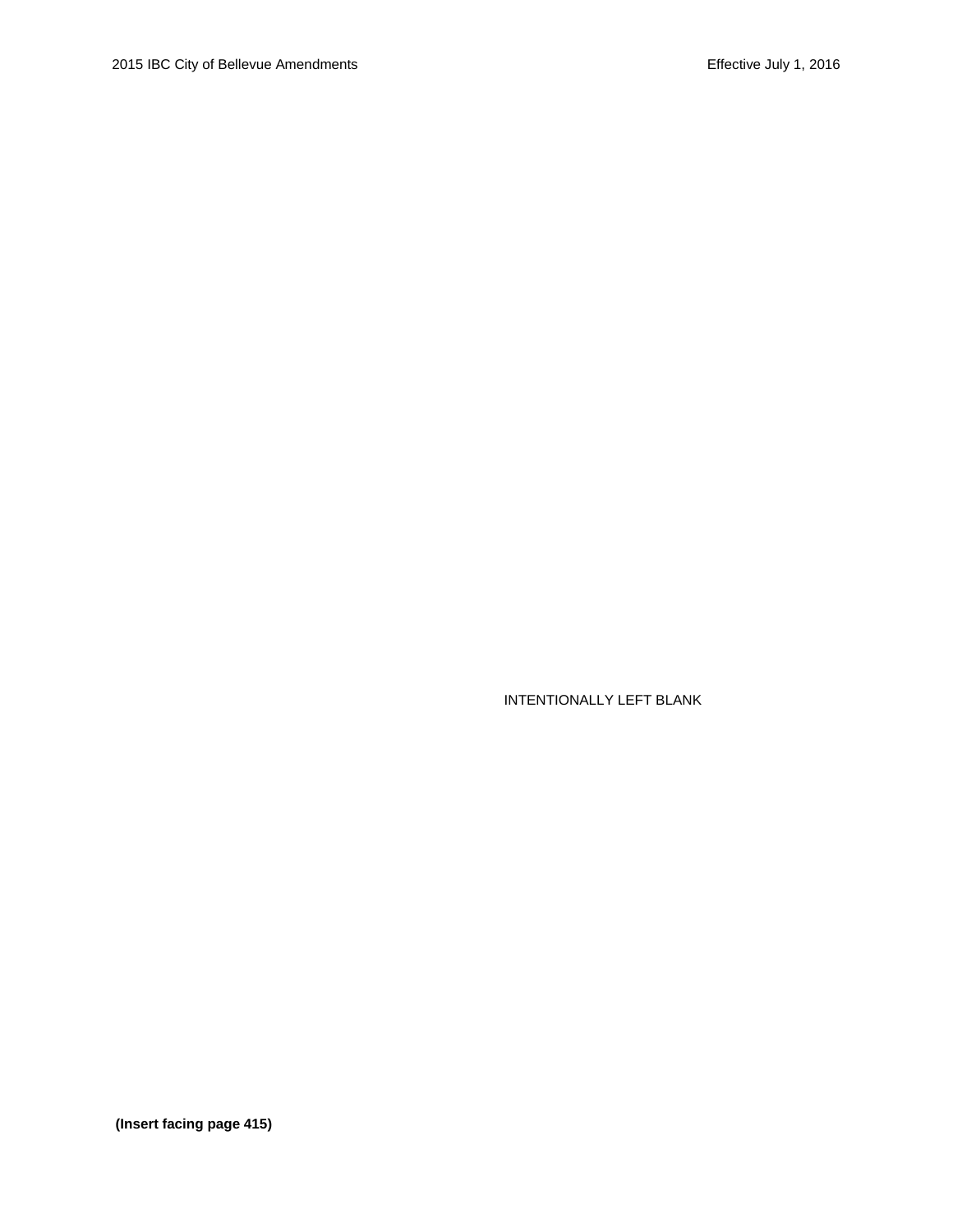INTENTIONALLY LEFT BLANK

**(Insert facing page 415)**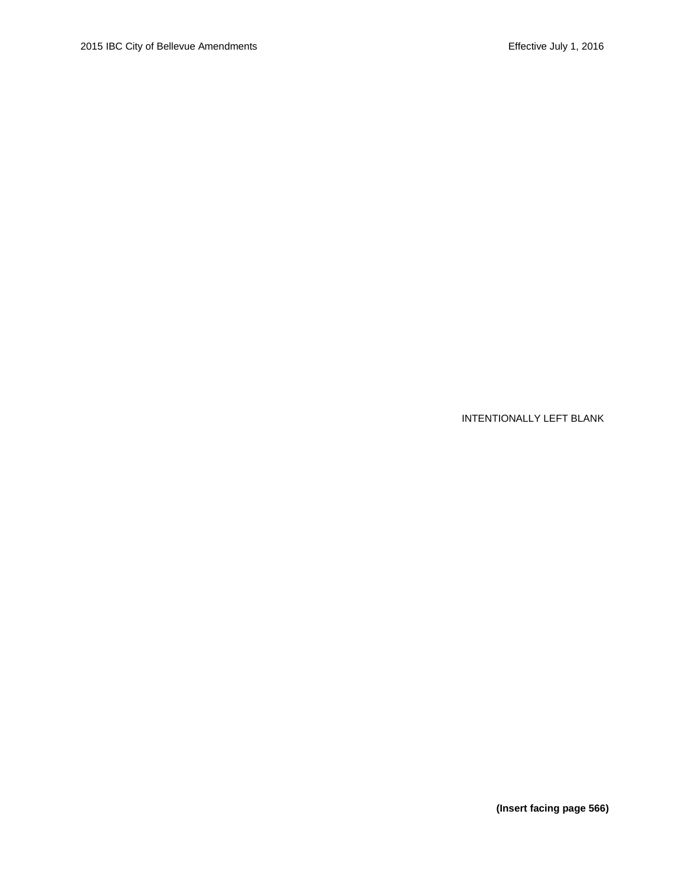INTENTIONALLY LEFT BLANK

**(Insert facing page 566)**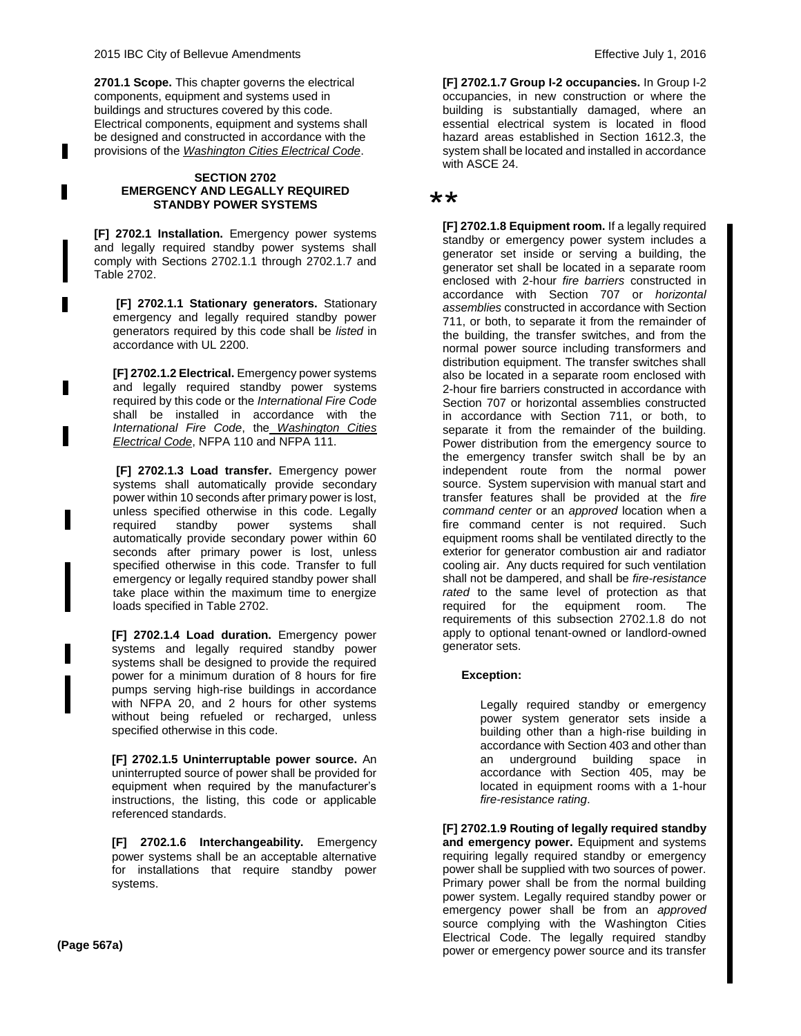**2701.1 Scope.** This chapter governs the electrical components, equipment and systems used in buildings and structures covered by this code. Electrical components, equipment and systems shall be designed and constructed in accordance with the provisions of the *Washington Cities Electrical Code*.

## SECTION 2702
## EMERGENCY AND LEGALLY REQUIRED STANDBY POWER SYSTEMS

**[F] 2702.1 Installation.** Emergency power systems and legally required standby power systems shall comply with Sections 2702.1.1 through 2702.1.7 and Table 2702.

**[F] 2702.1.1 Stationary generators.** Stationary emergency and legally required standby power generators required by this code shall be *listed* in accordance with UL 2200.

**[F] 2702.1.2 Electrical.** Emergency power systems and legally required standby power systems required by this code or the *International Fire Code* shall be installed in accordance with the *International Fire Code*, the *Washington Cities Electrical Code*, NFPA 110 and NFPA 111.

**[F] 2702.1.3 Load transfer.** Emergency power systems shall automatically provide secondary power within 10 seconds after primary power is lost, unless specified otherwise in this code. Legally required standby power systems shall automatically provide secondary power within 60 seconds after primary power is lost, unless specified otherwise in this code. Transfer to full emergency or legally required standby power shall take place within the maximum time to energize loads specified in Table 2702.

**[F] 2702.1.4 Load duration.** Emergency power systems and legally required standby power systems shall be designed to provide the required power for a minimum duration of 8 hours for fire pumps serving high-rise buildings in accordance with NFPA 20, and 2 hours for other systems without being refueled or recharged, unless specified otherwise in this code.

**[F] 2702.1.5 Uninterruptable power source.** An uninterrupted source of power shall be provided for equipment when required by the manufacturer's instructions, the listing, this code or applicable referenced standards.

**[F] 2702.1.6 Interchangeability.** Emergency power systems shall be an acceptable alternative for installations that require standby power systems.

**(Page 567a)**

**[F] 2702.1.7 Group I-2 occupancies.** In Group I-2 occupancies, in new construction or where the building is substantially damaged, where an essential electrical system is located in flood hazard areas established in Section 1612.3, the system shall be located and installed in accordance with ASCE 24.

**

**[F] 2702.1.8 Equipment room.** If a legally required standby or emergency power system includes a generator set inside or serving a building, the generator set shall be located in a separate room enclosed with 2-hour *fire barriers* constructed in accordance with Section 707 or *horizontal assemblies* constructed in accordance with Section 711, or both, to separate it from the remainder of the building, the transfer switches, and from the normal power source including transformers and distribution equipment. The transfer switches shall also be located in a separate room enclosed with 2-hour fire barriers constructed in accordance with Section 707 or horizontal assemblies constructed in accordance with Section 711, or both, to separate it from the remainder of the building. Power distribution from the emergency source to the emergency transfer switch shall be by an independent route from the normal power source. System supervision with manual start and transfer features shall be provided at the *fire command center* or an *approved* location when a fire command center is not required. Such equipment rooms shall be ventilated directly to the exterior for generator combustion air and radiator cooling air. Any ducts required for such ventilation shall not be dampered, and shall be *fire-resistance rated* to the same level of protection as that required for the equipment room. The requirements of this subsection 2702.1.8 do not apply to optional tenant-owned or landlord-owned generator sets.

**Exception:**

Legally required standby or emergency power system generator sets inside a building other than a high-rise building in accordance with Section 403 and other than an underground building space in accordance with Section 405, may be located in equipment rooms with a 1-hour *fire-resistance rating*.

**[F] 2702.1.9 Routing of legally required standby and emergency power.** Equipment and systems requiring legally required standby or emergency power shall be supplied with two sources of power. Primary power shall be from the normal building power system. Legally required standby power or emergency power shall be from an *approved* source complying with the Washington Cities Electrical Code. The legally required standby power or emergency power source and its transfer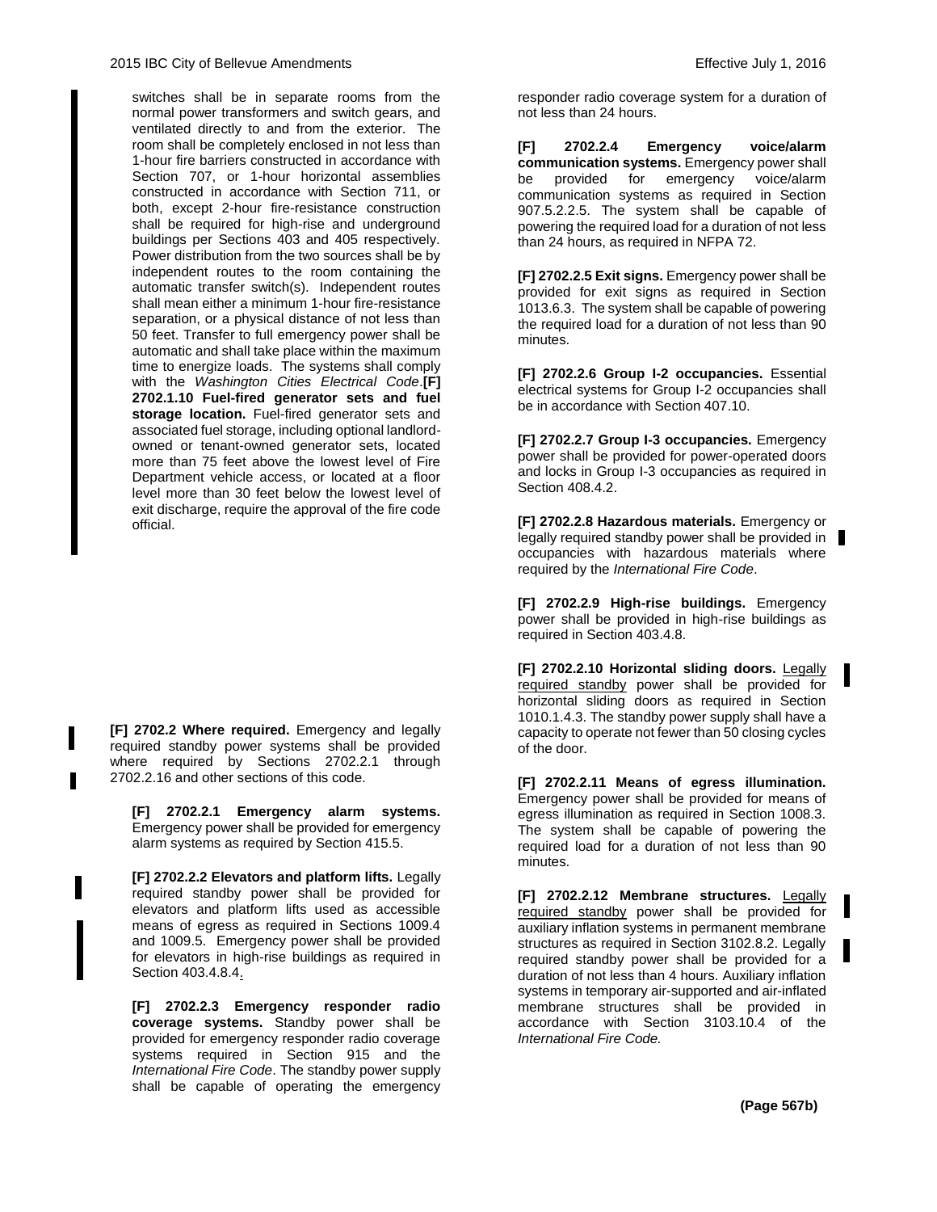switches shall be in separate rooms from the normal power transformers and switch gears, and ventilated directly to and from the exterior. The room shall be completely enclosed in not less than 1-hour fire barriers constructed in accordance with Section 707, or 1-hour horizontal assemblies constructed in accordance with Section 711, or both, except 2-hour fire-resistance construction shall be required for high-rise and underground buildings per Sections 403 and 405 respectively. Power distribution from the two sources shall be by independent routes to the room containing the automatic transfer switch(s). Independent routes shall mean either a minimum 1-hour fire-resistance separation, or a physical distance of not less than 50 feet. Transfer to full emergency power shall be automatic and shall take place within the maximum time to energize loads. The systems shall comply with the *Washington Cities Electrical Code*.**[F] 2702.1.10 Fuel-fired generator sets and fuel storage location.** Fuel-fired generator sets and associated fuel storage, including optional landlord-owned or tenant-owned generator sets, located more than 75 feet above the lowest level of Fire Department vehicle access, or located at a floor level more than 30 feet below the lowest level of exit discharge, require the approval of the fire code official.

**[F] 2702.2 Where required.** Emergency and legally required standby power systems shall be provided where required by Sections 2702.2.1 through 2702.2.16 and other sections of this code.

**[F] 2702.2.1 Emergency alarm systems.** Emergency power shall be provided for emergency alarm systems as required by Section 415.5.

**[F] 2702.2.2 Elevators and platform lifts.** Legally required standby power shall be provided for elevators and platform lifts used as accessible means of egress as required in Sections 1009.4 and 1009.5. Emergency power shall be provided for elevators in high-rise buildings as required in Section 403.4.8.4.

**[F] 2702.2.3 Emergency responder radio coverage systems.** Standby power shall be provided for emergency responder radio coverage systems required in Section 915 and the *International Fire Code*. The standby power supply shall be capable of operating the emergency responder radio coverage system for a duration of not less than 24 hours.

**[F] 2702.2.4 Emergency voice/alarm communication systems.** Emergency power shall be provided for emergency voice/alarm communication systems as required in Section 907.5.2.2.5. The system shall be capable of powering the required load for a duration of not less than 24 hours, as required in NFPA 72.

**[F] 2702.2.5 Exit signs.** Emergency power shall be provided for exit signs as required in Section 1013.6.3. The system shall be capable of powering the required load for a duration of not less than 90 minutes.

**[F] 2702.2.6 Group I-2 occupancies.** Essential electrical systems for Group I-2 occupancies shall be in accordance with Section 407.10.

**[F] 2702.2.7 Group I-3 occupancies.** Emergency power shall be provided for power-operated doors and locks in Group I-3 occupancies as required in Section 408.4.2.

**[F] 2702.2.8 Hazardous materials.** Emergency or legally required standby power shall be provided in occupancies with hazardous materials where required by the *International Fire Code*.

**[F] 2702.2.9 High-rise buildings.** Emergency power shall be provided in high-rise buildings as required in Section 403.4.8.

**[F] 2702.2.10 Horizontal sliding doors.** Legally required standby power shall be provided for horizontal sliding doors as required in Section 1010.1.4.3. The standby power supply shall have a capacity to operate not fewer than 50 closing cycles of the door.

**[F] 2702.2.11 Means of egress illumination.** Emergency power shall be provided for means of egress illumination as required in Section 1008.3. The system shall be capable of powering the required load for a duration of not less than 90 minutes.

**[F] 2702.2.12 Membrane structures.** Legally required standby power shall be provided for auxiliary inflation systems in permanent membrane structures as required in Section 3102.8.2. Legally required standby power shall be provided for a duration of not less than 4 hours. Auxiliary inflation systems in temporary air-supported and air-inflated membrane structures shall be provided in accordance with Section 3103.10.4 of the *International Fire Code.*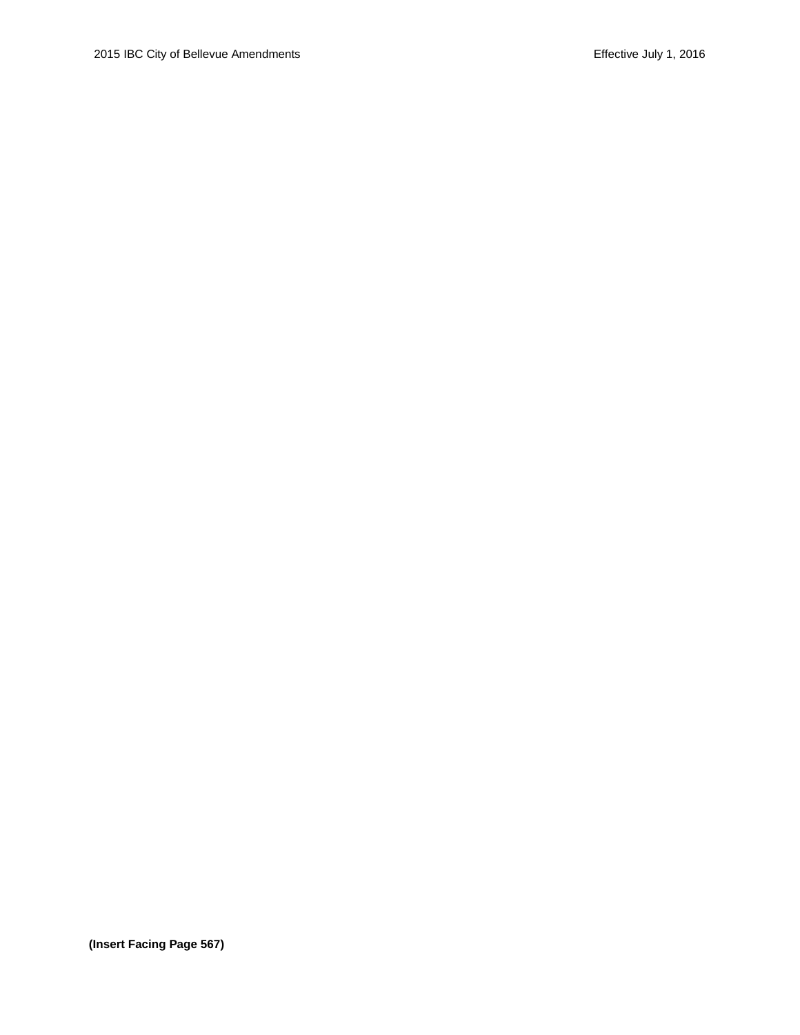**(Insert Facing Page 567)**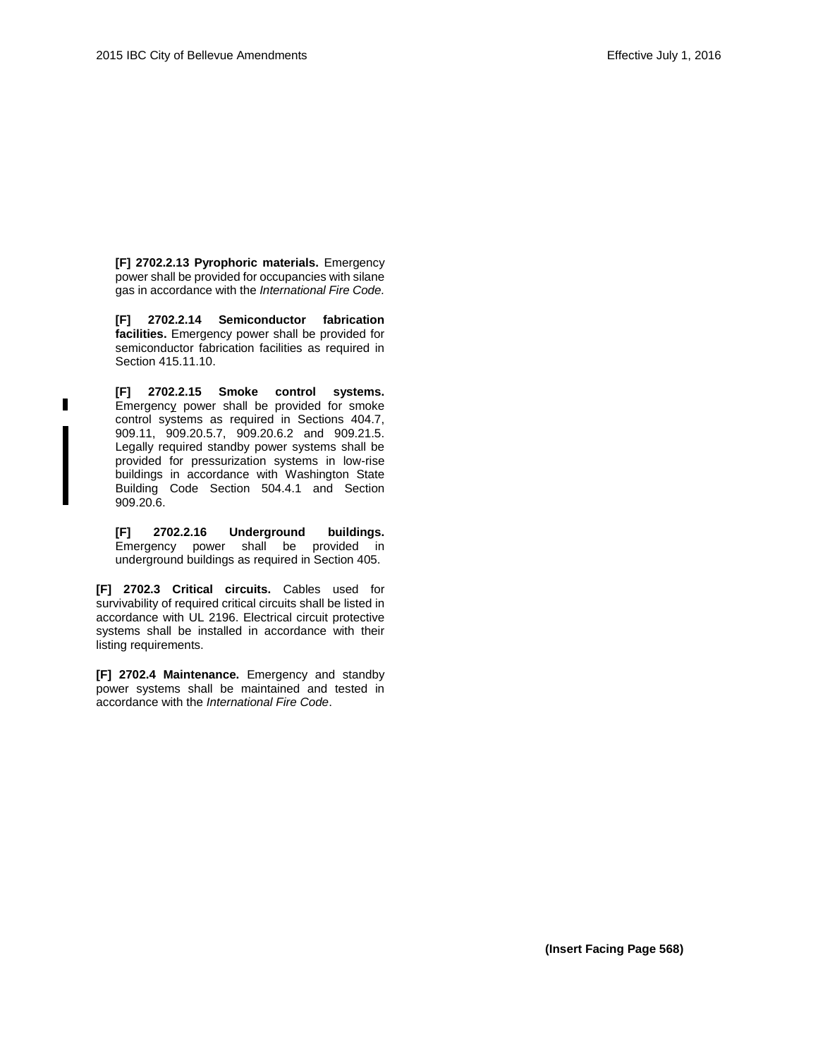**[F] 2702.2.13 Pyrophoric materials.** Emergency power shall be provided for occupancies with silane gas in accordance with the *International Fire Code.*

**[F] 2702.2.14 Semiconductor fabrication facilities.** Emergency power shall be provided for semiconductor fabrication facilities as required in Section 415.11.10.

**[F] 2702.2.15 Smoke control systems.** Emergency power shall be provided for smoke control systems as required in Sections 404.7, 909.11, 909.20.5.7, 909.20.6.2 and 909.21.5. Legally required standby power systems shall be provided for pressurization systems in low-rise buildings in accordance with Washington State Building Code Section 504.4.1 and Section 909.20.6.

**[F] 2702.2.16 Underground buildings.** Emergency power shall be provided in underground buildings as required in Section 405.

**[F] 2702.3 Critical circuits.** Cables used for survivability of required critical circuits shall be listed in accordance with UL 2196. Electrical circuit protective systems shall be installed in accordance with their listing requirements.

**[F] 2702.4 Maintenance.** Emergency and standby power systems shall be maintained and tested in accordance with the *International Fire Code*.

**(Insert Facing Page 568)**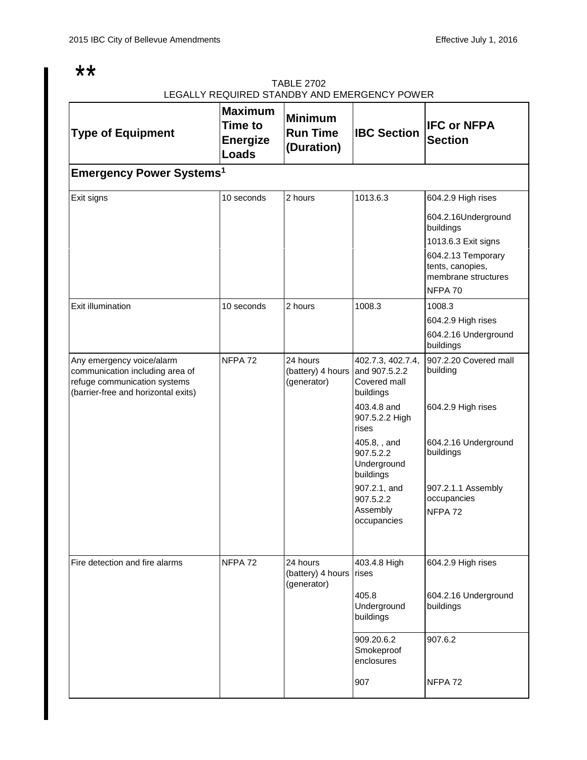**

TABLE 2702
LEGALLY REQUIRED STANDBY AND EMERGENCY POWER

| Type of Equipment | Maximum Time to Energize Loads | Minimum Run Time (Duration) | IBC Section | IFC or NFPA Section |
|---|---|---|---|---|
| **Emergency Power Systems[1]** | | | | |
| Exit signs | 10 seconds | 2 hours | 1013.6.3 | 604.2.9 High rises<br>604.2.16Underground buildings<br>1013.6.3 Exit signs<br>604.2.13 Temporary tents, canopies, membrane structures<br>NFPA 70 |
| Exit illumination | 10 seconds | 2 hours | 1008.3 | 1008.3<br>604.2.9 High rises<br>604.2.16 Underground buildings |
| Any emergency voice/alarm communication including area of refuge communication systems (barrier-free and horizontal exits) | NFPA 72 | 24 hours (battery) 4 hours (generator) | 402.7.3, 402.7.4, and 907.5.2.2 Covered mall buildings | 907.2.20 Covered mall building |
| | | | 403.4.8 and 907.5.2.2 High rises | 604.2.9 High rises |
| | | | 405.8, , and 907.5.2.2 Underground buildings | 604.2.16 Underground buildings |
| | | | 907.2.1, and 907.5.2.2 Assembly occupancies | 907.2.1.1 Assembly occupancies<br>NFPA 72 |
| Fire detection and fire alarms | NFPA 72 | 24 hours (battery) 4 hours (generator) | 403.4.8 High rises | 604.2.9 High rises |
| | | | 405.8 Underground buildings | 604.2.16 Underground buildings |
| | | | 909.20.6.2 Smokeproof enclosures | 907.6.2 |
| | | | 907 | NFPA 72 |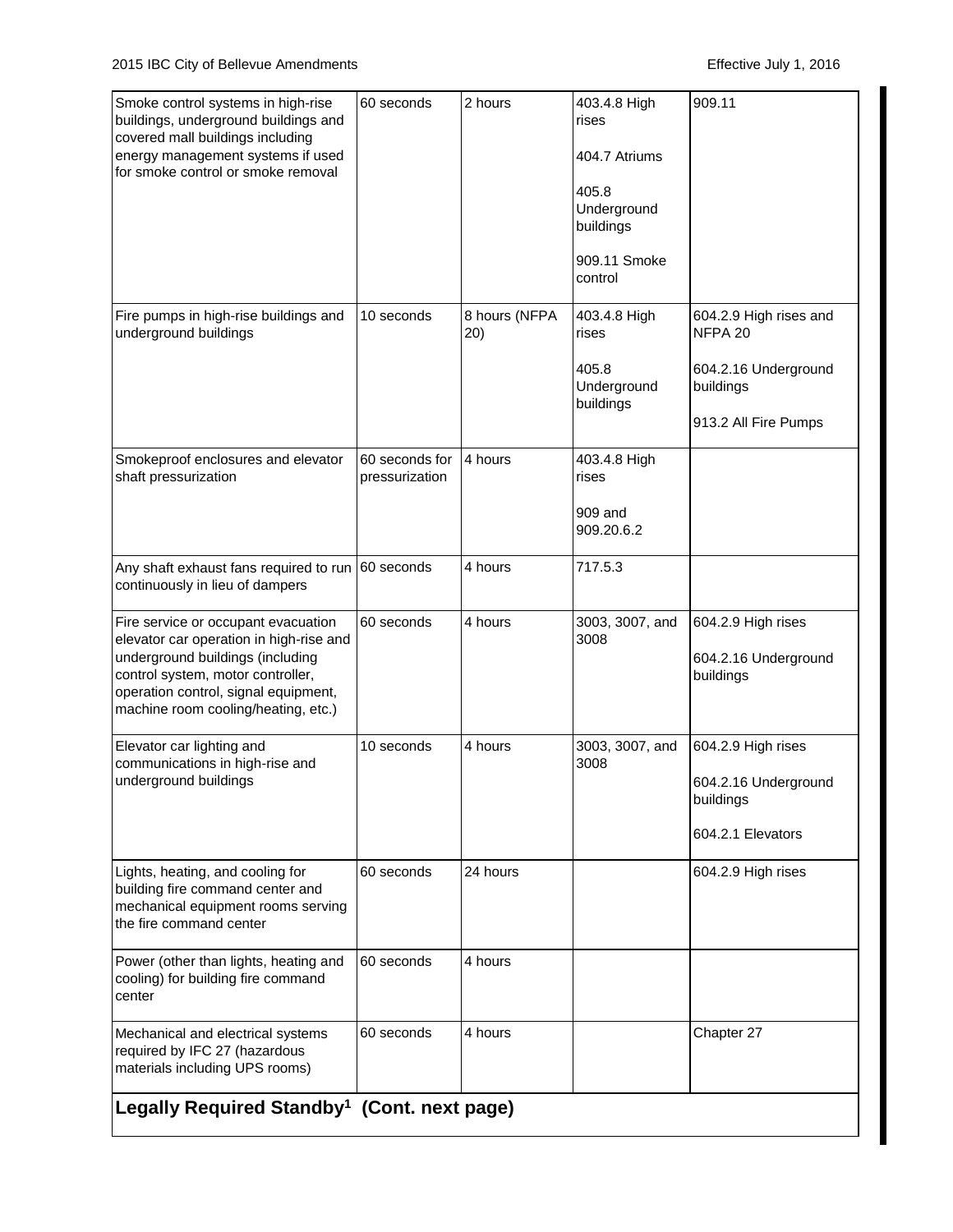| | | | | |
|---|---|---|---|---|
| Smoke control systems in high-rise buildings, underground buildings and covered mall buildings including energy management systems if used for smoke control or smoke removal | 60 seconds | 2 hours | 403.4.8 High rises<br><br>404.7 Atriums<br><br>405.8 Underground buildings<br><br>909.11 Smoke control | 909.11 |
| Fire pumps in high-rise buildings and underground buildings | 10 seconds | 8 hours (NFPA 20) | 403.4.8 High rises<br><br>405.8 Underground buildings | 604.2.9 High rises and NFPA 20<br><br>604.2.16 Underground buildings<br><br>913.2 All Fire Pumps |
| Smokeproof enclosures and elevator shaft pressurization | 60 seconds for pressurization | 4 hours | 403.4.8 High rises<br><br>909 and 909.20.6.2 | |
| Any shaft exhaust fans required to run continuously in lieu of dampers | 60 seconds | 4 hours | 717.5.3 | |
| Fire service or occupant evacuation elevator car operation in high-rise and underground buildings (including control system, motor controller, operation control, signal equipment, machine room cooling/heating, etc.) | 60 seconds | 4 hours | 3003, 3007, and 3008 | 604.2.9 High rises<br><br>604.2.16 Underground buildings |
| Elevator car lighting and communications in high-rise and underground buildings | 10 seconds | 4 hours | 3003, 3007, and 3008 | 604.2.9 High rises<br><br>604.2.16 Underground buildings<br><br>604.2.1 Elevators |
| Lights, heating, and cooling for building fire command center and mechanical equipment rooms serving the fire command center | 60 seconds | 24 hours | | 604.2.9 High rises |
| Power (other than lights, heating and cooling) for building fire command center | 60 seconds | 4 hours | | |
| Mechanical and electrical systems required by IFC 27 (hazardous materials including UPS rooms) | 60 seconds | 4 hours | | Chapter 27 |
| **Legally Required Standby[1] (Cont. next page)** | | | | |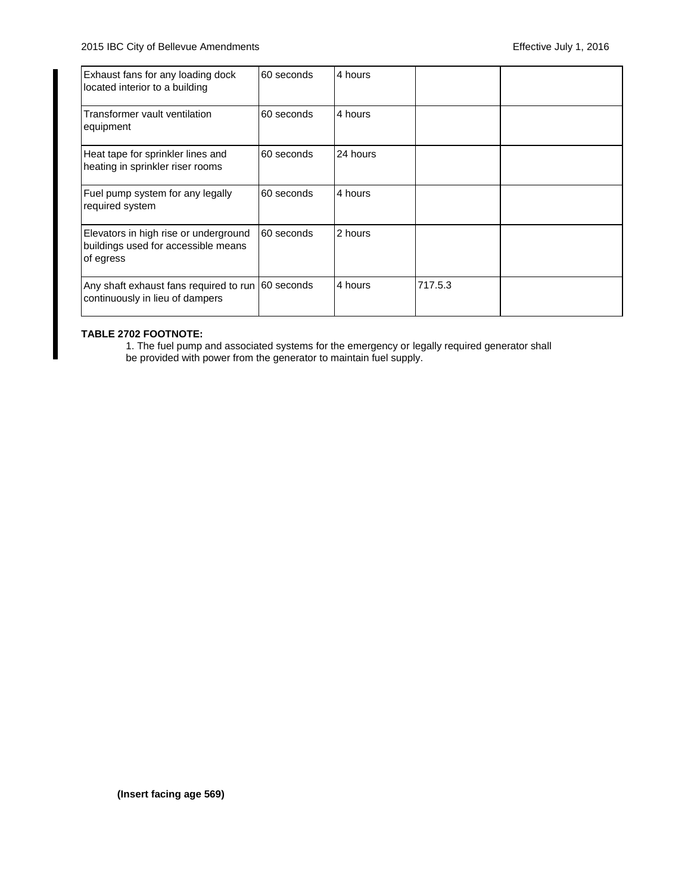| | | | | |
|---|---|---|---|---|
| Exhaust fans for any loading dock located interior to a building | 60 seconds | 4 hours | | |
| Transformer vault ventilation equipment | 60 seconds | 4 hours | | |
| Heat tape for sprinkler lines and heating in sprinkler riser rooms | 60 seconds | 24 hours | | |
| Fuel pump system for any legally required system | 60 seconds | 4 hours | | |
| Elevators in high rise or underground buildings used for accessible means of egress | 60 seconds | 2 hours | | |
| Any shaft exhaust fans required to run continuously in lieu of dampers | 60 seconds | 4 hours | 717.5.3 | |

**TABLE 2702 FOOTNOTE:**

1. The fuel pump and associated systems for the emergency or legally required generator shall be provided with power from the generator to maintain fuel supply.

**(Insert facing age 569)**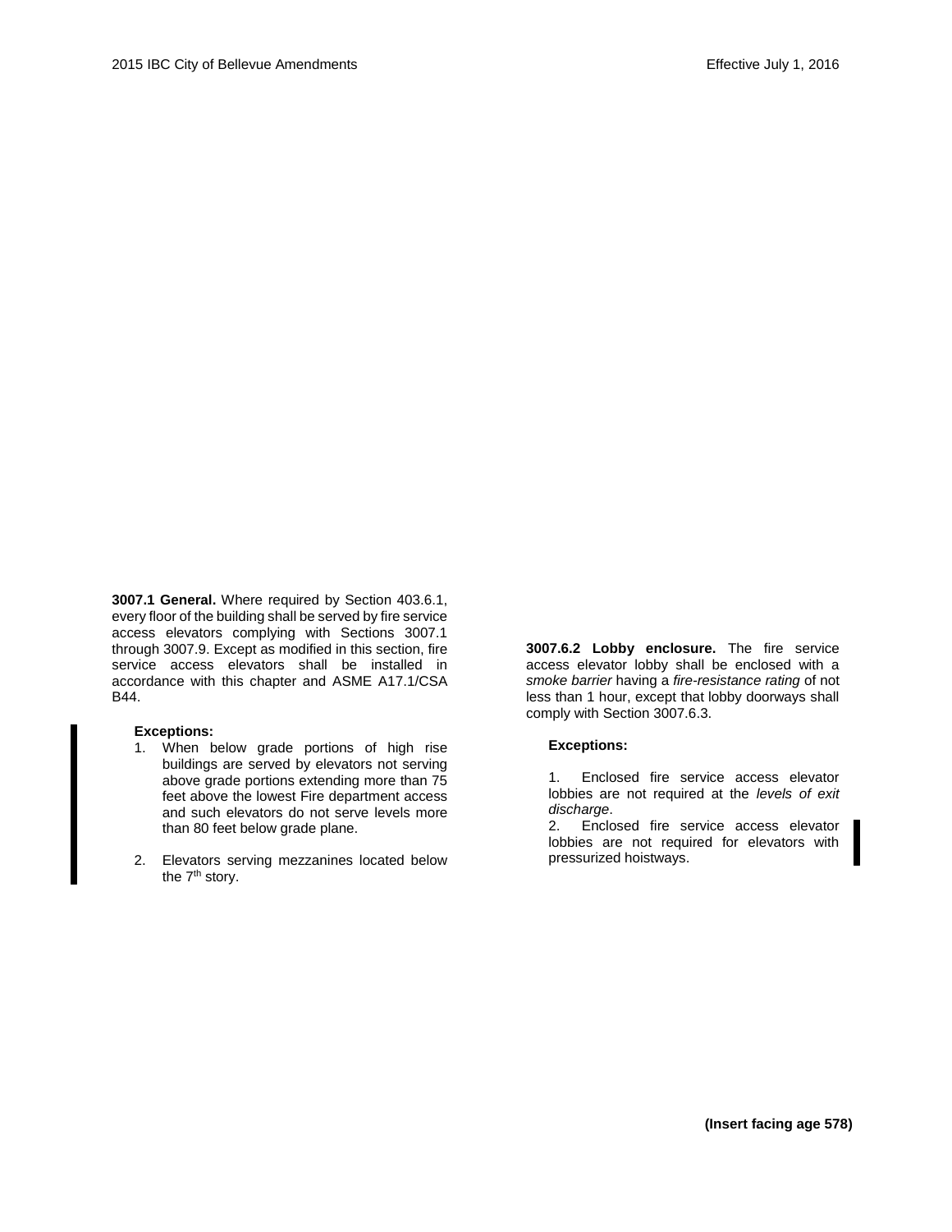**3007.1 General.** Where required by Section 403.6.1, every floor of the building shall be served by fire service access elevators complying with Sections 3007.1 through 3007.9. Except as modified in this section, fire service access elevators shall be installed in accordance with this chapter and ASME A17.1/CSA B44.

**Exceptions:**

1. When below grade portions of high rise buildings are served by elevators not serving above grade portions extending more than 75 feet above the lowest Fire department access and such elevators do not serve levels more than 80 feet below grade plane.
2. Elevators serving mezzanines located below the 7th story.

**3007.6.2 Lobby enclosure.** The fire service access elevator lobby shall be enclosed with a *smoke barrier* having a *fire-resistance rating* of not less than 1 hour, except that lobby doorways shall comply with Section 3007.6.3.

**Exceptions:**

1. Enclosed fire service access elevator lobbies are not required at the *levels of exit discharge*.
2. Enclosed fire service access elevator lobbies are not required for elevators with pressurized hoistways.

**(Insert facing age 578)**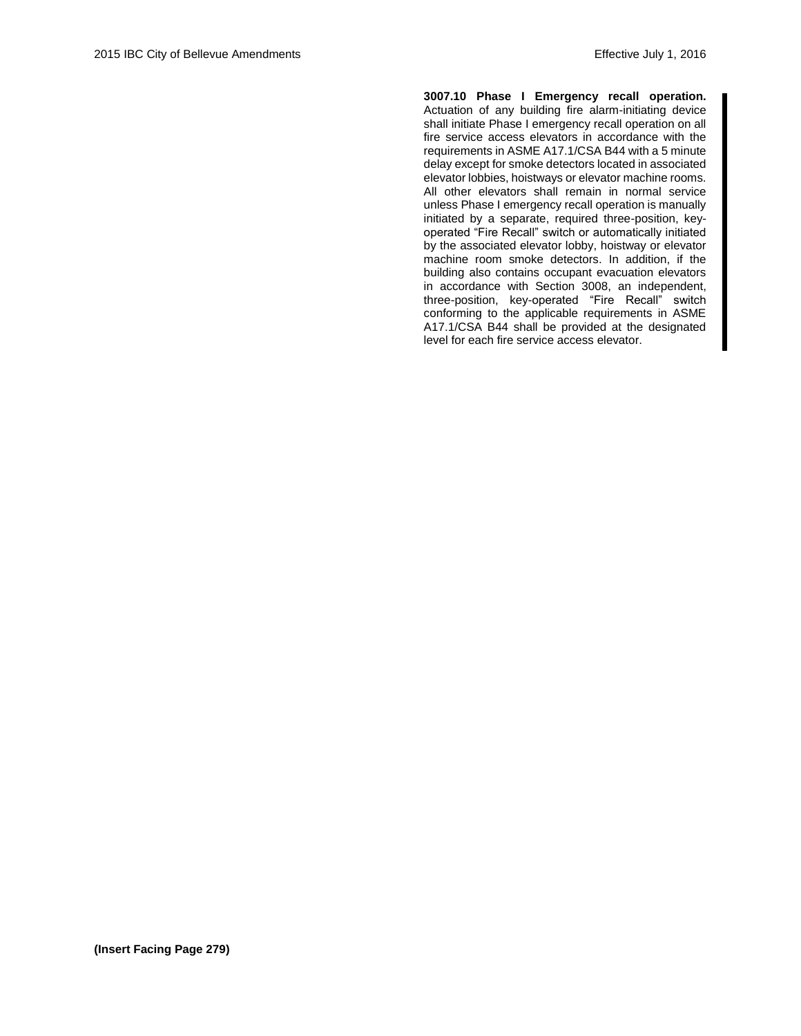**3007.10 Phase I Emergency recall operation.** Actuation of any building fire alarm-initiating device shall initiate Phase I emergency recall operation on all fire service access elevators in accordance with the requirements in ASME A17.1/CSA B44 with a 5 minute delay except for smoke detectors located in associated elevator lobbies, hoistways or elevator machine rooms. All other elevators shall remain in normal service unless Phase I emergency recall operation is manually initiated by a separate, required three-position, key-operated "Fire Recall" switch or automatically initiated by the associated elevator lobby, hoistway or elevator machine room smoke detectors. In addition, if the building also contains occupant evacuation elevators in accordance with Section 3008, an independent, three-position, key-operated "Fire Recall" switch conforming to the applicable requirements in ASME A17.1/CSA B44 shall be provided at the designated level for each fire service access elevator.

**(Insert Facing Page 279)**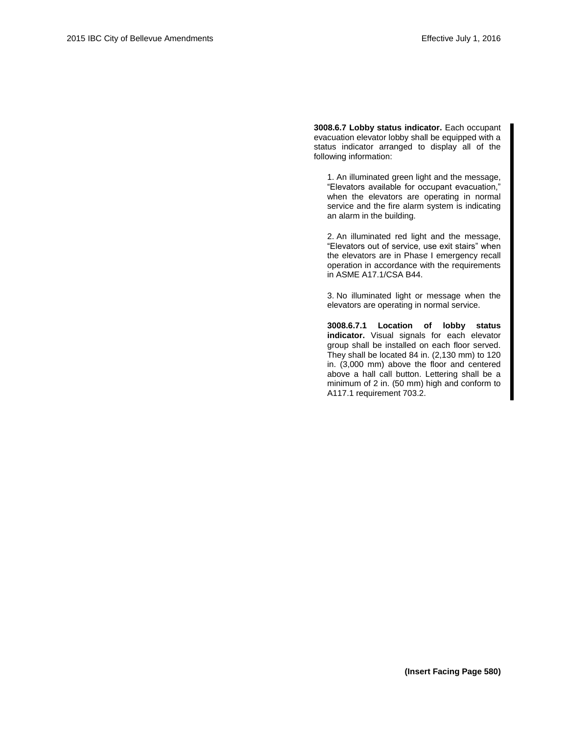**3008.6.7 Lobby status indicator.** Each occupant evacuation elevator lobby shall be equipped with a status indicator arranged to display all of the following information:

1. An illuminated green light and the message, "Elevators available for occupant evacuation," when the elevators are operating in normal service and the fire alarm system is indicating an alarm in the building.

2. An illuminated red light and the message, "Elevators out of service, use exit stairs" when the elevators are in Phase I emergency recall operation in accordance with the requirements in ASME A17.1/CSA B44.

3. No illuminated light or message when the elevators are operating in normal service.

**3008.6.7.1 Location of lobby status indicator.** Visual signals for each elevator group shall be installed on each floor served. They shall be located 84 in. (2,130 mm) to 120 in. (3,000 mm) above the floor and centered above a hall call button. Lettering shall be a minimum of 2 in. (50 mm) high and conform to A117.1 requirement 703.2.

**(Insert Facing Page 580)**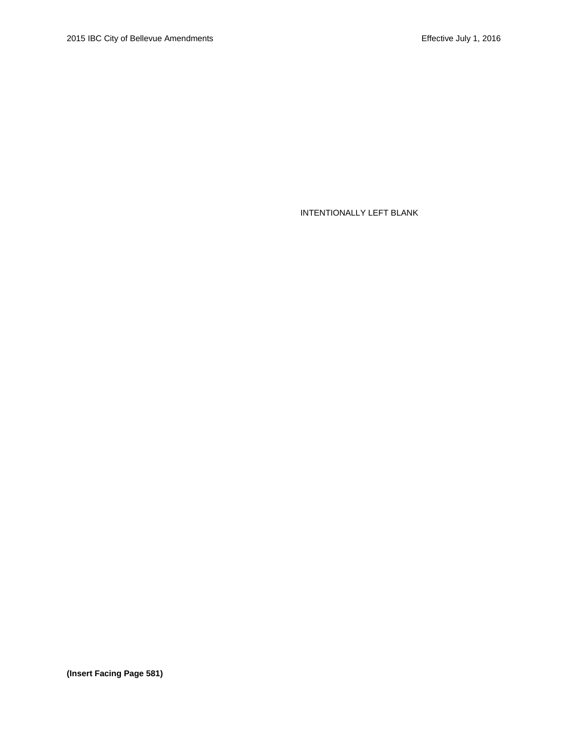INTENTIONALLY LEFT BLANK

**(Insert Facing Page 581)**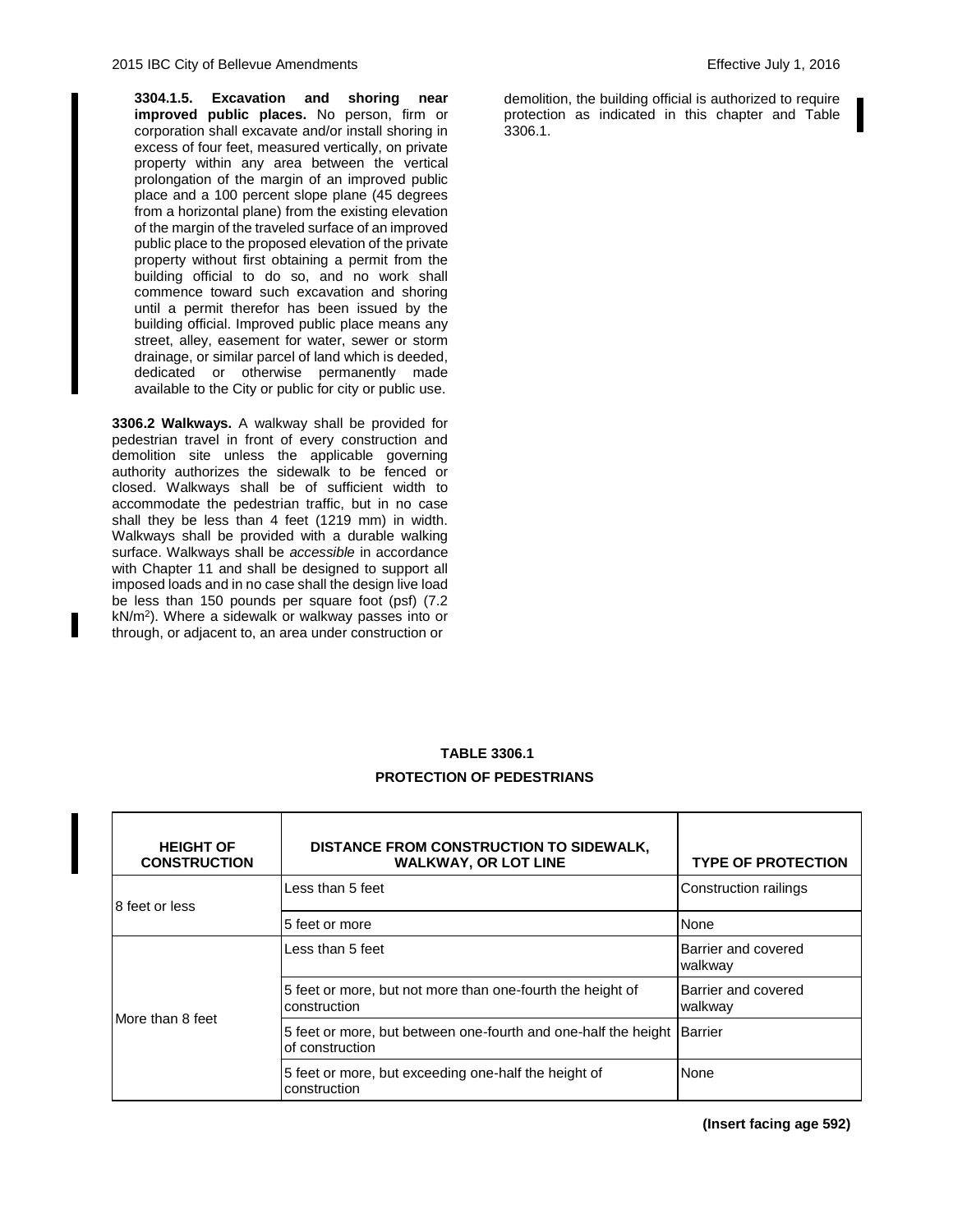**3304.1.5. Excavation and shoring near improved public places.** No person, firm or corporation shall excavate and/or install shoring in excess of four feet, measured vertically, on private property within any area between the vertical prolongation of the margin of an improved public place and a 100 percent slope plane (45 degrees from a horizontal plane) from the existing elevation of the margin of the traveled surface of an improved public place to the proposed elevation of the private property without first obtaining a permit from the building official to do so, and no work shall commence toward such excavation and shoring until a permit therefor has been issued by the building official. Improved public place means any street, alley, easement for water, sewer or storm drainage, or similar parcel of land which is deeded, dedicated or otherwise permanently made available to the City or public for city or public use.

**3306.2 Walkways.** A walkway shall be provided for pedestrian travel in front of every construction and demolition site unless the applicable governing authority authorizes the sidewalk to be fenced or closed. Walkways shall be of sufficient width to accommodate the pedestrian traffic, but in no case shall they be less than 4 feet (1219 mm) in width. Walkways shall be provided with a durable walking surface. Walkways shall be *accessible* in accordance with Chapter 11 and shall be designed to support all imposed loads and in no case shall the design live load be less than 150 pounds per square foot (psf) (7.2 $kN/m^2$). Where a sidewalk or walkway passes into or through, or adjacent to, an area under construction or demolition, the building official is authorized to require protection as indicated in this chapter and Table 3306.1.

**TABLE 3306.1**
**PROTECTION OF PEDESTRIANS**

| HEIGHT OF CONSTRUCTION | DISTANCE FROM CONSTRUCTION TO SIDEWALK, WALKWAY, OR LOT LINE | TYPE OF PROTECTION |
|---|---|---|
| 8 feet or less | Less than 5 feet | Construction railings |
| | 5 feet or more | None |
| More than 8 feet | Less than 5 feet | Barrier and covered walkway |
| | 5 feet or more, but not more than one-fourth the height of construction | Barrier and covered walkway |
| | 5 feet or more, but between one-fourth and one-half the height of construction | Barrier |
| | 5 feet or more, but exceeding one-half the height of construction | None |

**(Insert facing age 592)**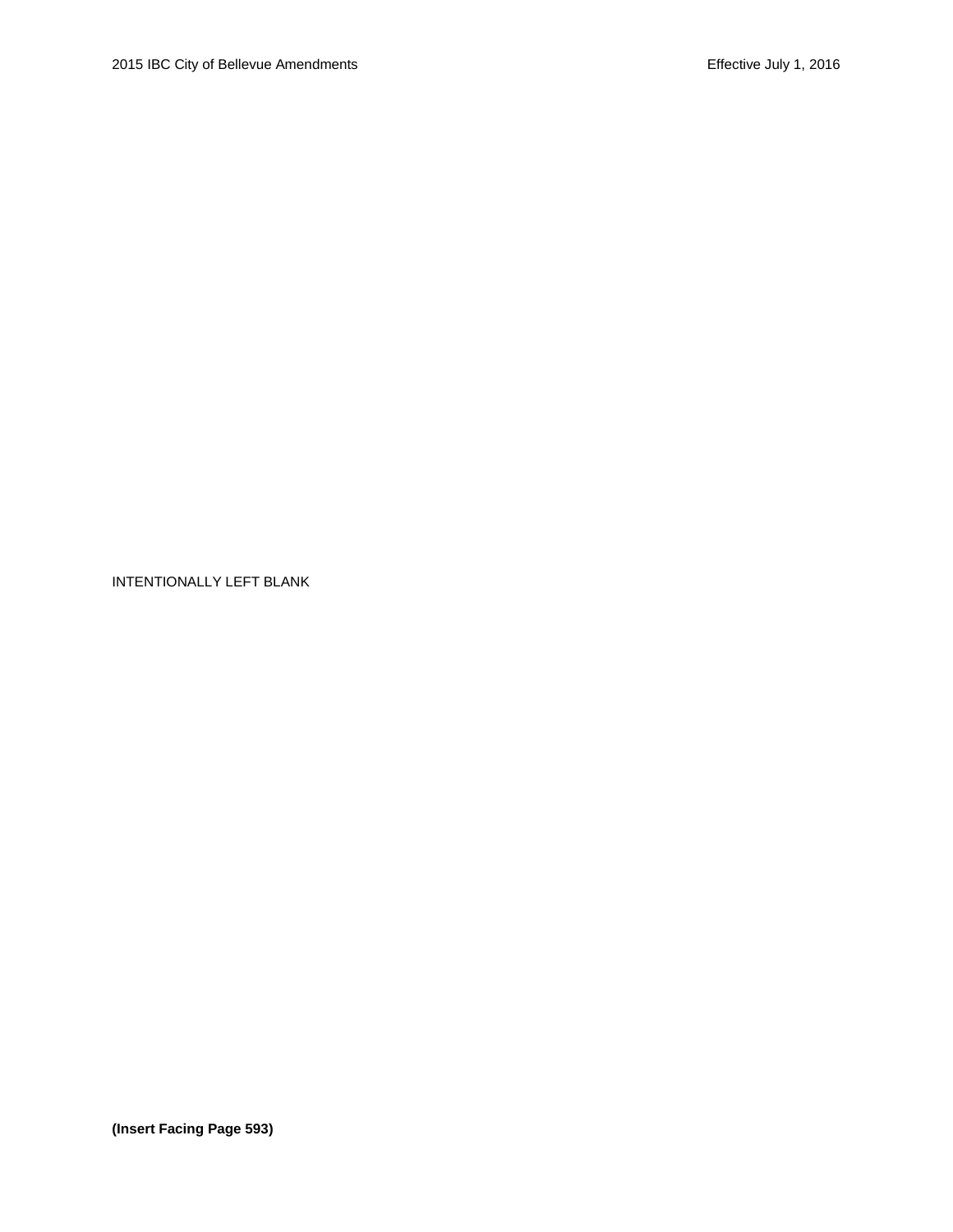INTENTIONALLY LEFT BLANK

**(Insert Facing Page 593)**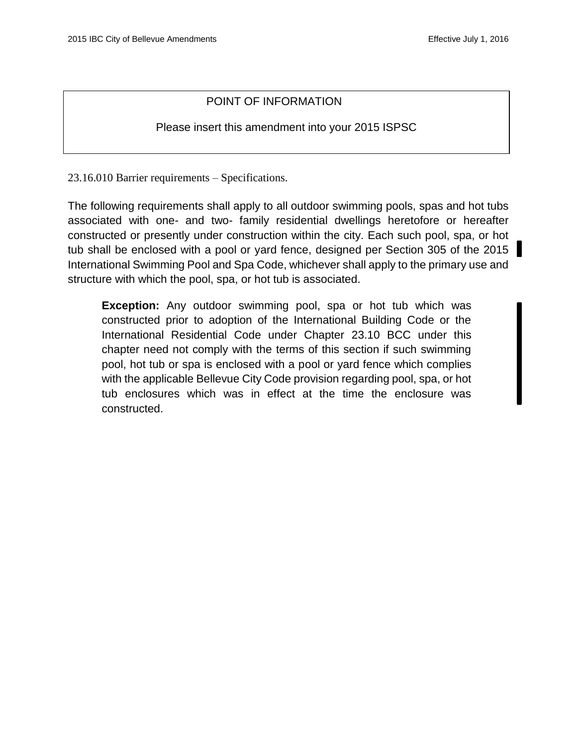POINT OF INFORMATION

Please insert this amendment into your 2015 ISPSC

23.16.010 Barrier requirements – Specifications.

The following requirements shall apply to all outdoor swimming pools, spas and hot tubs associated with one- and two- family residential dwellings heretofore or hereafter constructed or presently under construction within the city. Each such pool, spa, or hot tub shall be enclosed with a pool or yard fence, designed per Section 305 of the 2015 International Swimming Pool and Spa Code, whichever shall apply to the primary use and structure with which the pool, spa, or hot tub is associated.

> **Exception:** Any outdoor swimming pool, spa or hot tub which was constructed prior to adoption of the International Building Code or the International Residential Code under Chapter 23.10 BCC under this chapter need not comply with the terms of this section if such swimming pool, hot tub or spa is enclosed with a pool or yard fence which complies with the applicable Bellevue City Code provision regarding pool, spa, or hot tub enclosures which was in effect at the time the enclosure was constructed.